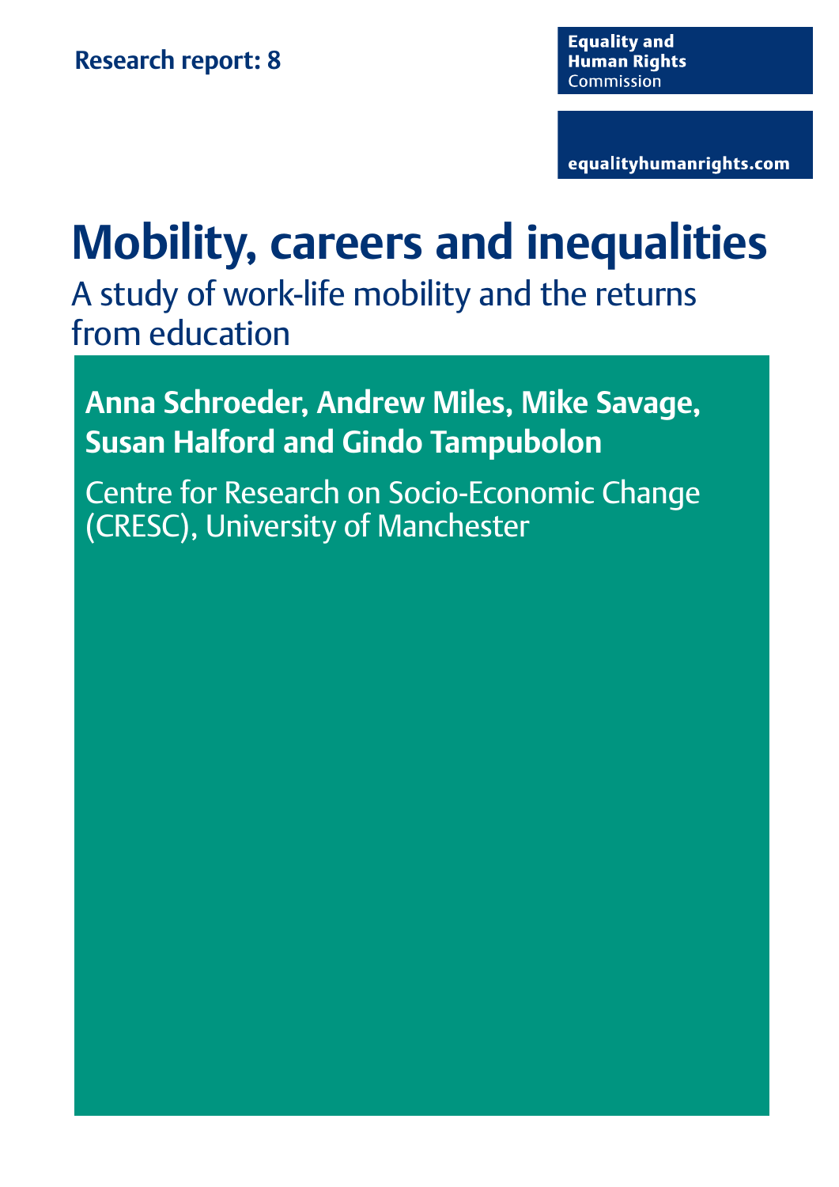**Research report: 8**

**Equality and Human Rights** Commission

**equalityhumanrights.com**

# Mobility, careers and inequalities

## A study of work-life mobility and the returns from education

**Anna Schroeder, Andrew Miles, Mike Savage, Susan Halford and Gindo Tampubolon**

Centre for Research on Socio-Economic Change (CRESC), University of Manchester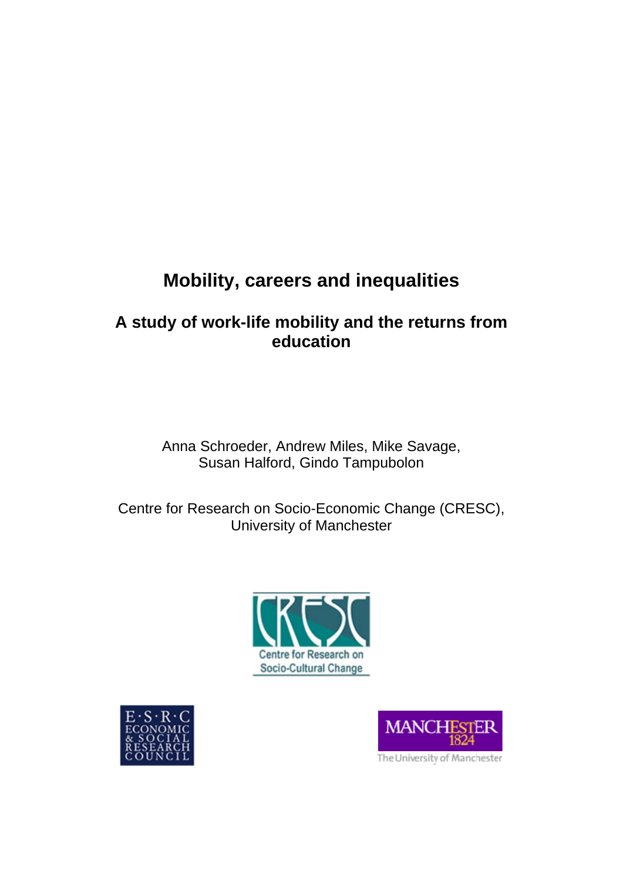# Mobility, careers and inequalities

## A study of work-life mobility and the returns from education

Anna Schroeder, Andrew Miles, Mike Savage, Susan Halford, Gindo Tampubolon

Centre for Research on Socio-Economic Change (CRESC), University of Manchester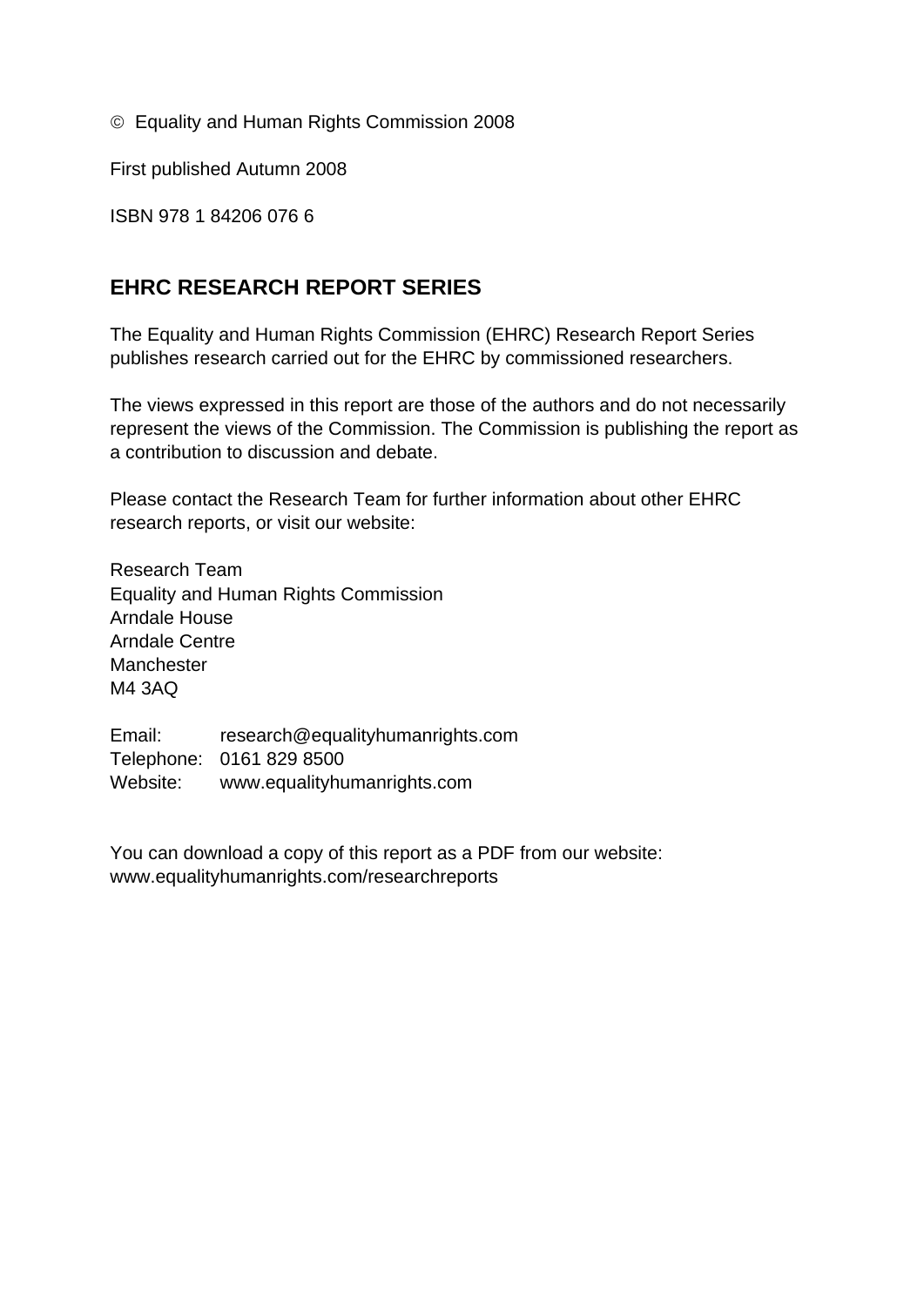© Equality and Human Rights Commission 2008

First published Autumn 2008

ISBN 978 1 84206 076 6

## EHRC RESEARCH REPORT SERIES

The Equality and Human Rights Commission (EHRC) Research Report Series publishes research carried out for the EHRC by commissioned researchers.

The views expressed in this report are those of the authors and do not necessarily represent the views of the Commission. The Commission is publishing the report as a contribution to discussion and debate.

Please contact the Research Team for further information about other EHRC research reports, or visit our website:

Research Team
Equality and Human Rights Commission
Arndale House
Arndale Centre
Manchester
M4 3AQ

Email: research@equalityhumanrights.com
Telephone: 0161 829 8500
Website: www.equalityhumanrights.com

You can download a copy of this report as a PDF from our website:
www.equalityhumanrights.com/researchreports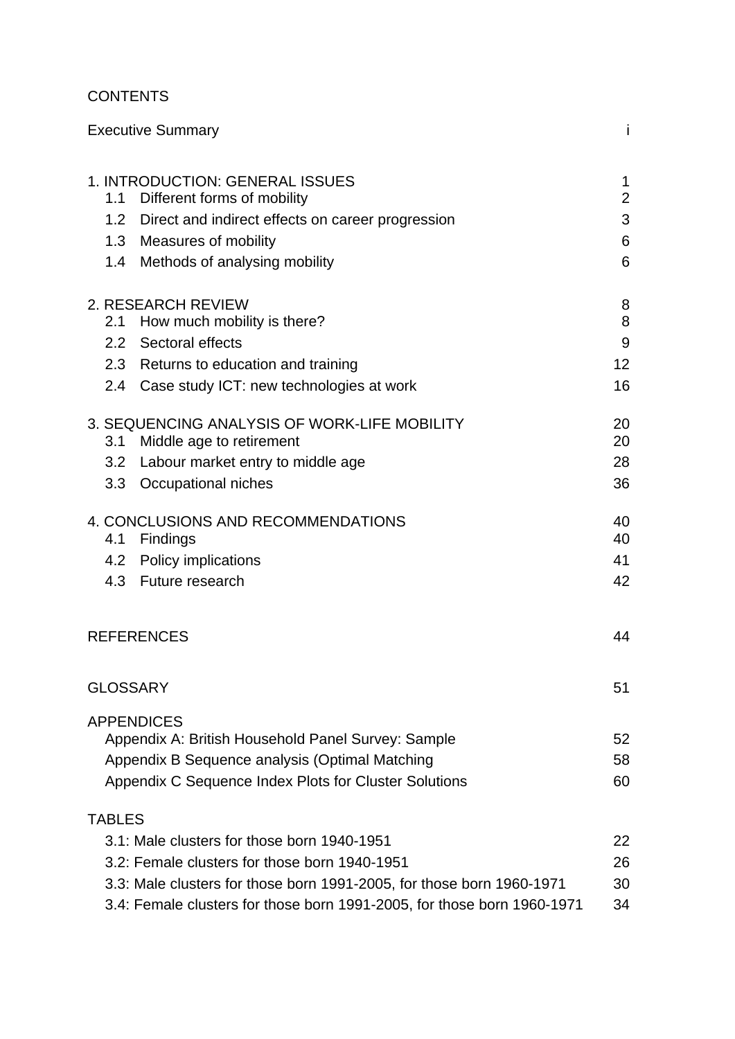# CONTENTS

| | |
|---|---|
| Executive Summary | i |
| | |
| 1. INTRODUCTION: GENERAL ISSUES | 1 |
| 1.1 Different forms of mobility | 2 |
| 1.2 Direct and indirect effects on career progression | 3 |
| 1.3 Measures of mobility | 6 |
| 1.4 Methods of analysing mobility | 6 |
| | |
| 2. RESEARCH REVIEW | 8 |
| 2.1 How much mobility is there? | 8 |
| 2.2 Sectoral effects | 9 |
| 2.3 Returns to education and training | 12 |
| 2.4 Case study ICT: new technologies at work | 16 |
| | |
| 3. SEQUENCING ANALYSIS OF WORK-LIFE MOBILITY | 20 |
| 3.1 Middle age to retirement | 20 |
| 3.2 Labour market entry to middle age | 28 |
| 3.3 Occupational niches | 36 |
| | |
| 4. CONCLUSIONS AND RECOMMENDATIONS | 40 |
| 4.1 Findings | 40 |
| 4.2 Policy implications | 41 |
| 4.3 Future research | 42 |
| | |
| REFERENCES | 44 |
| | |
| GLOSSARY | 51 |
| | |
| APPENDICES | |
| Appendix A: British Household Panel Survey: Sample | 52 |
| Appendix B Sequence analysis (Optimal Matching | 58 |
| Appendix C Sequence Index Plots for Cluster Solutions | 60 |
| | |
| TABLES | |
| 3.1: Male clusters for those born 1940-1951 | 22 |
| 3.2: Female clusters for those born 1940-1951 | 26 |
| 3.3: Male clusters for those born 1991-2005, for those born 1960-1971 | 30 |
| 3.4: Female clusters for those born 1991-2005, for those born 1960-1971 | 34 |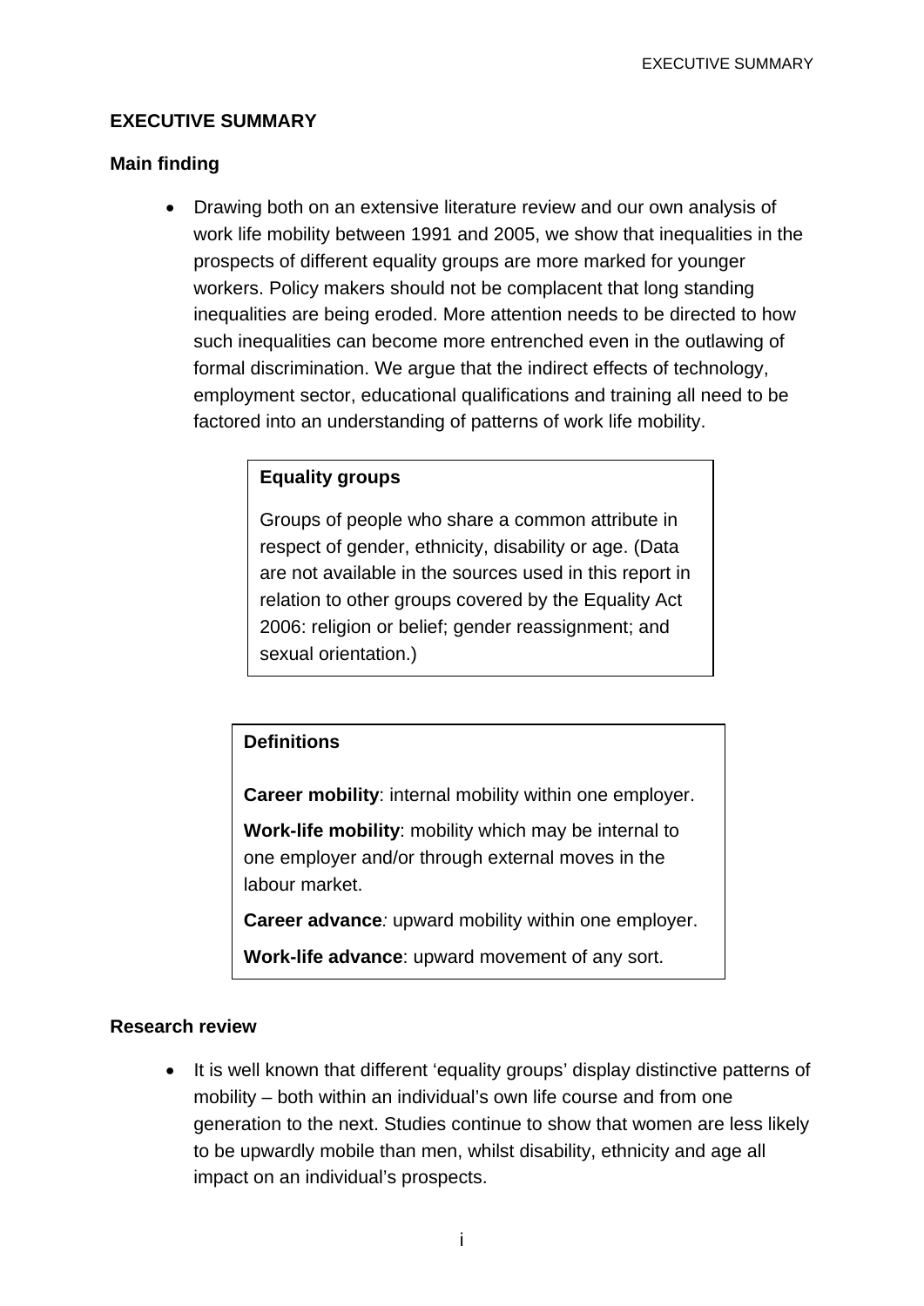## EXECUTIVE SUMMARY

### Main finding

- Drawing both on an extensive literature review and our own analysis of work life mobility between 1991 and 2005, we show that inequalities in the prospects of different equality groups are more marked for younger workers. Policy makers should not be complacent that long standing inequalities are being eroded. More attention needs to be directed to how such inequalities can become more entrenched even in the outlawing of formal discrimination. We argue that the indirect effects of technology, employment sector, educational qualifications and training all need to be factored into an understanding of patterns of work life mobility.

> **Equality groups**
>
> Groups of people who share a common attribute in respect of gender, ethnicity, disability or age. (Data are not available in the sources used in this report in relation to other groups covered by the Equality Act 2006: religion or belief; gender reassignment; and sexual orientation.)

> **Definitions**
>
> **Career mobility**: internal mobility within one employer.
>
> **Work-life mobility**: mobility which may be internal to one employer and/or through external moves in the labour market.
>
> **Career advance***:* upward mobility within one employer.
>
> **Work-life advance**: upward movement of any sort.

### Research review

- It is well known that different 'equality groups' display distinctive patterns of mobility – both within an individual's own life course and from one generation to the next. Studies continue to show that women are less likely to be upwardly mobile than men, whilst disability, ethnicity and age all impact on an individual's prospects.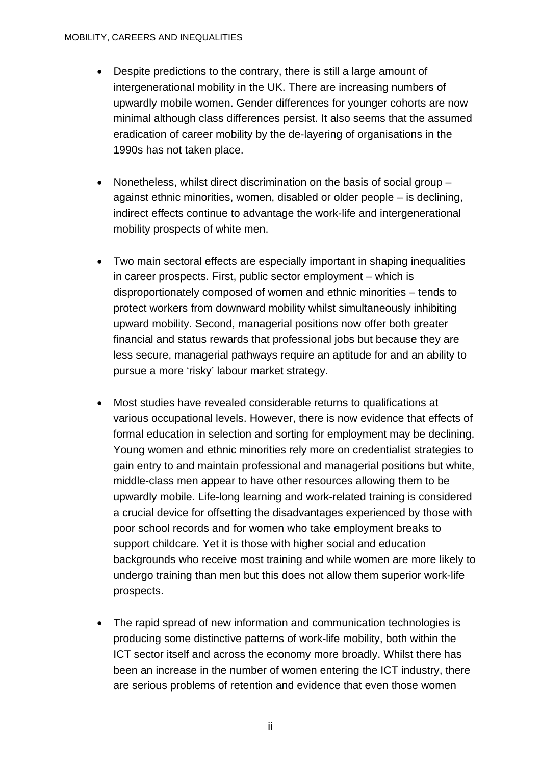- Despite predictions to the contrary, there is still a large amount of intergenerational mobility in the UK. There are increasing numbers of upwardly mobile women. Gender differences for younger cohorts are now minimal although class differences persist. It also seems that the assumed eradication of career mobility by the de-layering of organisations in the 1990s has not taken place.

- Nonetheless, whilst direct discrimination on the basis of social group – against ethnic minorities, women, disabled or older people – is declining, indirect effects continue to advantage the work-life and intergenerational mobility prospects of white men.

- Two main sectoral effects are especially important in shaping inequalities in career prospects. First, public sector employment – which is disproportionately composed of women and ethnic minorities – tends to protect workers from downward mobility whilst simultaneously inhibiting upward mobility. Second, managerial positions now offer both greater financial and status rewards that professional jobs but because they are less secure, managerial pathways require an aptitude for and an ability to pursue a more 'risky' labour market strategy.

- Most studies have revealed considerable returns to qualifications at various occupational levels. However, there is now evidence that effects of formal education in selection and sorting for employment may be declining. Young women and ethnic minorities rely more on credentialist strategies to gain entry to and maintain professional and managerial positions but white, middle-class men appear to have other resources allowing them to be upwardly mobile. Life-long learning and work-related training is considered a crucial device for offsetting the disadvantages experienced by those with poor school records and for women who take employment breaks to support childcare. Yet it is those with higher social and education backgrounds who receive most training and while women are more likely to undergo training than men but this does not allow them superior work-life prospects.

- The rapid spread of new information and communication technologies is producing some distinctive patterns of work-life mobility, both within the ICT sector itself and across the economy more broadly. Whilst there has been an increase in the number of women entering the ICT industry, there are serious problems of retention and evidence that even those women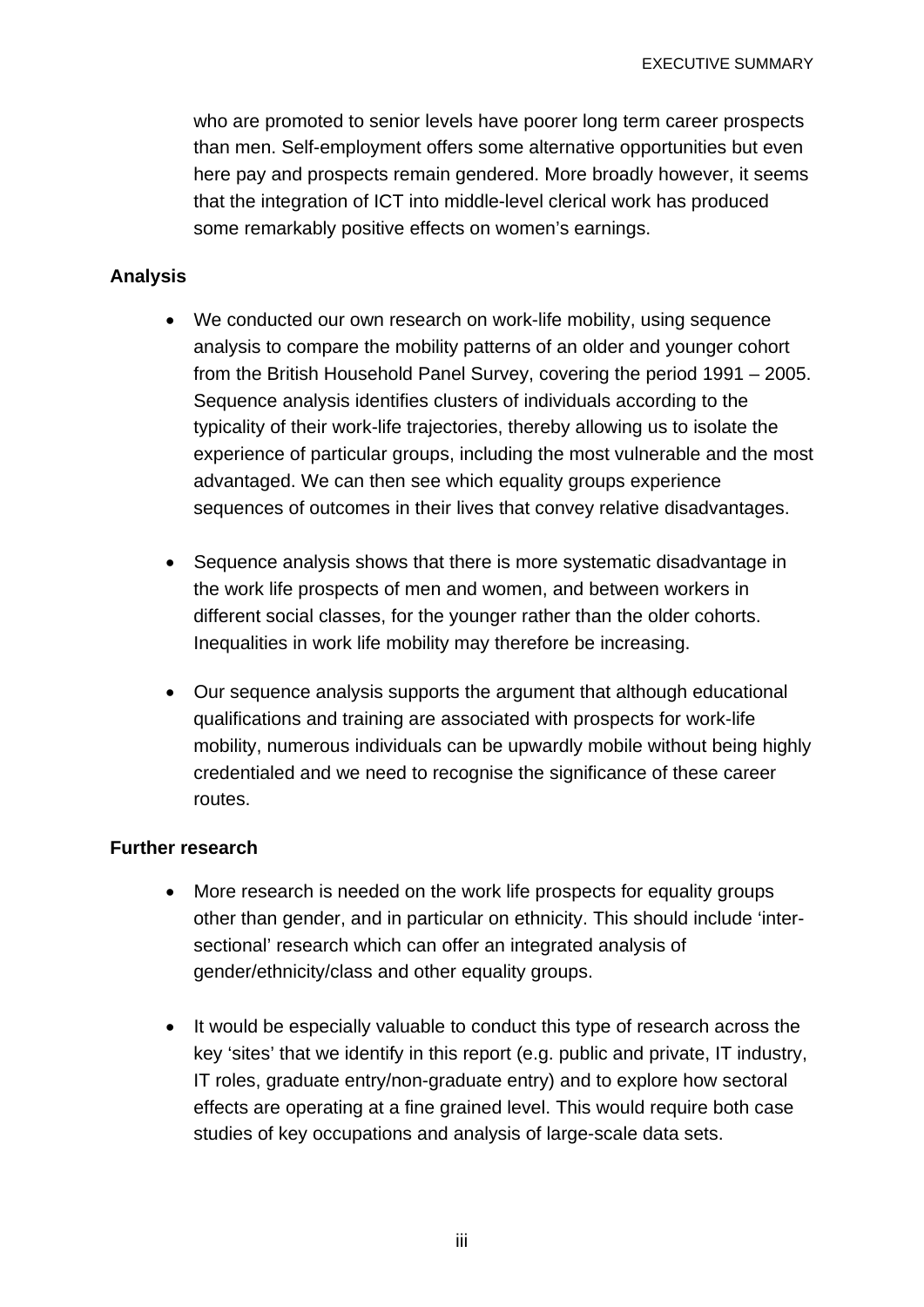who are promoted to senior levels have poorer long term career prospects than men. Self-employment offers some alternative opportunities but even here pay and prospects remain gendered. More broadly however, it seems that the integration of ICT into middle-level clerical work has produced some remarkably positive effects on women's earnings.

**Analysis**

- We conducted our own research on work-life mobility, using sequence analysis to compare the mobility patterns of an older and younger cohort from the British Household Panel Survey, covering the period 1991 – 2005. Sequence analysis identifies clusters of individuals according to the typicality of their work-life trajectories, thereby allowing us to isolate the experience of particular groups, including the most vulnerable and the most advantaged. We can then see which equality groups experience sequences of outcomes in their lives that convey relative disadvantages.

- Sequence analysis shows that there is more systematic disadvantage in the work life prospects of men and women, and between workers in different social classes, for the younger rather than the older cohorts. Inequalities in work life mobility may therefore be increasing.

- Our sequence analysis supports the argument that although educational qualifications and training are associated with prospects for work-life mobility, numerous individuals can be upwardly mobile without being highly credentialed and we need to recognise the significance of these career routes.

**Further research**

- More research is needed on the work life prospects for equality groups other than gender, and in particular on ethnicity. This should include 'inter-sectional' research which can offer an integrated analysis of gender/ethnicity/class and other equality groups.

- It would be especially valuable to conduct this type of research across the key 'sites' that we identify in this report (e.g. public and private, IT industry, IT roles, graduate entry/non-graduate entry) and to explore how sectoral effects are operating at a fine grained level. This would require both case studies of key occupations and analysis of large-scale data sets.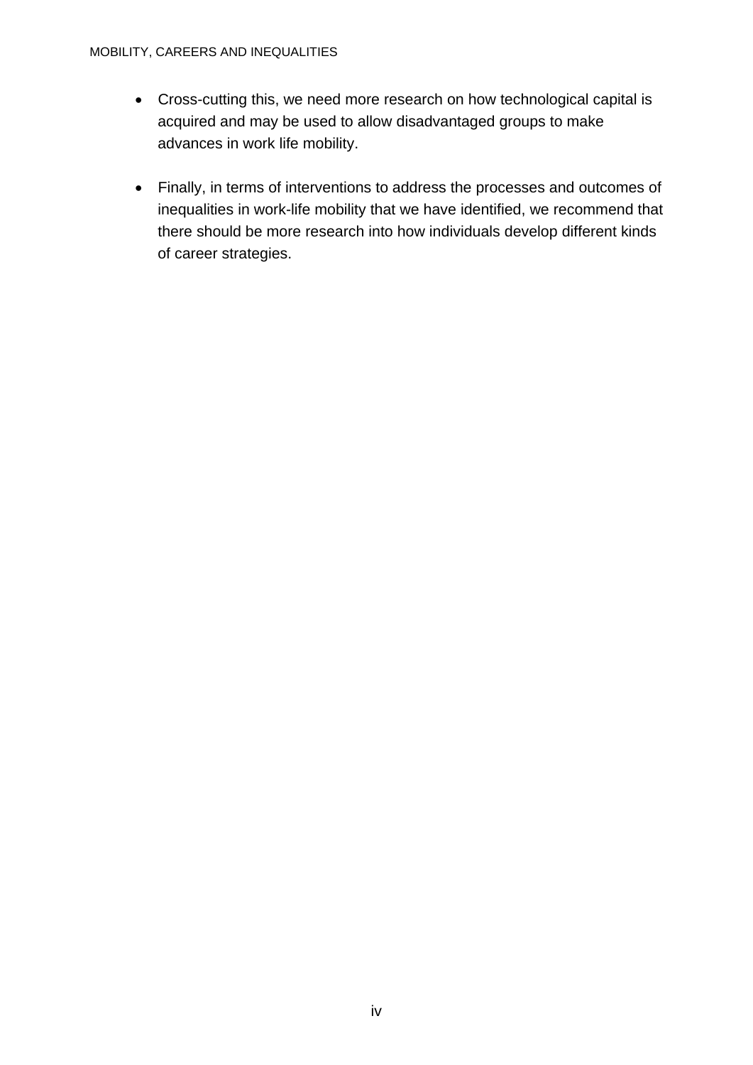- Cross-cutting this, we need more research on how technological capital is acquired and may be used to allow disadvantaged groups to make advances in work life mobility.

- Finally, in terms of interventions to address the processes and outcomes of inequalities in work-life mobility that we have identified, we recommend that there should be more research into how individuals develop different kinds of career strategies.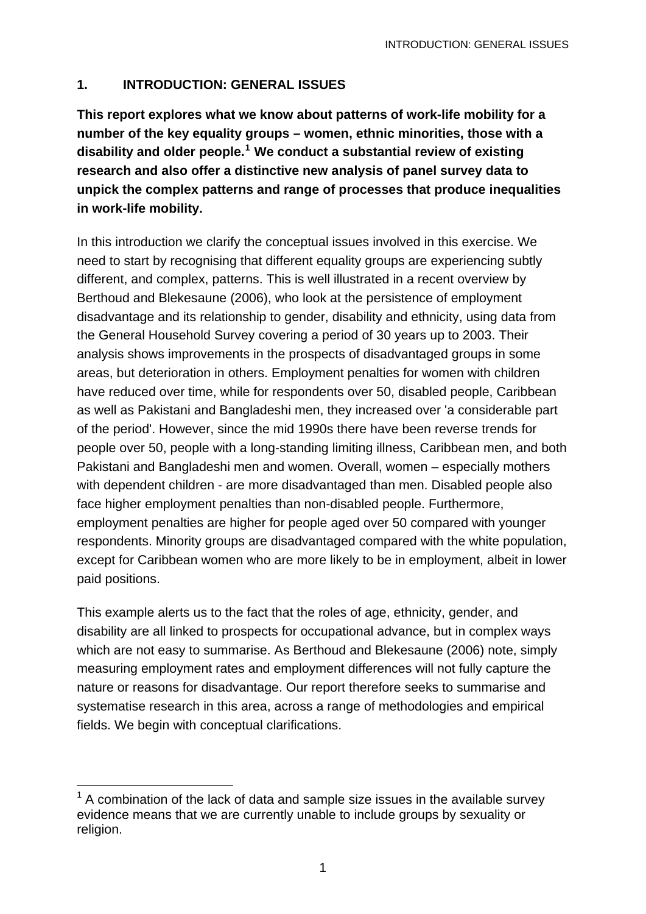# 1. INTRODUCTION: GENERAL ISSUES

**This report explores what we know about patterns of work-life mobility for a number of the key equality groups – women, ethnic minorities, those with a disability and older people.[1] We conduct a substantial review of existing research and also offer a distinctive new analysis of panel survey data to unpick the complex patterns and range of processes that produce inequalities in work-life mobility.**

In this introduction we clarify the conceptual issues involved in this exercise. We need to start by recognising that different equality groups are experiencing subtly different, and complex, patterns. This is well illustrated in a recent overview by Berthoud and Blekesaune (2006), who look at the persistence of employment disadvantage and its relationship to gender, disability and ethnicity, using data from the General Household Survey covering a period of 30 years up to 2003. Their analysis shows improvements in the prospects of disadvantaged groups in some areas, but deterioration in others. Employment penalties for women with children have reduced over time, while for respondents over 50, disabled people, Caribbean as well as Pakistani and Bangladeshi men, they increased over 'a considerable part of the period'. However, since the mid 1990s there have been reverse trends for people over 50, people with a long-standing limiting illness, Caribbean men, and both Pakistani and Bangladeshi men and women. Overall, women – especially mothers with dependent children - are more disadvantaged than men. Disabled people also face higher employment penalties than non-disabled people. Furthermore, employment penalties are higher for people aged over 50 compared with younger respondents. Minority groups are disadvantaged compared with the white population, except for Caribbean women who are more likely to be in employment, albeit in lower paid positions.

This example alerts us to the fact that the roles of age, ethnicity, gender, and disability are all linked to prospects for occupational advance, but in complex ways which are not easy to summarise. As Berthoud and Blekesaune (2006) note, simply measuring employment rates and employment differences will not fully capture the nature or reasons for disadvantage. Our report therefore seeks to summarise and systematise research in this area, across a range of methodologies and empirical fields. We begin with conceptual clarifications.

---

[1] A combination of the lack of data and sample size issues in the available survey evidence means that we are currently unable to include groups by sexuality or religion.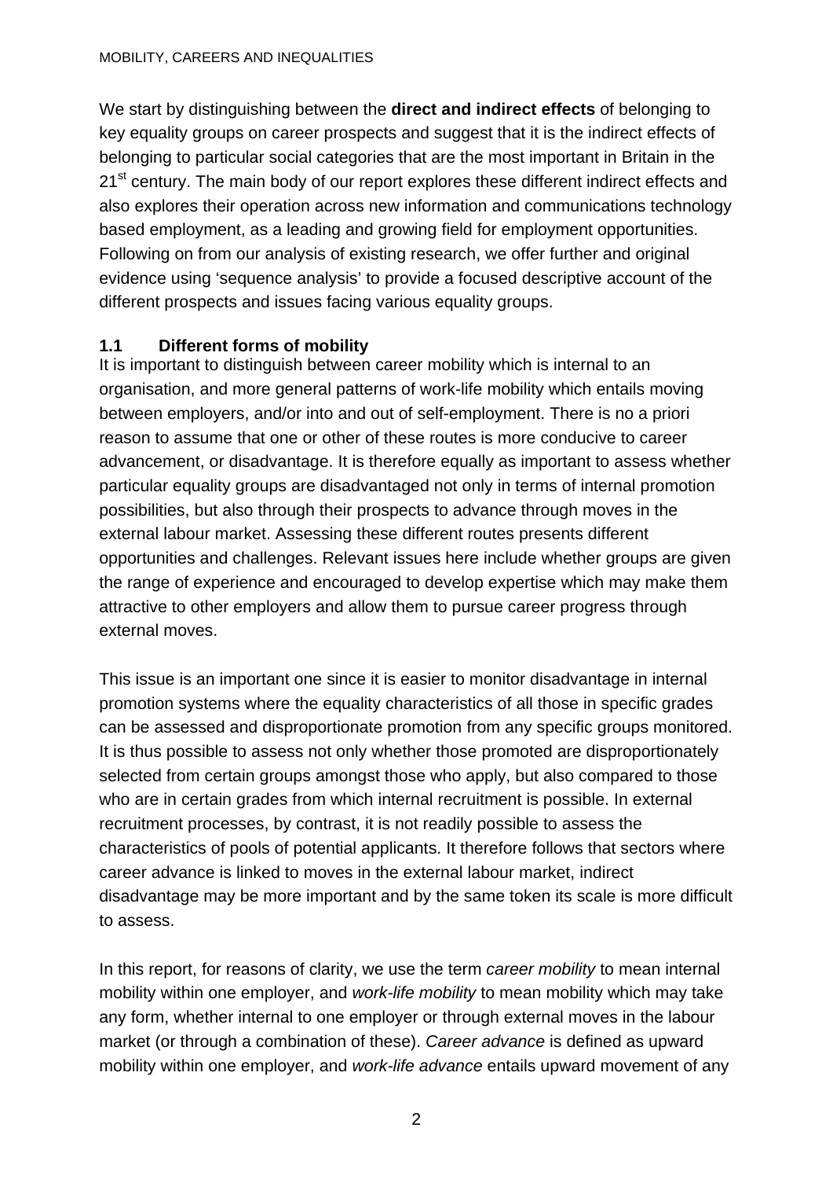We start by distinguishing between the **direct and indirect effects** of belonging to key equality groups on career prospects and suggest that it is the indirect effects of belonging to particular social categories that are the most important in Britain in the 21st century. The main body of our report explores these different indirect effects and also explores their operation across new information and communications technology based employment, as a leading and growing field for employment opportunities. Following on from our analysis of existing research, we offer further and original evidence using 'sequence analysis' to provide a focused descriptive account of the different prospects and issues facing various equality groups.

## 1.1 Different forms of mobility

It is important to distinguish between career mobility which is internal to an organisation, and more general patterns of work-life mobility which entails moving between employers, and/or into and out of self-employment. There is no a priori reason to assume that one or other of these routes is more conducive to career advancement, or disadvantage. It is therefore equally as important to assess whether particular equality groups are disadvantaged not only in terms of internal promotion possibilities, but also through their prospects to advance through moves in the external labour market. Assessing these different routes presents different opportunities and challenges. Relevant issues here include whether groups are given the range of experience and encouraged to develop expertise which may make them attractive to other employers and allow them to pursue career progress through external moves.

This issue is an important one since it is easier to monitor disadvantage in internal promotion systems where the equality characteristics of all those in specific grades can be assessed and disproportionate promotion from any specific groups monitored. It is thus possible to assess not only whether those promoted are disproportionately selected from certain groups amongst those who apply, but also compared to those who are in certain grades from which internal recruitment is possible. In external recruitment processes, by contrast, it is not readily possible to assess the characteristics of pools of potential applicants. It therefore follows that sectors where career advance is linked to moves in the external labour market, indirect disadvantage may be more important and by the same token its scale is more difficult to assess.

In this report, for reasons of clarity, we use the term *career mobility* to mean internal mobility within one employer, and *work-life mobility* to mean mobility which may take any form, whether internal to one employer or through external moves in the labour market (or through a combination of these). *Career advance* is defined as upward mobility within one employer, and *work-life advance* entails upward movement of any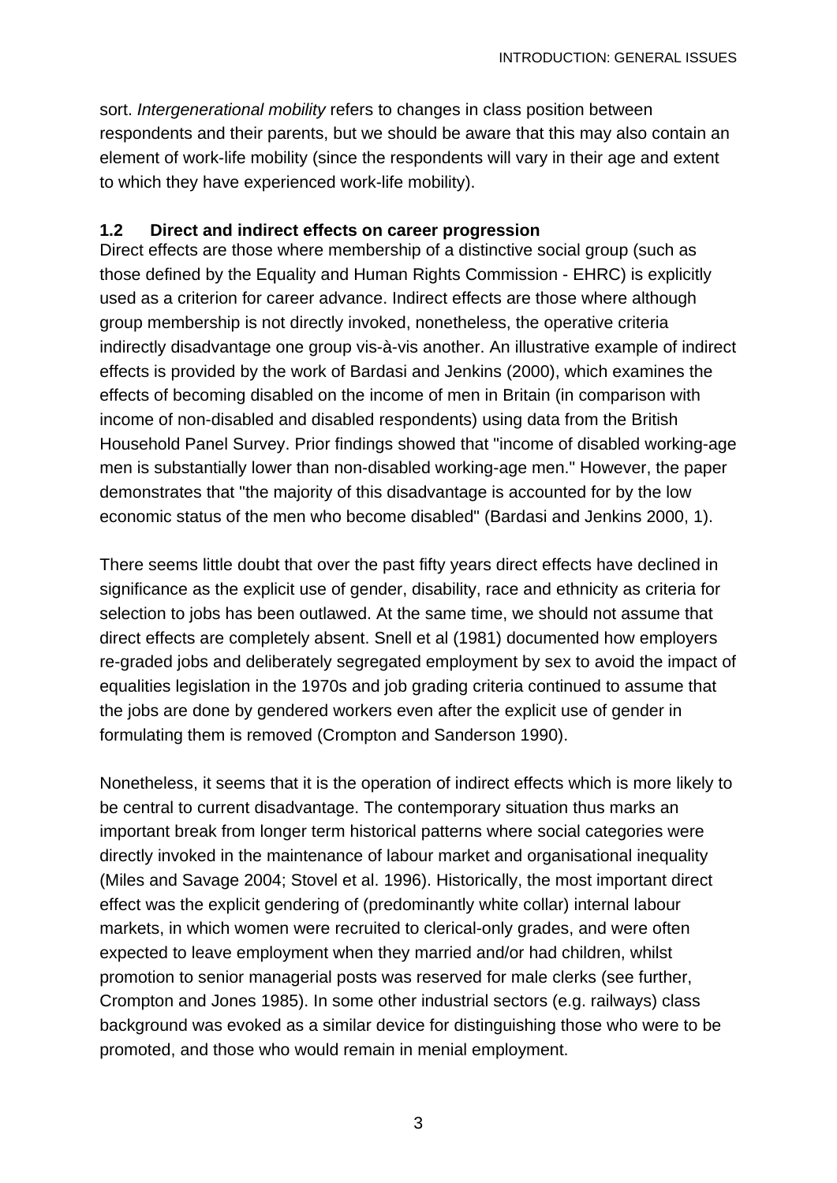sort. *Intergenerational mobility* refers to changes in class position between respondents and their parents, but we should be aware that this may also contain an element of work-life mobility (since the respondents will vary in their age and extent to which they have experienced work-life mobility).

### 1.2 Direct and indirect effects on career progression

Direct effects are those where membership of a distinctive social group (such as those defined by the Equality and Human Rights Commission - EHRC) is explicitly used as a criterion for career advance. Indirect effects are those where although group membership is not directly invoked, nonetheless, the operative criteria indirectly disadvantage one group vis-à-vis another. An illustrative example of indirect effects is provided by the work of Bardasi and Jenkins (2000), which examines the effects of becoming disabled on the income of men in Britain (in comparison with income of non-disabled and disabled respondents) using data from the British Household Panel Survey. Prior findings showed that "income of disabled working-age men is substantially lower than non-disabled working-age men." However, the paper demonstrates that "the majority of this disadvantage is accounted for by the low economic status of the men who become disabled" (Bardasi and Jenkins 2000, 1).

There seems little doubt that over the past fifty years direct effects have declined in significance as the explicit use of gender, disability, race and ethnicity as criteria for selection to jobs has been outlawed. At the same time, we should not assume that direct effects are completely absent. Snell et al (1981) documented how employers re-graded jobs and deliberately segregated employment by sex to avoid the impact of equalities legislation in the 1970s and job grading criteria continued to assume that the jobs are done by gendered workers even after the explicit use of gender in formulating them is removed (Crompton and Sanderson 1990).

Nonetheless, it seems that it is the operation of indirect effects which is more likely to be central to current disadvantage. The contemporary situation thus marks an important break from longer term historical patterns where social categories were directly invoked in the maintenance of labour market and organisational inequality (Miles and Savage 2004; Stovel et al. 1996). Historically, the most important direct effect was the explicit gendering of (predominantly white collar) internal labour markets, in which women were recruited to clerical-only grades, and were often expected to leave employment when they married and/or had children, whilst promotion to senior managerial posts was reserved for male clerks (see further, Crompton and Jones 1985). In some other industrial sectors (e.g. railways) class background was evoked as a similar device for distinguishing those who were to be promoted, and those who would remain in menial employment.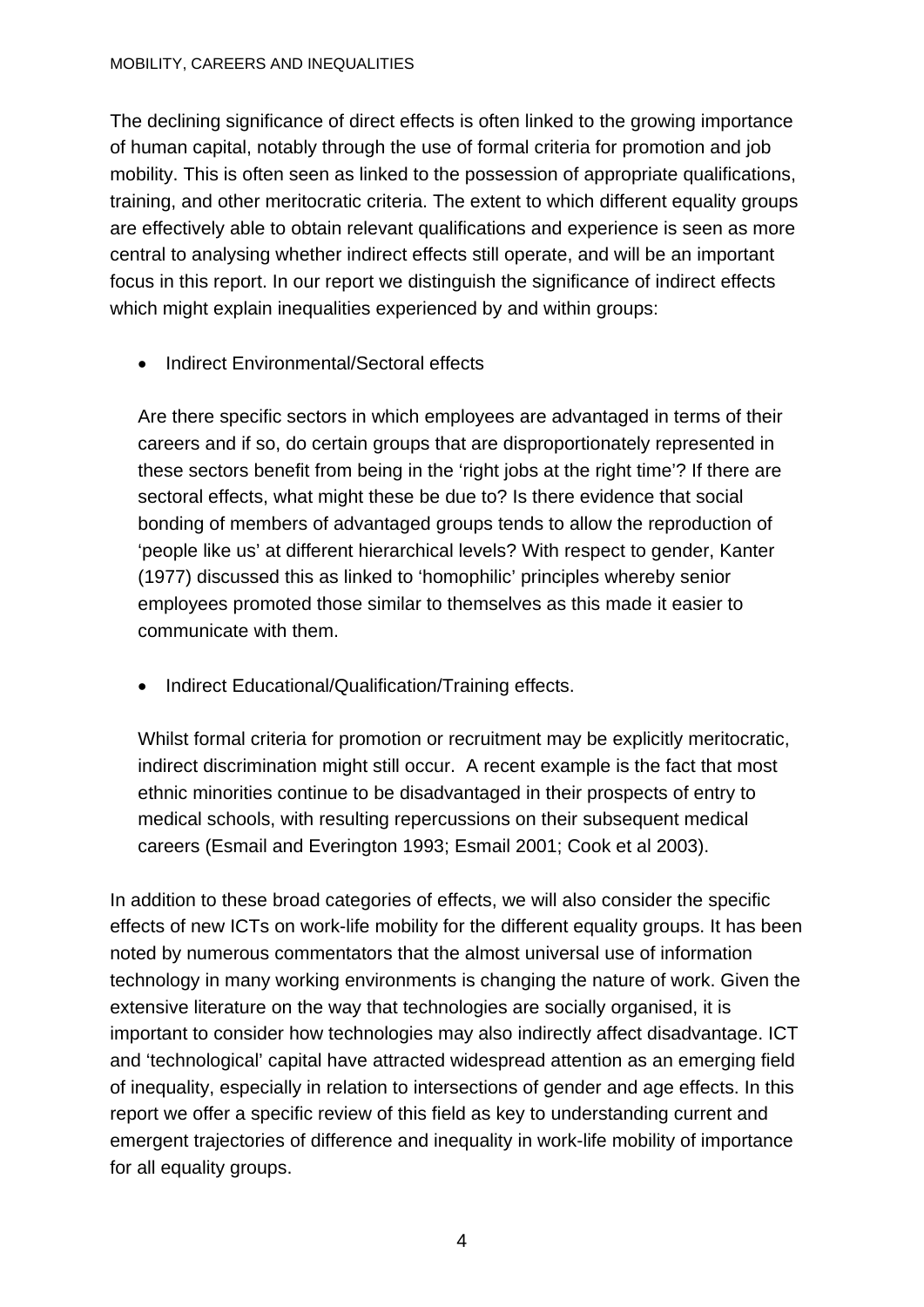The declining significance of direct effects is often linked to the growing importance of human capital, notably through the use of formal criteria for promotion and job mobility. This is often seen as linked to the possession of appropriate qualifications, training, and other meritocratic criteria. The extent to which different equality groups are effectively able to obtain relevant qualifications and experience is seen as more central to analysing whether indirect effects still operate, and will be an important focus in this report. In our report we distinguish the significance of indirect effects which might explain inequalities experienced by and within groups:

- Indirect Environmental/Sectoral effects

  Are there specific sectors in which employees are advantaged in terms of their careers and if so, do certain groups that are disproportionately represented in these sectors benefit from being in the 'right jobs at the right time'? If there are sectoral effects, what might these be due to? Is there evidence that social bonding of members of advantaged groups tends to allow the reproduction of 'people like us' at different hierarchical levels? With respect to gender, Kanter (1977) discussed this as linked to 'homophilic' principles whereby senior employees promoted those similar to themselves as this made it easier to communicate with them.

- Indirect Educational/Qualification/Training effects.

  Whilst formal criteria for promotion or recruitment may be explicitly meritocratic, indirect discrimination might still occur. A recent example is the fact that most ethnic minorities continue to be disadvantaged in their prospects of entry to medical schools, with resulting repercussions on their subsequent medical careers (Esmail and Everington 1993; Esmail 2001; Cook et al 2003).

In addition to these broad categories of effects, we will also consider the specific effects of new ICTs on work-life mobility for the different equality groups. It has been noted by numerous commentators that the almost universal use of information technology in many working environments is changing the nature of work. Given the extensive literature on the way that technologies are socially organised, it is important to consider how technologies may also indirectly affect disadvantage. ICT and 'technological' capital have attracted widespread attention as an emerging field of inequality, especially in relation to intersections of gender and age effects. In this report we offer a specific review of this field as key to understanding current and emergent trajectories of difference and inequality in work-life mobility of importance for all equality groups.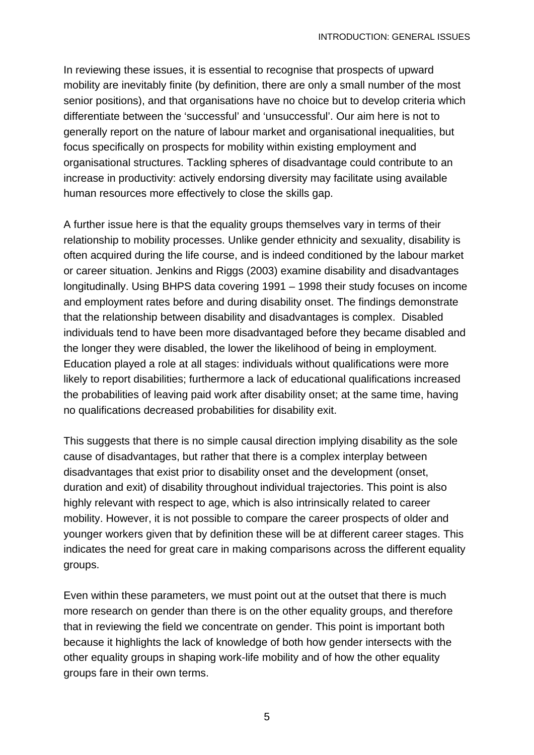In reviewing these issues, it is essential to recognise that prospects of upward mobility are inevitably finite (by definition, there are only a small number of the most senior positions), and that organisations have no choice but to develop criteria which differentiate between the 'successful' and 'unsuccessful'. Our aim here is not to generally report on the nature of labour market and organisational inequalities, but focus specifically on prospects for mobility within existing employment and organisational structures. Tackling spheres of disadvantage could contribute to an increase in productivity: actively endorsing diversity may facilitate using available human resources more effectively to close the skills gap.

A further issue here is that the equality groups themselves vary in terms of their relationship to mobility processes. Unlike gender ethnicity and sexuality, disability is often acquired during the life course, and is indeed conditioned by the labour market or career situation. Jenkins and Riggs (2003) examine disability and disadvantages longitudinally. Using BHPS data covering 1991 – 1998 their study focuses on income and employment rates before and during disability onset. The findings demonstrate that the relationship between disability and disadvantages is complex. Disabled individuals tend to have been more disadvantaged before they became disabled and the longer they were disabled, the lower the likelihood of being in employment. Education played a role at all stages: individuals without qualifications were more likely to report disabilities; furthermore a lack of educational qualifications increased the probabilities of leaving paid work after disability onset; at the same time, having no qualifications decreased probabilities for disability exit.

This suggests that there is no simple causal direction implying disability as the sole cause of disadvantages, but rather that there is a complex interplay between disadvantages that exist prior to disability onset and the development (onset, duration and exit) of disability throughout individual trajectories. This point is also highly relevant with respect to age, which is also intrinsically related to career mobility. However, it is not possible to compare the career prospects of older and younger workers given that by definition these will be at different career stages. This indicates the need for great care in making comparisons across the different equality groups.

Even within these parameters, we must point out at the outset that there is much more research on gender than there is on the other equality groups, and therefore that in reviewing the field we concentrate on gender. This point is important both because it highlights the lack of knowledge of both how gender intersects with the other equality groups in shaping work-life mobility and of how the other equality groups fare in their own terms.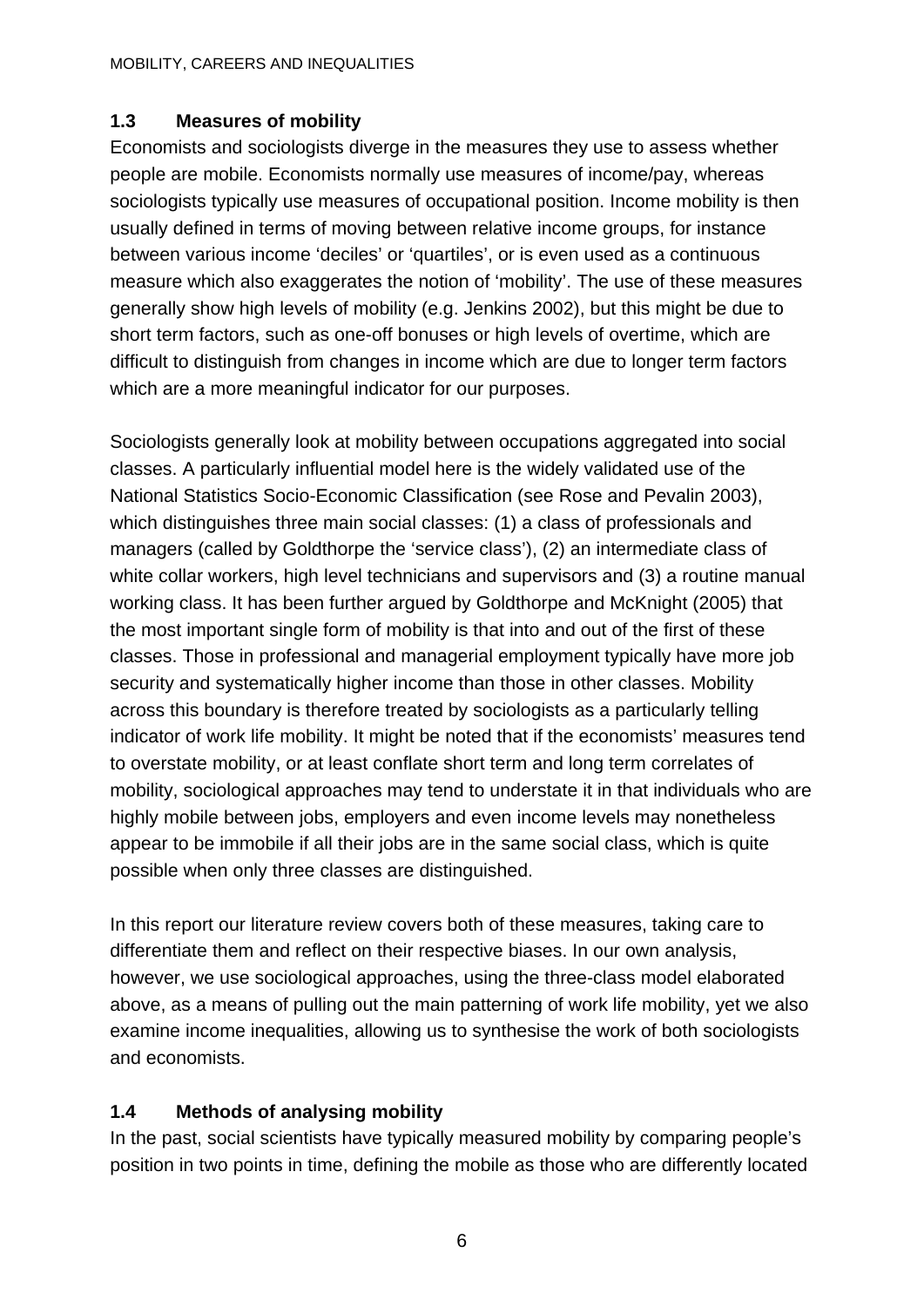## 1.3 Measures of mobility

Economists and sociologists diverge in the measures they use to assess whether people are mobile. Economists normally use measures of income/pay, whereas sociologists typically use measures of occupational position. Income mobility is then usually defined in terms of moving between relative income groups, for instance between various income 'deciles' or 'quartiles', or is even used as a continuous measure which also exaggerates the notion of 'mobility'. The use of these measures generally show high levels of mobility (e.g. Jenkins 2002), but this might be due to short term factors, such as one-off bonuses or high levels of overtime, which are difficult to distinguish from changes in income which are due to longer term factors which are a more meaningful indicator for our purposes.

Sociologists generally look at mobility between occupations aggregated into social classes. A particularly influential model here is the widely validated use of the National Statistics Socio-Economic Classification (see Rose and Pevalin 2003), which distinguishes three main social classes: (1) a class of professionals and managers (called by Goldthorpe the 'service class'), (2) an intermediate class of white collar workers, high level technicians and supervisors and (3) a routine manual working class. It has been further argued by Goldthorpe and McKnight (2005) that the most important single form of mobility is that into and out of the first of these classes. Those in professional and managerial employment typically have more job security and systematically higher income than those in other classes. Mobility across this boundary is therefore treated by sociologists as a particularly telling indicator of work life mobility. It might be noted that if the economists' measures tend to overstate mobility, or at least conflate short term and long term correlates of mobility, sociological approaches may tend to understate it in that individuals who are highly mobile between jobs, employers and even income levels may nonetheless appear to be immobile if all their jobs are in the same social class, which is quite possible when only three classes are distinguished.

In this report our literature review covers both of these measures, taking care to differentiate them and reflect on their respective biases. In our own analysis, however, we use sociological approaches, using the three-class model elaborated above, as a means of pulling out the main patterning of work life mobility, yet we also examine income inequalities, allowing us to synthesise the work of both sociologists and economists.

## 1.4 Methods of analysing mobility

In the past, social scientists have typically measured mobility by comparing people's position in two points in time, defining the mobile as those who are differently located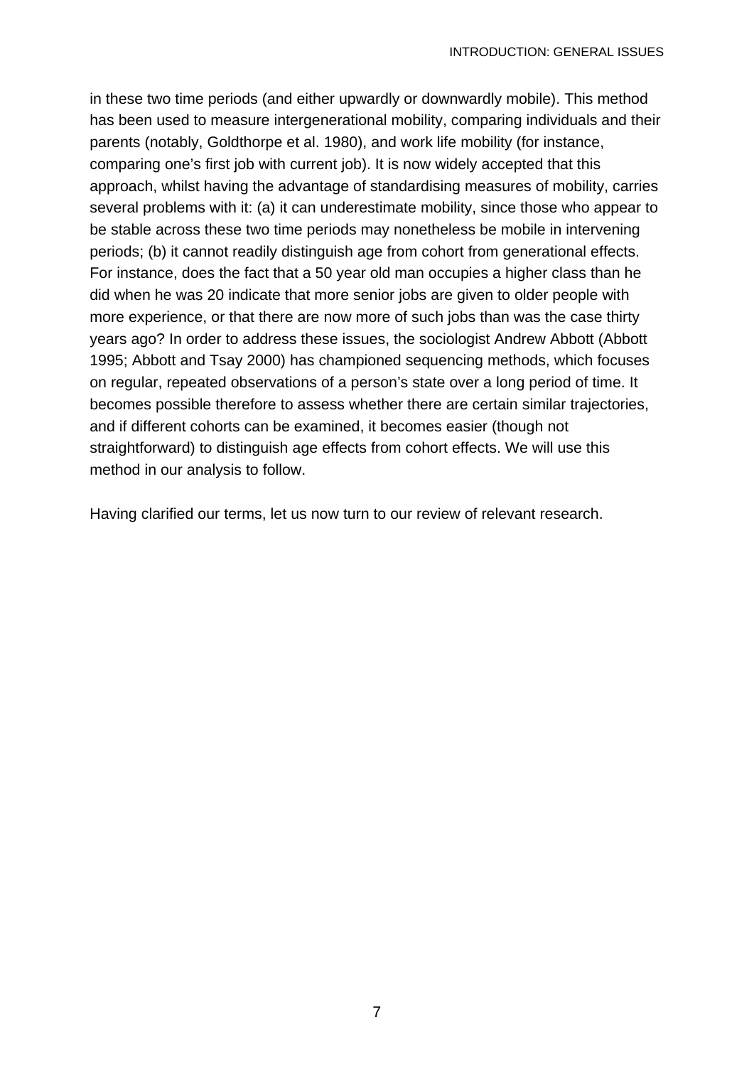in these two time periods (and either upwardly or downwardly mobile). This method has been used to measure intergenerational mobility, comparing individuals and their parents (notably, Goldthorpe et al. 1980), and work life mobility (for instance, comparing one's first job with current job). It is now widely accepted that this approach, whilst having the advantage of standardising measures of mobility, carries several problems with it: (a) it can underestimate mobility, since those who appear to be stable across these two time periods may nonetheless be mobile in intervening periods; (b) it cannot readily distinguish age from cohort from generational effects. For instance, does the fact that a 50 year old man occupies a higher class than he did when he was 20 indicate that more senior jobs are given to older people with more experience, or that there are now more of such jobs than was the case thirty years ago? In order to address these issues, the sociologist Andrew Abbott (Abbott 1995; Abbott and Tsay 2000) has championed sequencing methods, which focuses on regular, repeated observations of a person's state over a long period of time. It becomes possible therefore to assess whether there are certain similar trajectories, and if different cohorts can be examined, it becomes easier (though not straightforward) to distinguish age effects from cohort effects. We will use this method in our analysis to follow.

Having clarified our terms, let us now turn to our review of relevant research.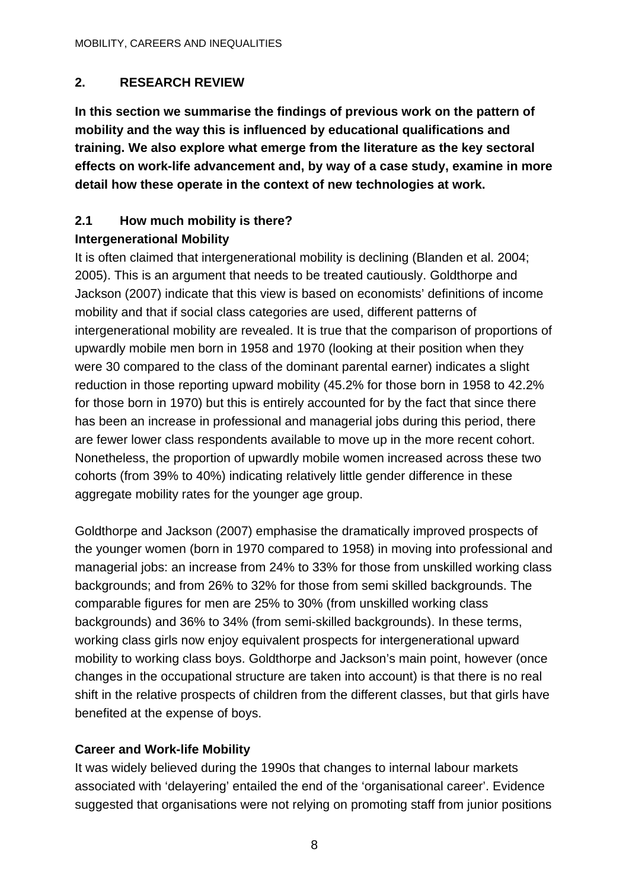## 2. RESEARCH REVIEW

**In this section we summarise the findings of previous work on the pattern of mobility and the way this is influenced by educational qualifications and training. We also explore what emerge from the literature as the key sectoral effects on work-life advancement and, by way of a case study, examine in more detail how these operate in the context of new technologies at work.**

### 2.1 How much mobility is there?

**Intergenerational Mobility**

It is often claimed that intergenerational mobility is declining (Blanden et al. 2004; 2005). This is an argument that needs to be treated cautiously. Goldthorpe and Jackson (2007) indicate that this view is based on economists' definitions of income mobility and that if social class categories are used, different patterns of intergenerational mobility are revealed. It is true that the comparison of proportions of upwardly mobile men born in 1958 and 1970 (looking at their position when they were 30 compared to the class of the dominant parental earner) indicates a slight reduction in those reporting upward mobility (45.2% for those born in 1958 to 42.2% for those born in 1970) but this is entirely accounted for by the fact that since there has been an increase in professional and managerial jobs during this period, there are fewer lower class respondents available to move up in the more recent cohort. Nonetheless, the proportion of upwardly mobile women increased across these two cohorts (from 39% to 40%) indicating relatively little gender difference in these aggregate mobility rates for the younger age group.

Goldthorpe and Jackson (2007) emphasise the dramatically improved prospects of the younger women (born in 1970 compared to 1958) in moving into professional and managerial jobs: an increase from 24% to 33% for those from unskilled working class backgrounds; and from 26% to 32% for those from semi skilled backgrounds. The comparable figures for men are 25% to 30% (from unskilled working class backgrounds) and 36% to 34% (from semi-skilled backgrounds). In these terms, working class girls now enjoy equivalent prospects for intergenerational upward mobility to working class boys. Goldthorpe and Jackson's main point, however (once changes in the occupational structure are taken into account) is that there is no real shift in the relative prospects of children from the different classes, but that girls have benefited at the expense of boys.

**Career and Work-life Mobility**

It was widely believed during the 1990s that changes to internal labour markets associated with 'delayering' entailed the end of the 'organisational career'. Evidence suggested that organisations were not relying on promoting staff from junior positions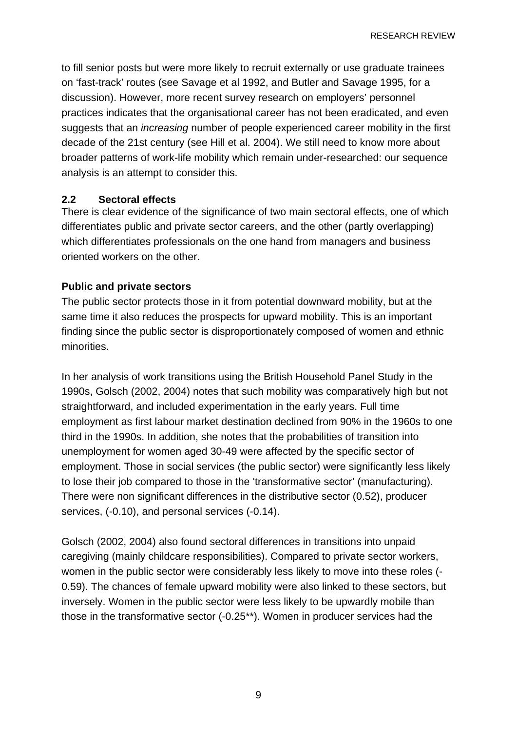to fill senior posts but were more likely to recruit externally or use graduate trainees on 'fast-track' routes (see Savage et al 1992, and Butler and Savage 1995, for a discussion). However, more recent survey research on employers' personnel practices indicates that the organisational career has not been eradicated, and even suggests that an *increasing* number of people experienced career mobility in the first decade of the 21st century (see Hill et al. 2004). We still need to know more about broader patterns of work-life mobility which remain under-researched: our sequence analysis is an attempt to consider this.

## 2.2 Sectoral effects

There is clear evidence of the significance of two main sectoral effects, one of which differentiates public and private sector careers, and the other (partly overlapping) which differentiates professionals on the one hand from managers and business oriented workers on the other.

### Public and private sectors

The public sector protects those in it from potential downward mobility, but at the same time it also reduces the prospects for upward mobility. This is an important finding since the public sector is disproportionately composed of women and ethnic minorities.

In her analysis of work transitions using the British Household Panel Study in the 1990s, Golsch (2002, 2004) notes that such mobility was comparatively high but not straightforward, and included experimentation in the early years. Full time employment as first labour market destination declined from 90% in the 1960s to one third in the 1990s. In addition, she notes that the probabilities of transition into unemployment for women aged 30-49 were affected by the specific sector of employment. Those in social services (the public sector) were significantly less likely to lose their job compared to those in the 'transformative sector' (manufacturing). There were non significant differences in the distributive sector (0.52), producer services, (-0.10), and personal services (-0.14).

Golsch (2002, 2004) also found sectoral differences in transitions into unpaid caregiving (mainly childcare responsibilities). Compared to private sector workers, women in the public sector were considerably less likely to move into these roles (-0.59). The chances of female upward mobility were also linked to these sectors, but inversely. Women in the public sector were less likely to be upwardly mobile than those in the transformative sector (-0.25**). Women in producer services had the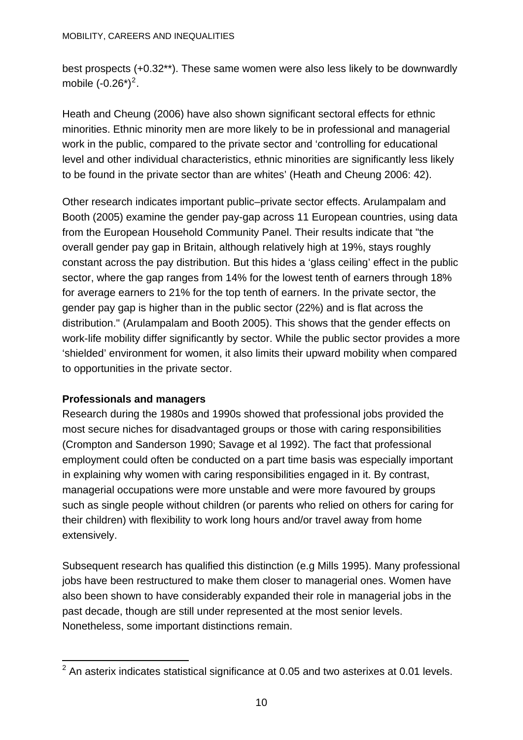best prospects (+0.32**). These same women were also less likely to be downwardly mobile (-0.26*)[2].

Heath and Cheung (2006) have also shown significant sectoral effects for ethnic minorities. Ethnic minority men are more likely to be in professional and managerial work in the public, compared to the private sector and 'controlling for educational level and other individual characteristics, ethnic minorities are significantly less likely to be found in the private sector than are whites' (Heath and Cheung 2006: 42).

Other research indicates important public–private sector effects. Arulampalam and Booth (2005) examine the gender pay-gap across 11 European countries, using data from the European Household Community Panel. Their results indicate that "the overall gender pay gap in Britain, although relatively high at 19%, stays roughly constant across the pay distribution. But this hides a 'glass ceiling' effect in the public sector, where the gap ranges from 14% for the lowest tenth of earners through 18% for average earners to 21% for the top tenth of earners. In the private sector, the gender pay gap is higher than in the public sector (22%) and is flat across the distribution." (Arulampalam and Booth 2005). This shows that the gender effects on work-life mobility differ significantly by sector. While the public sector provides a more 'shielded' environment for women, it also limits their upward mobility when compared to opportunities in the private sector.

**Professionals and managers**

Research during the 1980s and 1990s showed that professional jobs provided the most secure niches for disadvantaged groups or those with caring responsibilities (Crompton and Sanderson 1990; Savage et al 1992). The fact that professional employment could often be conducted on a part time basis was especially important in explaining why women with caring responsibilities engaged in it. By contrast, managerial occupations were more unstable and were more favoured by groups such as single people without children (or parents who relied on others for caring for their children) with flexibility to work long hours and/or travel away from home extensively.

Subsequent research has qualified this distinction (e.g Mills 1995). Many professional jobs have been restructured to make them closer to managerial ones. Women have also been shown to have considerably expanded their role in managerial jobs in the past decade, though are still under represented at the most senior levels. Nonetheless, some important distinctions remain.

---

[2] An asterix indicates statistical significance at 0.05 and two asterixes at 0.01 levels.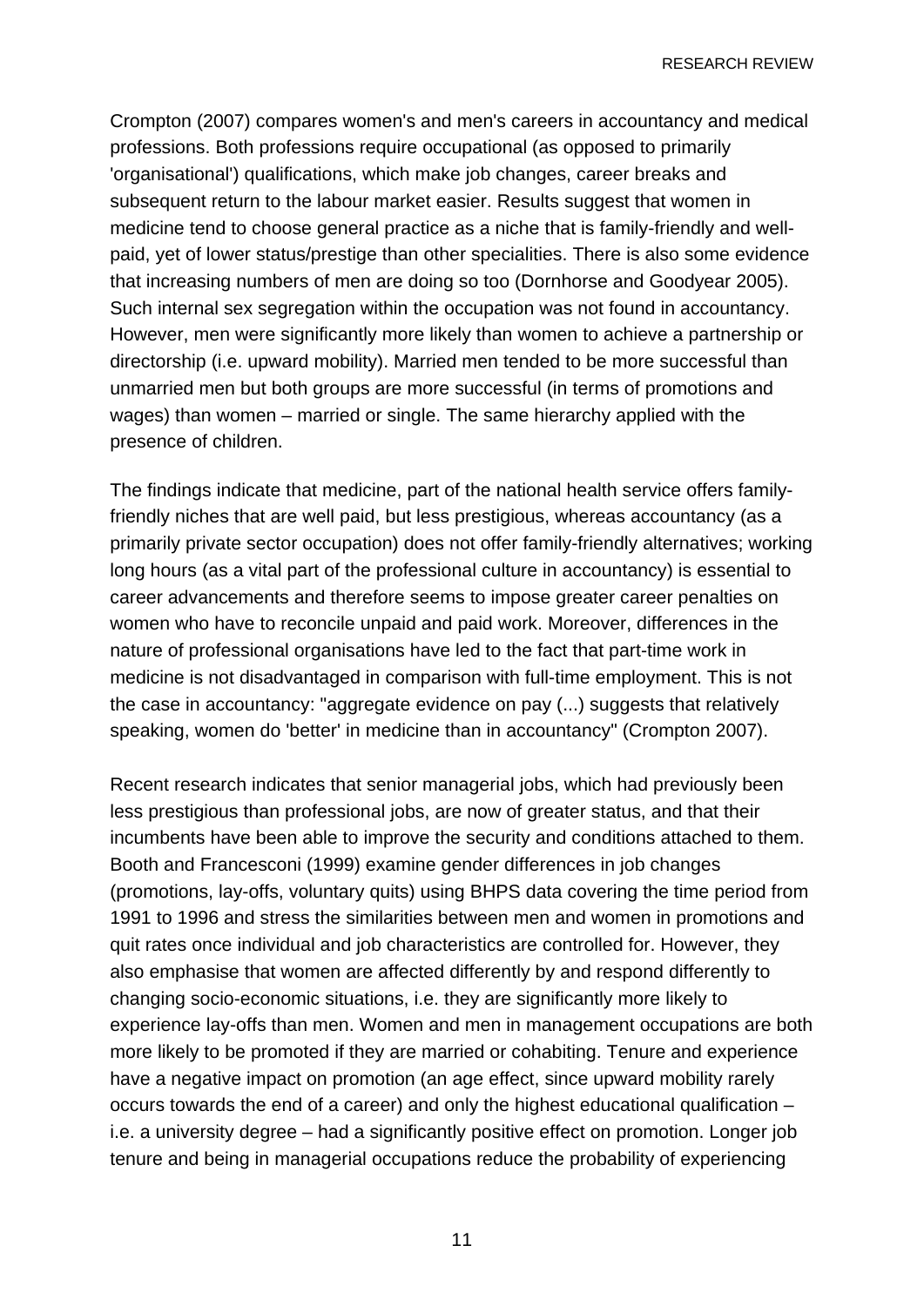Crompton (2007) compares women's and men's careers in accountancy and medical professions. Both professions require occupational (as opposed to primarily 'organisational') qualifications, which make job changes, career breaks and subsequent return to the labour market easier. Results suggest that women in medicine tend to choose general practice as a niche that is family-friendly and well-paid, yet of lower status/prestige than other specialities. There is also some evidence that increasing numbers of men are doing so too (Dornhorse and Goodyear 2005). Such internal sex segregation within the occupation was not found in accountancy. However, men were significantly more likely than women to achieve a partnership or directorship (i.e. upward mobility). Married men tended to be more successful than unmarried men but both groups are more successful (in terms of promotions and wages) than women – married or single. The same hierarchy applied with the presence of children.

The findings indicate that medicine, part of the national health service offers family-friendly niches that are well paid, but less prestigious, whereas accountancy (as a primarily private sector occupation) does not offer family-friendly alternatives; working long hours (as a vital part of the professional culture in accountancy) is essential to career advancements and therefore seems to impose greater career penalties on women who have to reconcile unpaid and paid work. Moreover, differences in the nature of professional organisations have led to the fact that part-time work in medicine is not disadvantaged in comparison with full-time employment. This is not the case in accountancy: "aggregate evidence on pay (...) suggests that relatively speaking, women do 'better' in medicine than in accountancy" (Crompton 2007).

Recent research indicates that senior managerial jobs, which had previously been less prestigious than professional jobs, are now of greater status, and that their incumbents have been able to improve the security and conditions attached to them. Booth and Francesconi (1999) examine gender differences in job changes (promotions, lay-offs, voluntary quits) using BHPS data covering the time period from 1991 to 1996 and stress the similarities between men and women in promotions and quit rates once individual and job characteristics are controlled for. However, they also emphasise that women are affected differently by and respond differently to changing socio-economic situations, i.e. they are significantly more likely to experience lay-offs than men. Women and men in management occupations are both more likely to be promoted if they are married or cohabiting. Tenure and experience have a negative impact on promotion (an age effect, since upward mobility rarely occurs towards the end of a career) and only the highest educational qualification – i.e. a university degree – had a significantly positive effect on promotion. Longer job tenure and being in managerial occupations reduce the probability of experiencing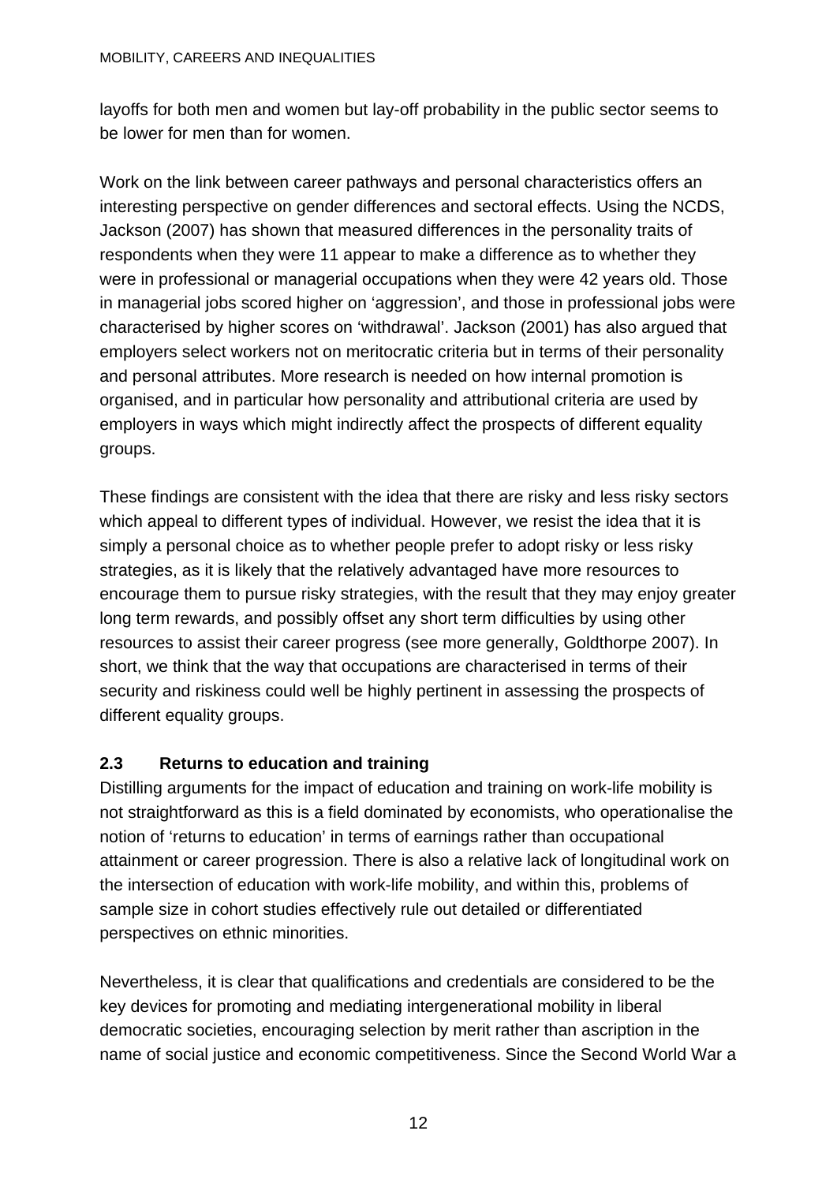layoffs for both men and women but lay-off probability in the public sector seems to be lower for men than for women.

Work on the link between career pathways and personal characteristics offers an interesting perspective on gender differences and sectoral effects. Using the NCDS, Jackson (2007) has shown that measured differences in the personality traits of respondents when they were 11 appear to make a difference as to whether they were in professional or managerial occupations when they were 42 years old. Those in managerial jobs scored higher on 'aggression', and those in professional jobs were characterised by higher scores on 'withdrawal'. Jackson (2001) has also argued that employers select workers not on meritocratic criteria but in terms of their personality and personal attributes. More research is needed on how internal promotion is organised, and in particular how personality and attributional criteria are used by employers in ways which might indirectly affect the prospects of different equality groups.

These findings are consistent with the idea that there are risky and less risky sectors which appeal to different types of individual. However, we resist the idea that it is simply a personal choice as to whether people prefer to adopt risky or less risky strategies, as it is likely that the relatively advantaged have more resources to encourage them to pursue risky strategies, with the result that they may enjoy greater long term rewards, and possibly offset any short term difficulties by using other resources to assist their career progress (see more generally, Goldthorpe 2007). In short, we think that the way that occupations are characterised in terms of their security and riskiness could well be highly pertinent in assessing the prospects of different equality groups.

### 2.3 Returns to education and training

Distilling arguments for the impact of education and training on work-life mobility is not straightforward as this is a field dominated by economists, who operationalise the notion of 'returns to education' in terms of earnings rather than occupational attainment or career progression. There is also a relative lack of longitudinal work on the intersection of education with work-life mobility, and within this, problems of sample size in cohort studies effectively rule out detailed or differentiated perspectives on ethnic minorities.

Nevertheless, it is clear that qualifications and credentials are considered to be the key devices for promoting and mediating intergenerational mobility in liberal democratic societies, encouraging selection by merit rather than ascription in the name of social justice and economic competitiveness. Since the Second World War a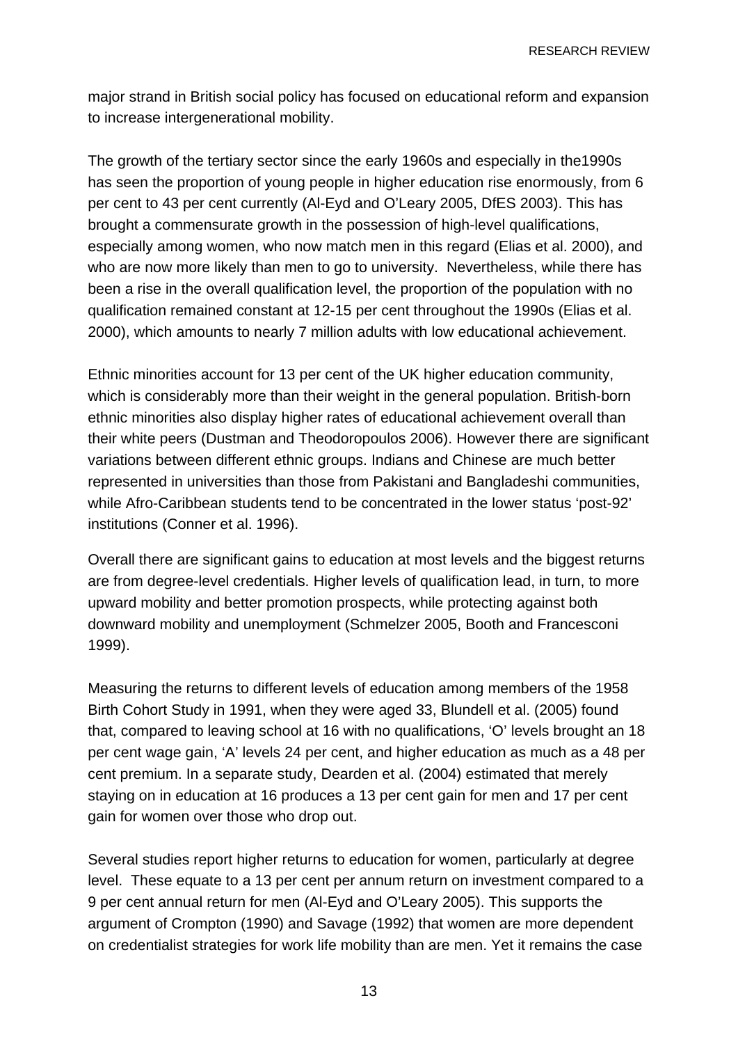major strand in British social policy has focused on educational reform and expansion to increase intergenerational mobility.

The growth of the tertiary sector since the early 1960s and especially in the1990s has seen the proportion of young people in higher education rise enormously, from 6 per cent to 43 per cent currently (Al-Eyd and O'Leary 2005, DfES 2003). This has brought a commensurate growth in the possession of high-level qualifications, especially among women, who now match men in this regard (Elias et al. 2000), and who are now more likely than men to go to university. Nevertheless, while there has been a rise in the overall qualification level, the proportion of the population with no qualification remained constant at 12-15 per cent throughout the 1990s (Elias et al. 2000), which amounts to nearly 7 million adults with low educational achievement.

Ethnic minorities account for 13 per cent of the UK higher education community, which is considerably more than their weight in the general population. British-born ethnic minorities also display higher rates of educational achievement overall than their white peers (Dustman and Theodoropoulos 2006). However there are significant variations between different ethnic groups. Indians and Chinese are much better represented in universities than those from Pakistani and Bangladeshi communities, while Afro-Caribbean students tend to be concentrated in the lower status 'post-92' institutions (Conner et al. 1996).

Overall there are significant gains to education at most levels and the biggest returns are from degree-level credentials. Higher levels of qualification lead, in turn, to more upward mobility and better promotion prospects, while protecting against both downward mobility and unemployment (Schmelzer 2005, Booth and Francesconi 1999).

Measuring the returns to different levels of education among members of the 1958 Birth Cohort Study in 1991, when they were aged 33, Blundell et al. (2005) found that, compared to leaving school at 16 with no qualifications, 'O' levels brought an 18 per cent wage gain, 'A' levels 24 per cent, and higher education as much as a 48 per cent premium. In a separate study, Dearden et al. (2004) estimated that merely staying on in education at 16 produces a 13 per cent gain for men and 17 per cent gain for women over those who drop out.

Several studies report higher returns to education for women, particularly at degree level. These equate to a 13 per cent per annum return on investment compared to a 9 per cent annual return for men (Al-Eyd and O'Leary 2005). This supports the argument of Crompton (1990) and Savage (1992) that women are more dependent on credentialist strategies for work life mobility than are men. Yet it remains the case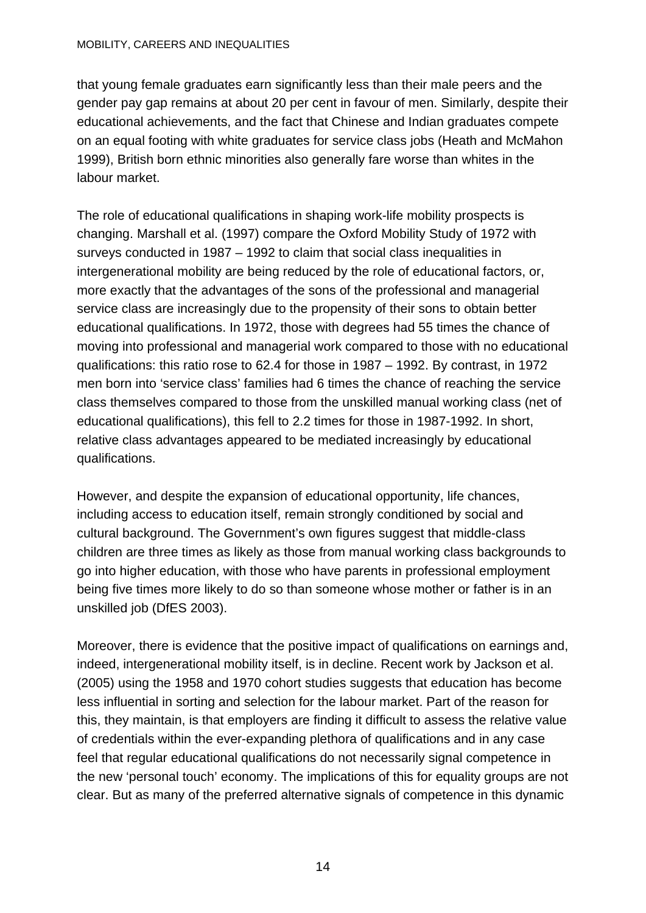that young female graduates earn significantly less than their male peers and the gender pay gap remains at about 20 per cent in favour of men. Similarly, despite their educational achievements, and the fact that Chinese and Indian graduates compete on an equal footing with white graduates for service class jobs (Heath and McMahon 1999), British born ethnic minorities also generally fare worse than whites in the labour market.

The role of educational qualifications in shaping work-life mobility prospects is changing. Marshall et al. (1997) compare the Oxford Mobility Study of 1972 with surveys conducted in 1987 – 1992 to claim that social class inequalities in intergenerational mobility are being reduced by the role of educational factors, or, more exactly that the advantages of the sons of the professional and managerial service class are increasingly due to the propensity of their sons to obtain better educational qualifications. In 1972, those with degrees had 55 times the chance of moving into professional and managerial work compared to those with no educational qualifications: this ratio rose to 62.4 for those in 1987 – 1992. By contrast, in 1972 men born into 'service class' families had 6 times the chance of reaching the service class themselves compared to those from the unskilled manual working class (net of educational qualifications), this fell to 2.2 times for those in 1987-1992. In short, relative class advantages appeared to be mediated increasingly by educational qualifications.

However, and despite the expansion of educational opportunity, life chances, including access to education itself, remain strongly conditioned by social and cultural background. The Government's own figures suggest that middle-class children are three times as likely as those from manual working class backgrounds to go into higher education, with those who have parents in professional employment being five times more likely to do so than someone whose mother or father is in an unskilled job (DfES 2003).

Moreover, there is evidence that the positive impact of qualifications on earnings and, indeed, intergenerational mobility itself, is in decline. Recent work by Jackson et al. (2005) using the 1958 and 1970 cohort studies suggests that education has become less influential in sorting and selection for the labour market. Part of the reason for this, they maintain, is that employers are finding it difficult to assess the relative value of credentials within the ever-expanding plethora of qualifications and in any case feel that regular educational qualifications do not necessarily signal competence in the new 'personal touch' economy. The implications of this for equality groups are not clear. But as many of the preferred alternative signals of competence in this dynamic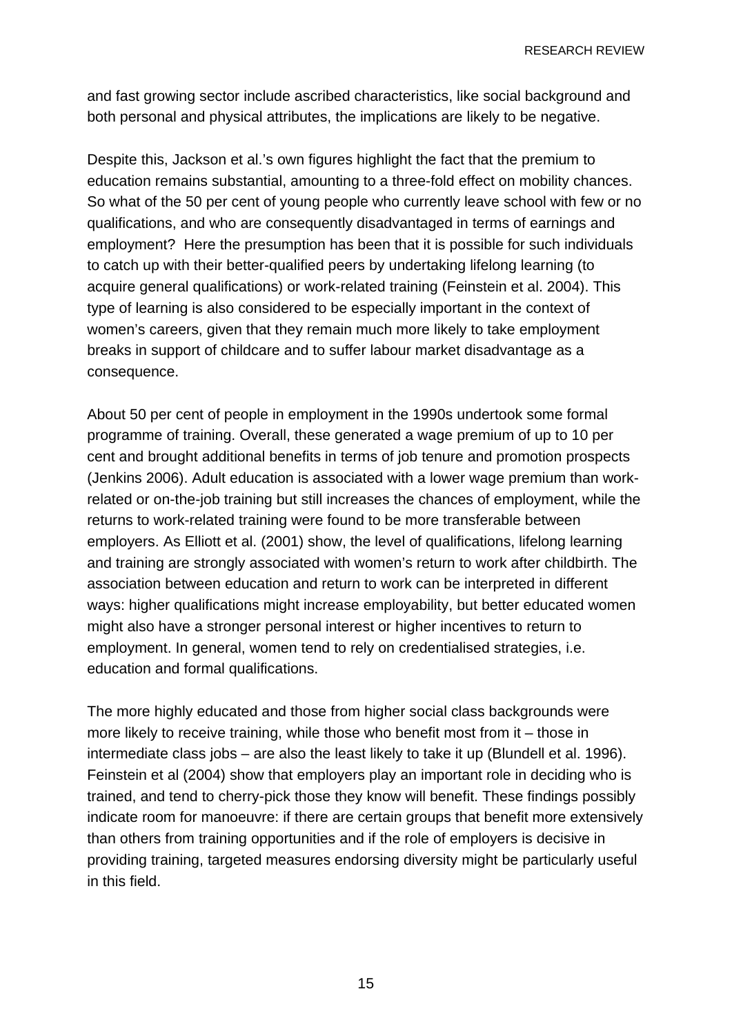and fast growing sector include ascribed characteristics, like social background and both personal and physical attributes, the implications are likely to be negative.

Despite this, Jackson et al.'s own figures highlight the fact that the premium to education remains substantial, amounting to a three-fold effect on mobility chances. So what of the 50 per cent of young people who currently leave school with few or no qualifications, and who are consequently disadvantaged in terms of earnings and employment? Here the presumption has been that it is possible for such individuals to catch up with their better-qualified peers by undertaking lifelong learning (to acquire general qualifications) or work-related training (Feinstein et al. 2004). This type of learning is also considered to be especially important in the context of women's careers, given that they remain much more likely to take employment breaks in support of childcare and to suffer labour market disadvantage as a consequence.

About 50 per cent of people in employment in the 1990s undertook some formal programme of training. Overall, these generated a wage premium of up to 10 per cent and brought additional benefits in terms of job tenure and promotion prospects (Jenkins 2006). Adult education is associated with a lower wage premium than work-related or on-the-job training but still increases the chances of employment, while the returns to work-related training were found to be more transferable between employers. As Elliott et al. (2001) show, the level of qualifications, lifelong learning and training are strongly associated with women's return to work after childbirth. The association between education and return to work can be interpreted in different ways: higher qualifications might increase employability, but better educated women might also have a stronger personal interest or higher incentives to return to employment. In general, women tend to rely on credentialised strategies, i.e. education and formal qualifications.

The more highly educated and those from higher social class backgrounds were more likely to receive training, while those who benefit most from it – those in intermediate class jobs – are also the least likely to take it up (Blundell et al. 1996). Feinstein et al (2004) show that employers play an important role in deciding who is trained, and tend to cherry-pick those they know will benefit. These findings possibly indicate room for manoeuvre: if there are certain groups that benefit more extensively than others from training opportunities and if the role of employers is decisive in providing training, targeted measures endorsing diversity might be particularly useful in this field.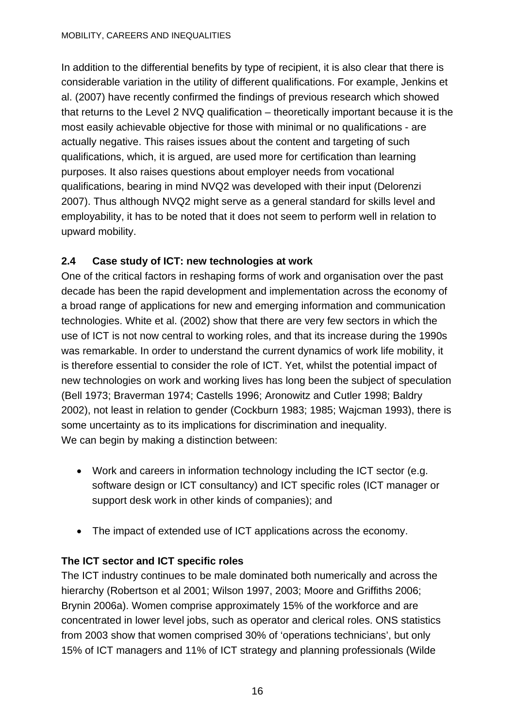In addition to the differential benefits by type of recipient, it is also clear that there is considerable variation in the utility of different qualifications. For example, Jenkins et al. (2007) have recently confirmed the findings of previous research which showed that returns to the Level 2 NVQ qualification – theoretically important because it is the most easily achievable objective for those with minimal or no qualifications - are actually negative. This raises issues about the content and targeting of such qualifications, which, it is argued, are used more for certification than learning purposes. It also raises questions about employer needs from vocational qualifications, bearing in mind NVQ2 was developed with their input (Delorenzi 2007). Thus although NVQ2 might serve as a general standard for skills level and employability, it has to be noted that it does not seem to perform well in relation to upward mobility.

## 2.4 Case study of ICT: new technologies at work

One of the critical factors in reshaping forms of work and organisation over the past decade has been the rapid development and implementation across the economy of a broad range of applications for new and emerging information and communication technologies. White et al. (2002) show that there are very few sectors in which the use of ICT is not now central to working roles, and that its increase during the 1990s was remarkable. In order to understand the current dynamics of work life mobility, it is therefore essential to consider the role of ICT. Yet, whilst the potential impact of new technologies on work and working lives has long been the subject of speculation (Bell 1973; Braverman 1974; Castells 1996; Aronowitz and Cutler 1998; Baldry 2002), not least in relation to gender (Cockburn 1983; 1985; Wajcman 1993), there is some uncertainty as to its implications for discrimination and inequality.
We can begin by making a distinction between:

- Work and careers in information technology including the ICT sector (e.g. software design or ICT consultancy) and ICT specific roles (ICT manager or support desk work in other kinds of companies); and
- The impact of extended use of ICT applications across the economy.

**The ICT sector and ICT specific roles**

The ICT industry continues to be male dominated both numerically and across the hierarchy (Robertson et al 2001; Wilson 1997, 2003; Moore and Griffiths 2006; Brynin 2006a). Women comprise approximately 15% of the workforce and are concentrated in lower level jobs, such as operator and clerical roles. ONS statistics from 2003 show that women comprised 30% of 'operations technicians', but only 15% of ICT managers and 11% of ICT strategy and planning professionals (Wilde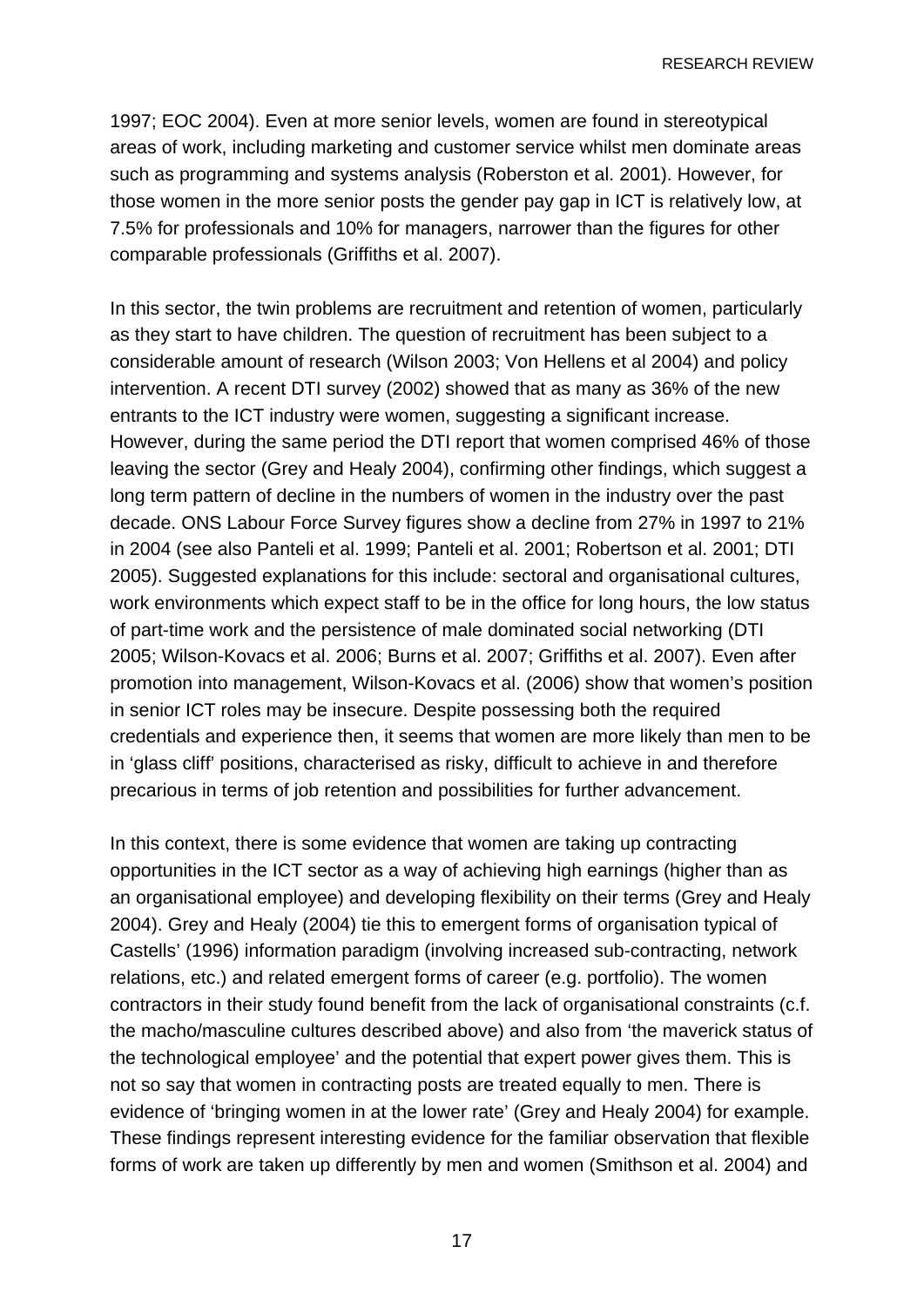1997; EOC 2004). Even at more senior levels, women are found in stereotypical areas of work, including marketing and customer service whilst men dominate areas such as programming and systems analysis (Roberston et al. 2001). However, for those women in the more senior posts the gender pay gap in ICT is relatively low, at 7.5% for professionals and 10% for managers, narrower than the figures for other comparable professionals (Griffiths et al. 2007).

In this sector, the twin problems are recruitment and retention of women, particularly as they start to have children. The question of recruitment has been subject to a considerable amount of research (Wilson 2003; Von Hellens et al 2004) and policy intervention. A recent DTI survey (2002) showed that as many as 36% of the new entrants to the ICT industry were women, suggesting a significant increase. However, during the same period the DTI report that women comprised 46% of those leaving the sector (Grey and Healy 2004), confirming other findings, which suggest a long term pattern of decline in the numbers of women in the industry over the past decade. ONS Labour Force Survey figures show a decline from 27% in 1997 to 21% in 2004 (see also Panteli et al. 1999; Panteli et al. 2001; Robertson et al. 2001; DTI 2005). Suggested explanations for this include: sectoral and organisational cultures, work environments which expect staff to be in the office for long hours, the low status of part-time work and the persistence of male dominated social networking (DTI 2005; Wilson-Kovacs et al. 2006; Burns et al. 2007; Griffiths et al. 2007). Even after promotion into management, Wilson-Kovacs et al. (2006) show that women's position in senior ICT roles may be insecure. Despite possessing both the required credentials and experience then, it seems that women are more likely than men to be in 'glass cliff' positions, characterised as risky, difficult to achieve in and therefore precarious in terms of job retention and possibilities for further advancement.

In this context, there is some evidence that women are taking up contracting opportunities in the ICT sector as a way of achieving high earnings (higher than as an organisational employee) and developing flexibility on their terms (Grey and Healy 2004). Grey and Healy (2004) tie this to emergent forms of organisation typical of Castells' (1996) information paradigm (involving increased sub-contracting, network relations, etc.) and related emergent forms of career (e.g. portfolio). The women contractors in their study found benefit from the lack of organisational constraints (c.f. the macho/masculine cultures described above) and also from 'the maverick status of the technological employee' and the potential that expert power gives them. This is not so say that women in contracting posts are treated equally to men. There is evidence of 'bringing women in at the lower rate' (Grey and Healy 2004) for example. These findings represent interesting evidence for the familiar observation that flexible forms of work are taken up differently by men and women (Smithson et al. 2004) and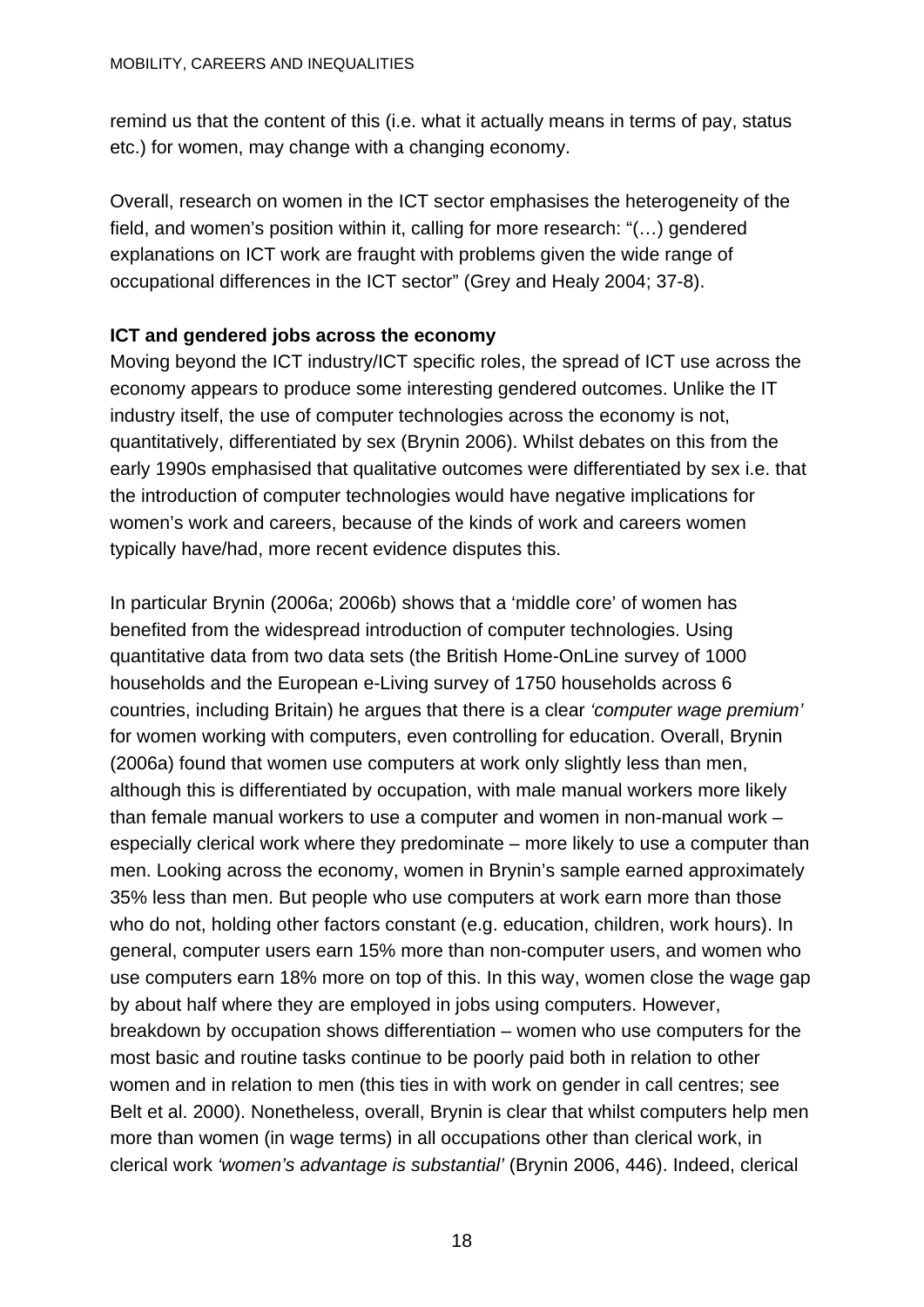remind us that the content of this (i.e. what it actually means in terms of pay, status etc.) for women, may change with a changing economy.

Overall, research on women in the ICT sector emphasises the heterogeneity of the field, and women's position within it, calling for more research: "(…) gendered explanations on ICT work are fraught with problems given the wide range of occupational differences in the ICT sector" (Grey and Healy 2004; 37-8).

**ICT and gendered jobs across the economy**

Moving beyond the ICT industry/ICT specific roles, the spread of ICT use across the economy appears to produce some interesting gendered outcomes. Unlike the IT industry itself, the use of computer technologies across the economy is not, quantitatively, differentiated by sex (Brynin 2006). Whilst debates on this from the early 1990s emphasised that qualitative outcomes were differentiated by sex i.e. that the introduction of computer technologies would have negative implications for women's work and careers, because of the kinds of work and careers women typically have/had, more recent evidence disputes this.

In particular Brynin (2006a; 2006b) shows that a 'middle core' of women has benefited from the widespread introduction of computer technologies. Using quantitative data from two data sets (the British Home-OnLine survey of 1000 households and the European e-Living survey of 1750 households across 6 countries, including Britain) he argues that there is a clear *'computer wage premium'* for women working with computers, even controlling for education. Overall, Brynin (2006a) found that women use computers at work only slightly less than men, although this is differentiated by occupation, with male manual workers more likely than female manual workers to use a computer and women in non-manual work – especially clerical work where they predominate – more likely to use a computer than men. Looking across the economy, women in Brynin's sample earned approximately 35% less than men. But people who use computers at work earn more than those who do not, holding other factors constant (e.g. education, children, work hours). In general, computer users earn 15% more than non-computer users, and women who use computers earn 18% more on top of this. In this way, women close the wage gap by about half where they are employed in jobs using computers. However, breakdown by occupation shows differentiation – women who use computers for the most basic and routine tasks continue to be poorly paid both in relation to other women and in relation to men (this ties in with work on gender in call centres; see Belt et al. 2000). Nonetheless, overall, Brynin is clear that whilst computers help men more than women (in wage terms) in all occupations other than clerical work, in clerical work *'women's advantage is substantial'* (Brynin 2006, 446). Indeed, clerical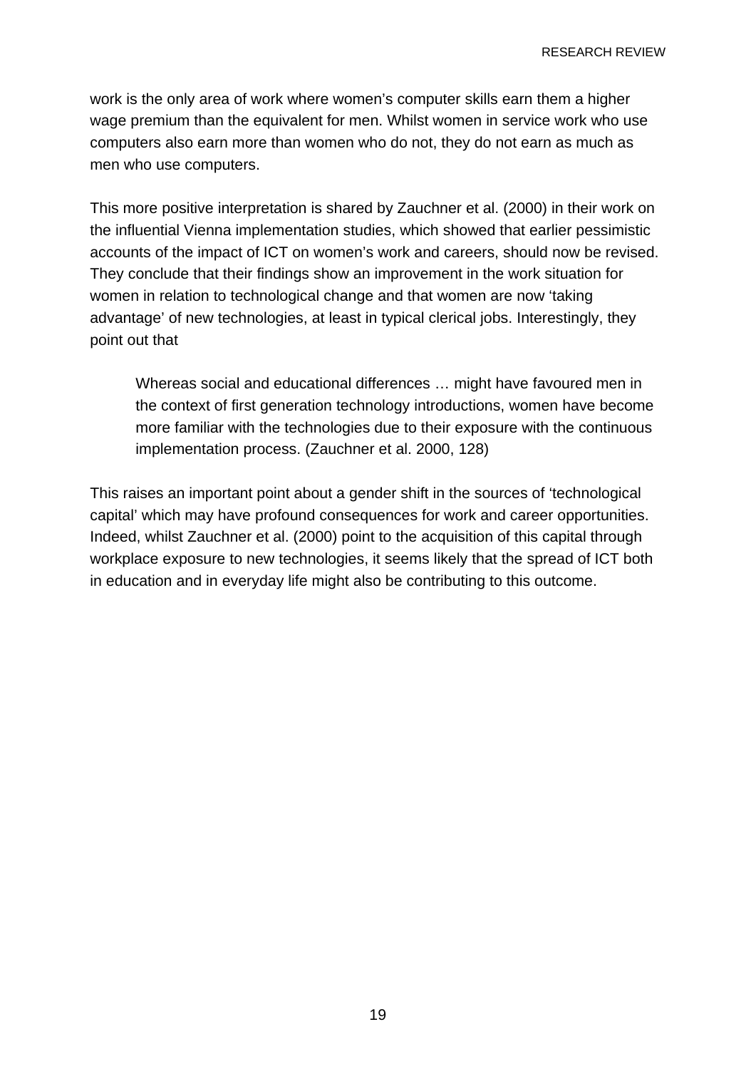work is the only area of work where women's computer skills earn them a higher wage premium than the equivalent for men. Whilst women in service work who use computers also earn more than women who do not, they do not earn as much as men who use computers.

This more positive interpretation is shared by Zauchner et al. (2000) in their work on the influential Vienna implementation studies, which showed that earlier pessimistic accounts of the impact of ICT on women's work and careers, should now be revised. They conclude that their findings show an improvement in the work situation for women in relation to technological change and that women are now 'taking advantage' of new technologies, at least in typical clerical jobs. Interestingly, they point out that

> Whereas social and educational differences … might have favoured men in the context of first generation technology introductions, women have become more familiar with the technologies due to their exposure with the continuous implementation process. (Zauchner et al. 2000, 128)

This raises an important point about a gender shift in the sources of 'technological capital' which may have profound consequences for work and career opportunities. Indeed, whilst Zauchner et al. (2000) point to the acquisition of this capital through workplace exposure to new technologies, it seems likely that the spread of ICT both in education and in everyday life might also be contributing to this outcome.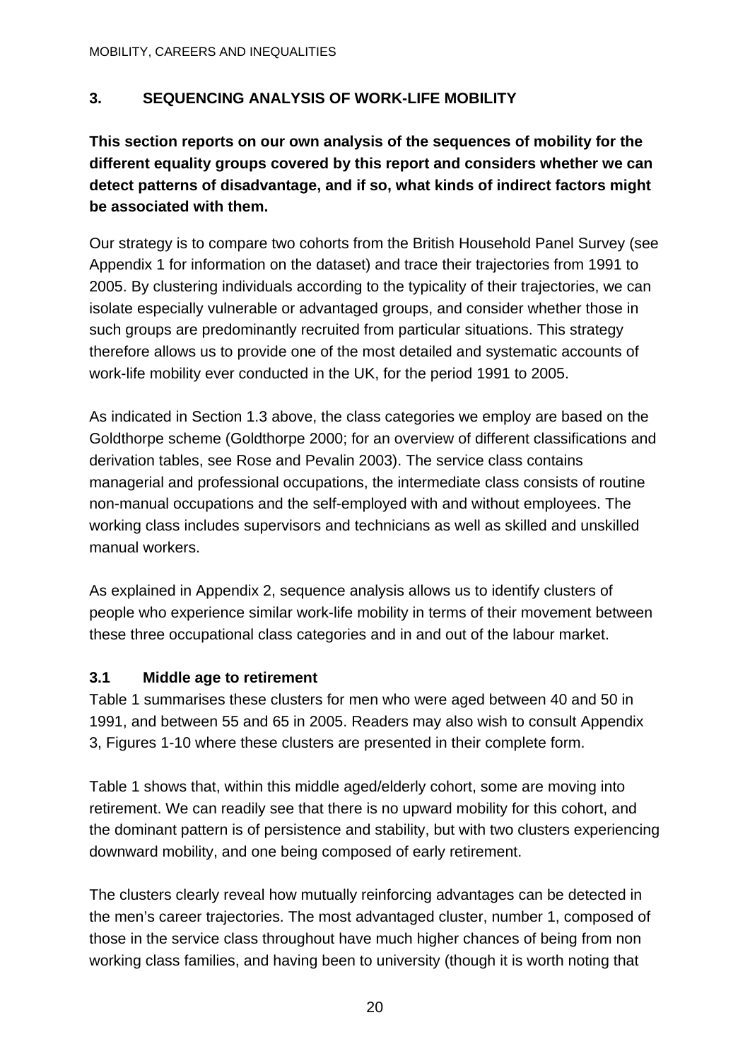## 3. SEQUENCING ANALYSIS OF WORK-LIFE MOBILITY

**This section reports on our own analysis of the sequences of mobility for the different equality groups covered by this report and considers whether we can detect patterns of disadvantage, and if so, what kinds of indirect factors might be associated with them.**

Our strategy is to compare two cohorts from the British Household Panel Survey (see Appendix 1 for information on the dataset) and trace their trajectories from 1991 to 2005. By clustering individuals according to the typicality of their trajectories, we can isolate especially vulnerable or advantaged groups, and consider whether those in such groups are predominantly recruited from particular situations. This strategy therefore allows us to provide one of the most detailed and systematic accounts of work-life mobility ever conducted in the UK, for the period 1991 to 2005.

As indicated in Section 1.3 above, the class categories we employ are based on the Goldthorpe scheme (Goldthorpe 2000; for an overview of different classifications and derivation tables, see Rose and Pevalin 2003). The service class contains managerial and professional occupations, the intermediate class consists of routine non-manual occupations and the self-employed with and without employees. The working class includes supervisors and technicians as well as skilled and unskilled manual workers.

As explained in Appendix 2, sequence analysis allows us to identify clusters of people who experience similar work-life mobility in terms of their movement between these three occupational class categories and in and out of the labour market.

### 3.1 Middle age to retirement

Table 1 summarises these clusters for men who were aged between 40 and 50 in 1991, and between 55 and 65 in 2005. Readers may also wish to consult Appendix 3, Figures 1-10 where these clusters are presented in their complete form.

Table 1 shows that, within this middle aged/elderly cohort, some are moving into retirement. We can readily see that there is no upward mobility for this cohort, and the dominant pattern is of persistence and stability, but with two clusters experiencing downward mobility, and one being composed of early retirement.

The clusters clearly reveal how mutually reinforcing advantages can be detected in the men's career trajectories. The most advantaged cluster, number 1, composed of those in the service class throughout have much higher chances of being from non working class families, and having been to university (though it is worth noting that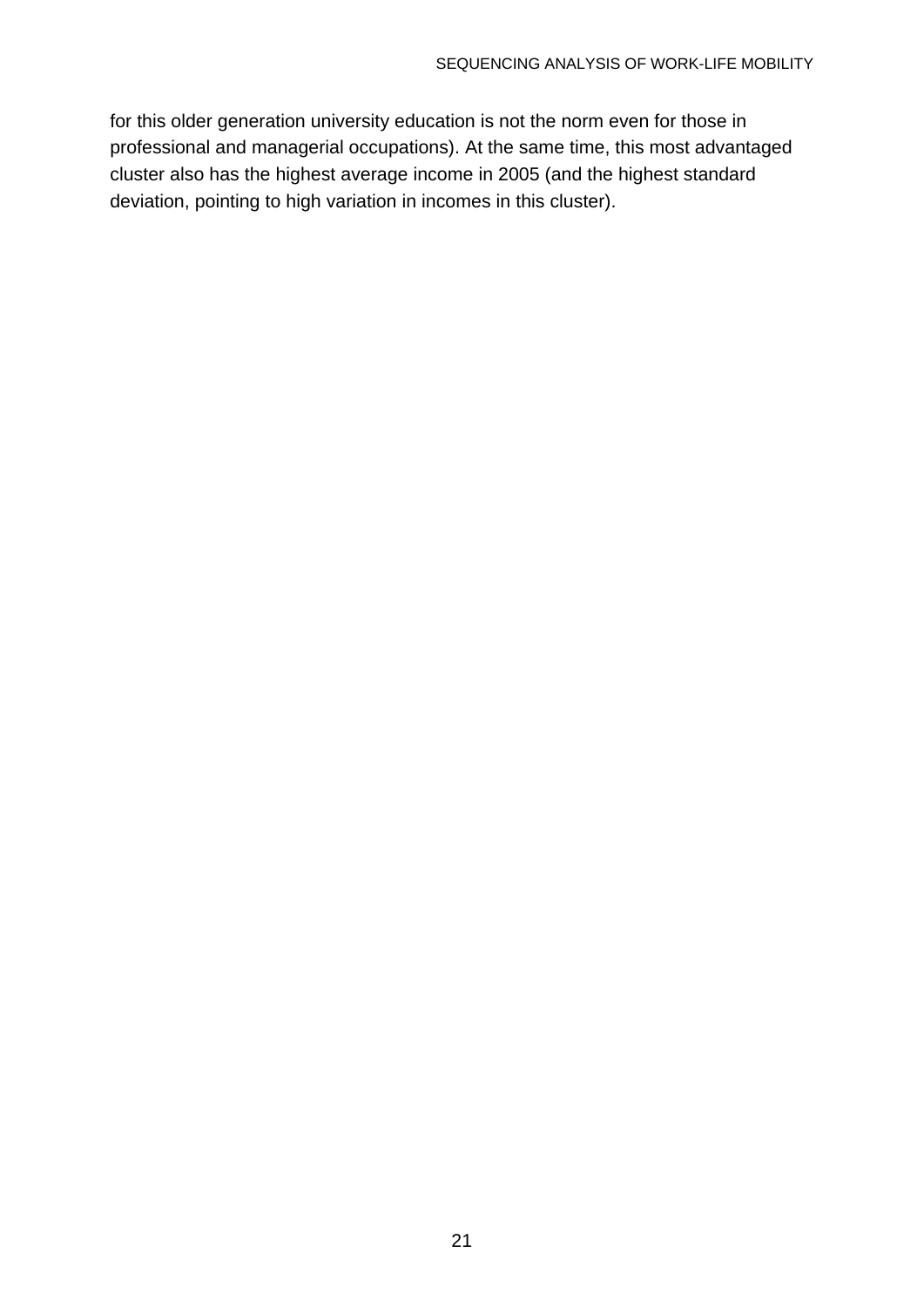for this older generation university education is not the norm even for those in professional and managerial occupations). At the same time, this most advantaged cluster also has the highest average income in 2005 (and the highest standard deviation, pointing to high variation in incomes in this cluster).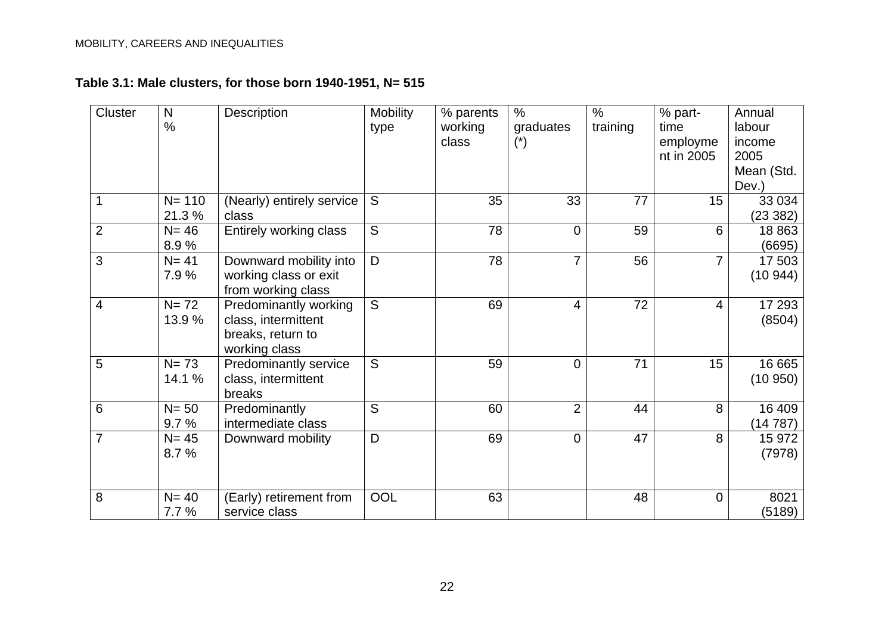**Table 3.1: Male clusters, for those born 1940-1951, N= 515**

| Cluster | N<br>% | Description | Mobility type | % parents working class | % graduates (*) | % training | % part-time employment in 2005 | Annual labour income 2005 Mean (Std. Dev.) |
|---|---|---|---|---|---|---|---|---|
| 1 | N= 110<br>21.3 % | (Nearly) entirely service class | S | 35 | 33 | 77 | 15 | 33 034<br>(23 382) |
| 2 | N= 46<br>8.9 % | Entirely working class | S | 78 | 0 | 59 | 6 | 18 863<br>(6695) |
| 3 | N= 41<br>7.9 % | Downward mobility into working class or exit from working class | D | 78 | 7 | 56 | 7 | 17 503<br>(10 944) |
| 4 | N= 72<br>13.9 % | Predominantly working class, intermittent breaks, return to working class | S | 69 | 4 | 72 | 4 | 17 293<br>(8504) |
| 5 | N= 73<br>14.1 % | Predominantly service class, intermittent breaks | S | 59 | 0 | 71 | 15 | 16 665<br>(10 950) |
| 6 | N= 50<br>9.7 % | Predominantly intermediate class | S | 60 | 2 | 44 | 8 | 16 409<br>(14 787) |
| 7 | N= 45<br>8.7 % | Downward mobility | D | 69 | 0 | 47 | 8 | 15 972<br>(7978) |
| 8 | N= 40<br>7.7 % | (Early) retirement from service class | OOL | 63 | | 48 | 0 | 8021<br>(5189) |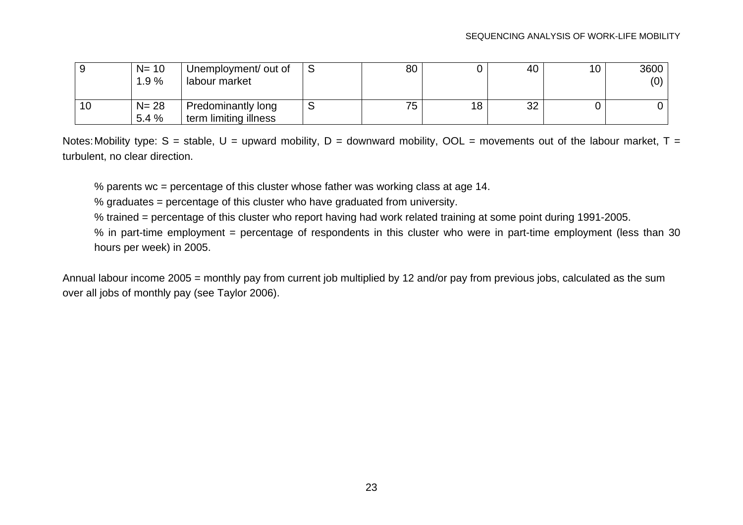| 9 | N= 10<br>1.9 % | Unemployment/ out of labour market | S | 80 | 0 | 40 | 10 | 3600<br>(0) |
|---|---|---|---|---|---|---|---|---|
| 10 | N= 28<br>5.4 % | Predominantly long term limiting illness | S | 75 | 18 | 32 | 0 | 0 |

Notes: Mobility type: S = stable, U = upward mobility, D = downward mobility, OOL = movements out of the labour market, T = turbulent, no clear direction.

% parents wc = percentage of this cluster whose father was working class at age 14.

% graduates = percentage of this cluster who have graduated from university.

% trained = percentage of this cluster who report having had work related training at some point during 1991-2005.

% in part-time employment = percentage of respondents in this cluster who were in part-time employment (less than 30 hours per week) in 2005.

Annual labour income 2005 = monthly pay from current job multiplied by 12 and/or pay from previous jobs, calculated as the sum over all jobs of monthly pay (see Taylor 2006).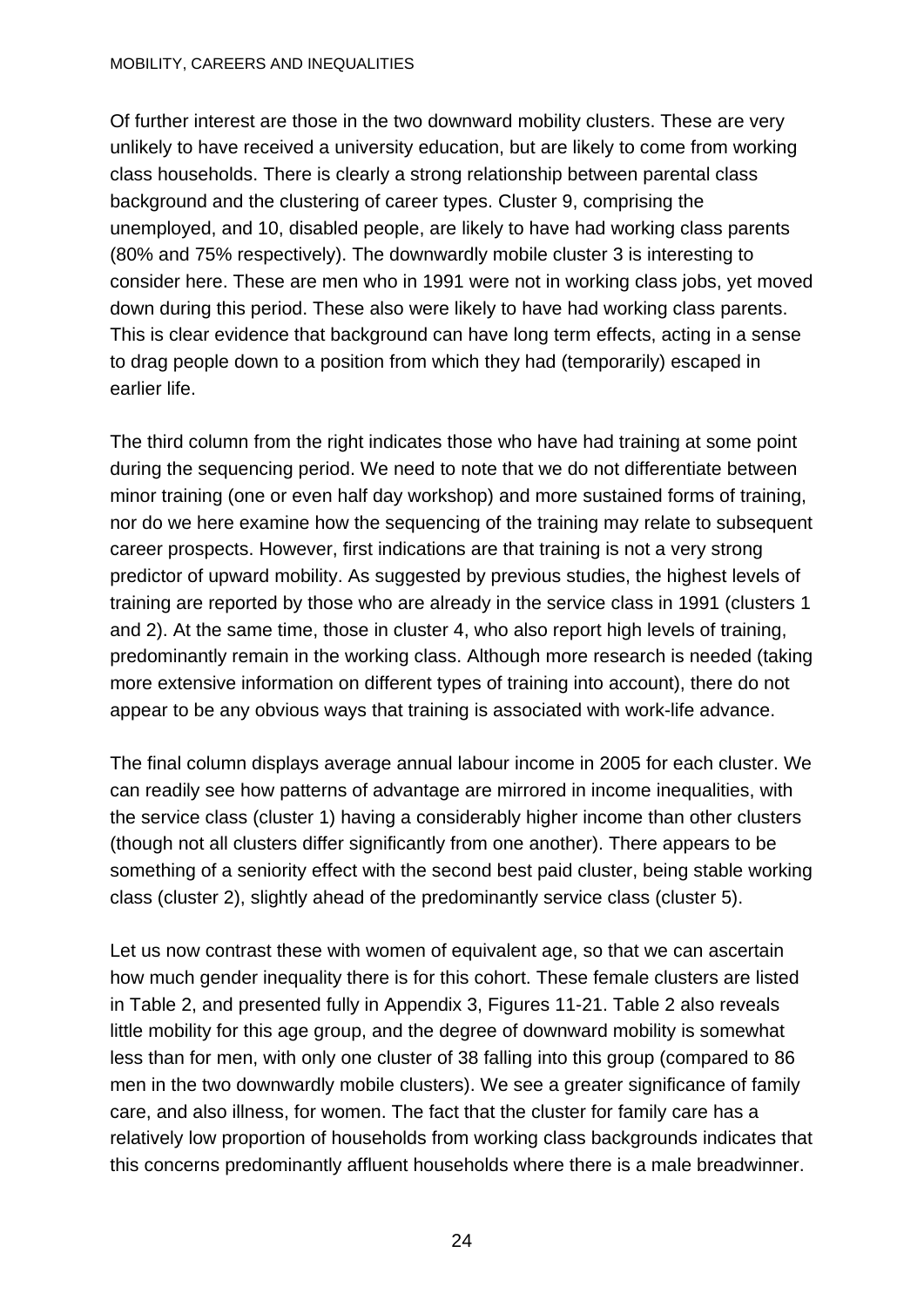Of further interest are those in the two downward mobility clusters. These are very unlikely to have received a university education, but are likely to come from working class households. There is clearly a strong relationship between parental class background and the clustering of career types. Cluster 9, comprising the unemployed, and 10, disabled people, are likely to have had working class parents (80% and 75% respectively). The downwardly mobile cluster 3 is interesting to consider here. These are men who in 1991 were not in working class jobs, yet moved down during this period. These also were likely to have had working class parents. This is clear evidence that background can have long term effects, acting in a sense to drag people down to a position from which they had (temporarily) escaped in earlier life.

The third column from the right indicates those who have had training at some point during the sequencing period. We need to note that we do not differentiate between minor training (one or even half day workshop) and more sustained forms of training, nor do we here examine how the sequencing of the training may relate to subsequent career prospects. However, first indications are that training is not a very strong predictor of upward mobility. As suggested by previous studies, the highest levels of training are reported by those who are already in the service class in 1991 (clusters 1 and 2). At the same time, those in cluster 4, who also report high levels of training, predominantly remain in the working class. Although more research is needed (taking more extensive information on different types of training into account), there do not appear to be any obvious ways that training is associated with work-life advance.

The final column displays average annual labour income in 2005 for each cluster. We can readily see how patterns of advantage are mirrored in income inequalities, with the service class (cluster 1) having a considerably higher income than other clusters (though not all clusters differ significantly from one another). There appears to be something of a seniority effect with the second best paid cluster, being stable working class (cluster 2), slightly ahead of the predominantly service class (cluster 5).

Let us now contrast these with women of equivalent age, so that we can ascertain how much gender inequality there is for this cohort. These female clusters are listed in Table 2, and presented fully in Appendix 3, Figures 11-21. Table 2 also reveals little mobility for this age group, and the degree of downward mobility is somewhat less than for men, with only one cluster of 38 falling into this group (compared to 86 men in the two downwardly mobile clusters). We see a greater significance of family care, and also illness, for women. The fact that the cluster for family care has a relatively low proportion of households from working class backgrounds indicates that this concerns predominantly affluent households where there is a male breadwinner.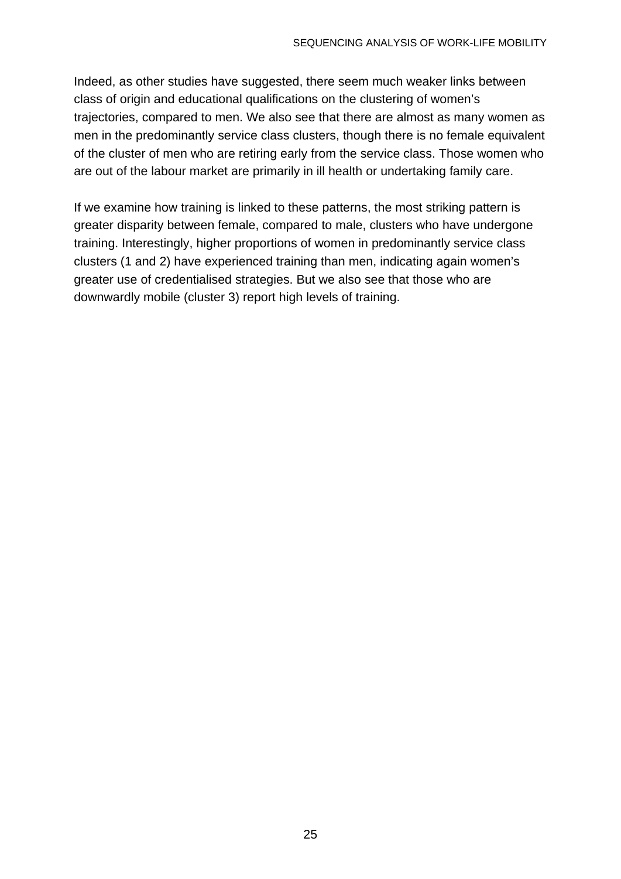Indeed, as other studies have suggested, there seem much weaker links between class of origin and educational qualifications on the clustering of women's trajectories, compared to men. We also see that there are almost as many women as men in the predominantly service class clusters, though there is no female equivalent of the cluster of men who are retiring early from the service class. Those women who are out of the labour market are primarily in ill health or undertaking family care.

If we examine how training is linked to these patterns, the most striking pattern is greater disparity between female, compared to male, clusters who have undergone training. Interestingly, higher proportions of women in predominantly service class clusters (1 and 2) have experienced training than men, indicating again women's greater use of credentialised strategies. But we also see that those who are downwardly mobile (cluster 3) report high levels of training.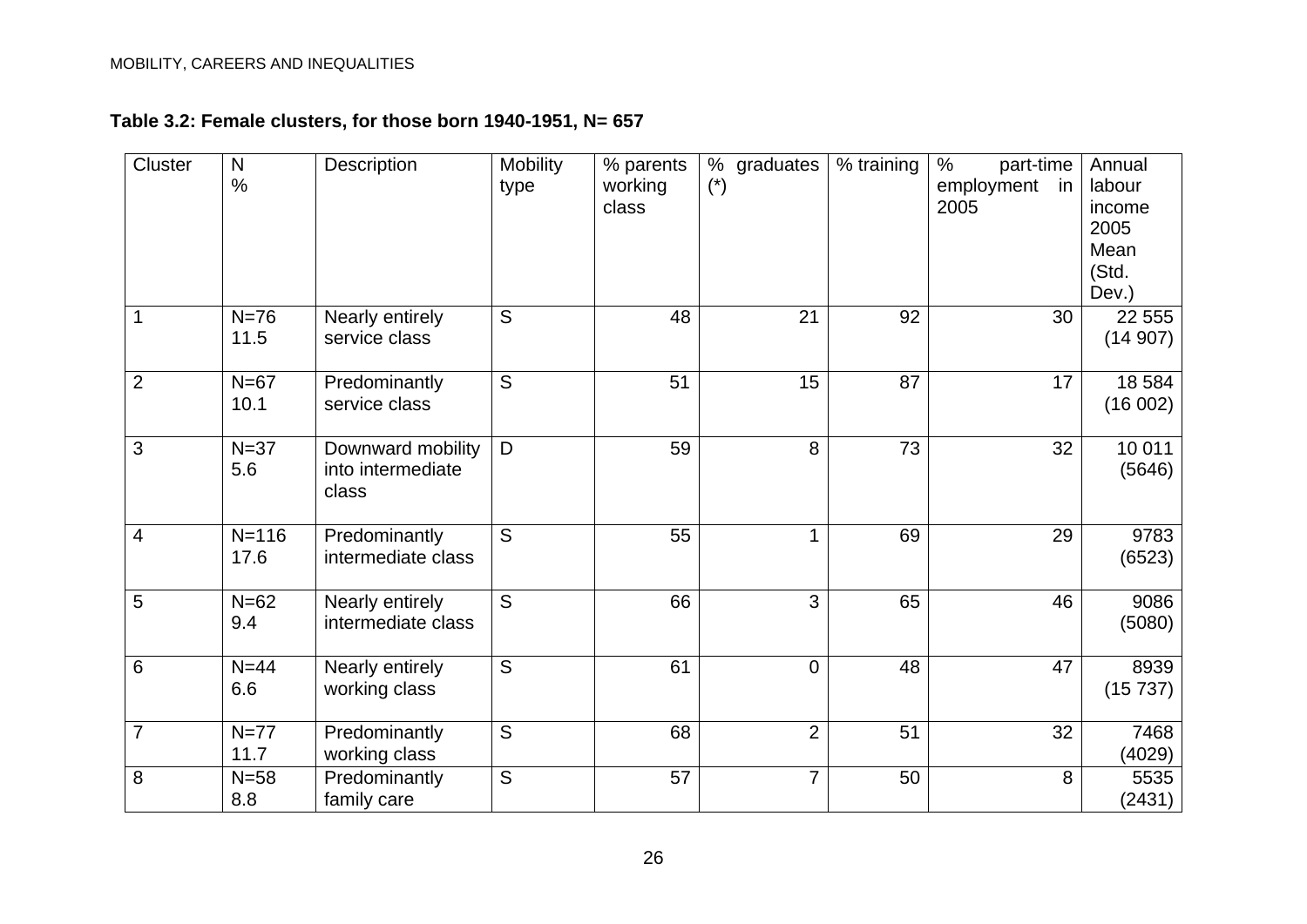**Table 3.2: Female clusters, for those born 1940-1951, N= 657**

| Cluster | N % | Description | Mobility type | % parents working class | % graduates (*) | % training | % part-time employment in 2005 | Annual labour income 2005 Mean (Std. Dev.) |
|---|---|---|---|---|---|---|---|---|
| 1 | N=76 11.5 | Nearly entirely service class | S | 48 | 21 | 92 | 30 | 22 555 (14 907) |
| 2 | N=67 10.1 | Predominantly service class | S | 51 | 15 | 87 | 17 | 18 584 (16 002) |
| 3 | N=37 5.6 | Downward mobility into intermediate class | D | 59 | 8 | 73 | 32 | 10 011 (5646) |
| 4 | N=116 17.6 | Predominantly intermediate class | S | 55 | 1 | 69 | 29 | 9783 (6523) |
| 5 | N=62 9.4 | Nearly entirely intermediate class | S | 66 | 3 | 65 | 46 | 9086 (5080) |
| 6 | N=44 6.6 | Nearly entirely working class | S | 61 | 0 | 48 | 47 | 8939 (15 737) |
| 7 | N=77 11.7 | Predominantly working class | S | 68 | 2 | 51 | 32 | 7468 (4029) |
| 8 | N=58 8.8 | Predominantly family care | S | 57 | 7 | 50 | 8 | 5535 (2431) |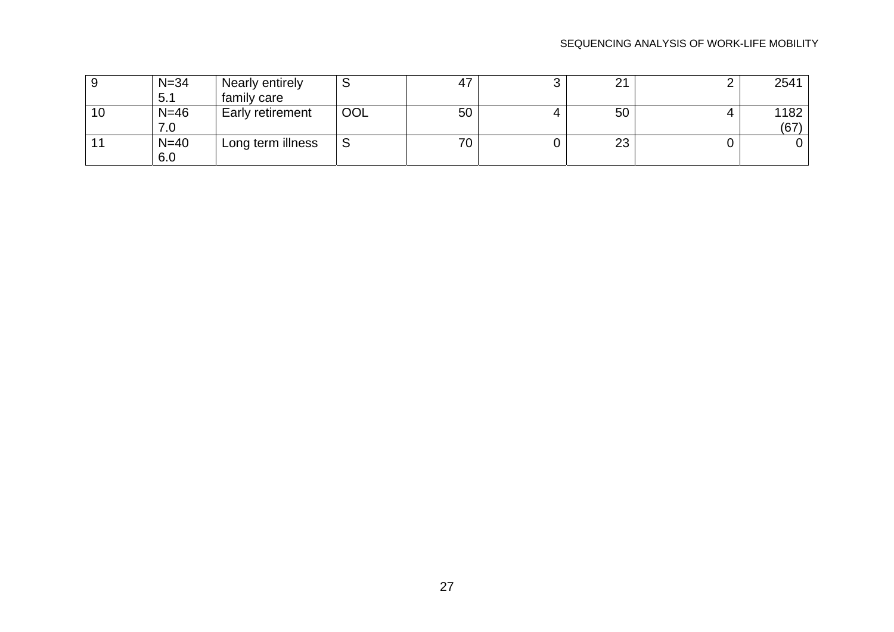| | | | | | | | | |
|---|---|---|---|---|---|---|---|---|
| 9 | N=34 5.1 | Nearly entirely family care | S | 47 | 3 | 21 | 2 | 2541 |
| 10 | N=46 7.0 | Early retirement | OOL | 50 | 4 | 50 | 4 | 1182 (67) |
| 11 | N=40 6.0 | Long term illness | S | 70 | 0 | 23 | 0 | 0 |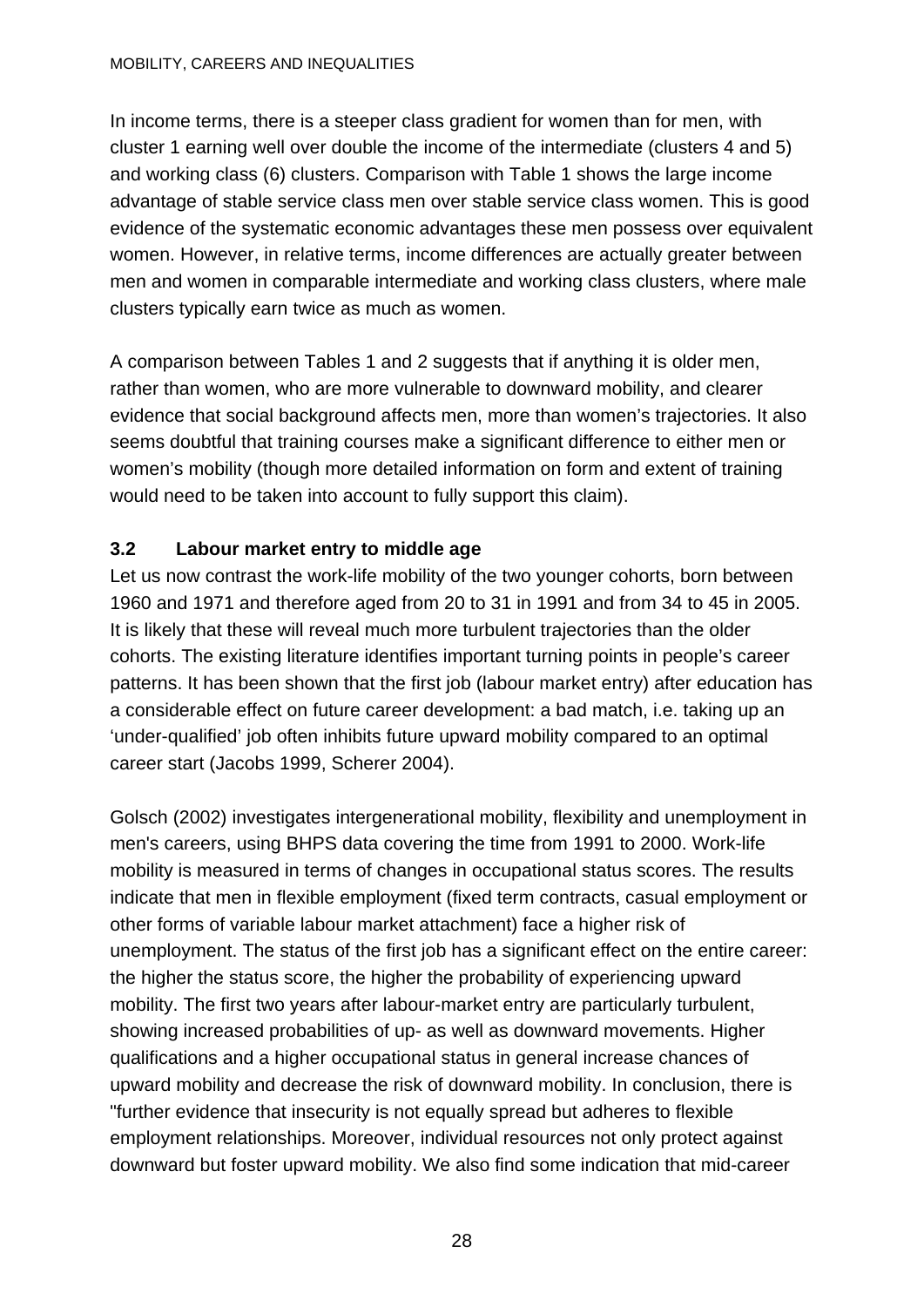In income terms, there is a steeper class gradient for women than for men, with cluster 1 earning well over double the income of the intermediate (clusters 4 and 5) and working class (6) clusters. Comparison with Table 1 shows the large income advantage of stable service class men over stable service class women. This is good evidence of the systematic economic advantages these men possess over equivalent women. However, in relative terms, income differences are actually greater between men and women in comparable intermediate and working class clusters, where male clusters typically earn twice as much as women.

A comparison between Tables 1 and 2 suggests that if anything it is older men, rather than women, who are more vulnerable to downward mobility, and clearer evidence that social background affects men, more than women's trajectories. It also seems doubtful that training courses make a significant difference to either men or women's mobility (though more detailed information on form and extent of training would need to be taken into account to fully support this claim).

### 3.2 Labour market entry to middle age

Let us now contrast the work-life mobility of the two younger cohorts, born between 1960 and 1971 and therefore aged from 20 to 31 in 1991 and from 34 to 45 in 2005. It is likely that these will reveal much more turbulent trajectories than the older cohorts. The existing literature identifies important turning points in people's career patterns. It has been shown that the first job (labour market entry) after education has a considerable effect on future career development: a bad match, i.e. taking up an 'under-qualified' job often inhibits future upward mobility compared to an optimal career start (Jacobs 1999, Scherer 2004).

Golsch (2002) investigates intergenerational mobility, flexibility and unemployment in men's careers, using BHPS data covering the time from 1991 to 2000. Work-life mobility is measured in terms of changes in occupational status scores. The results indicate that men in flexible employment (fixed term contracts, casual employment or other forms of variable labour market attachment) face a higher risk of unemployment. The status of the first job has a significant effect on the entire career: the higher the status score, the higher the probability of experiencing upward mobility. The first two years after labour-market entry are particularly turbulent, showing increased probabilities of up- as well as downward movements. Higher qualifications and a higher occupational status in general increase chances of upward mobility and decrease the risk of downward mobility. In conclusion, there is "further evidence that insecurity is not equally spread but adheres to flexible employment relationships. Moreover, individual resources not only protect against downward but foster upward mobility. We also find some indication that mid-career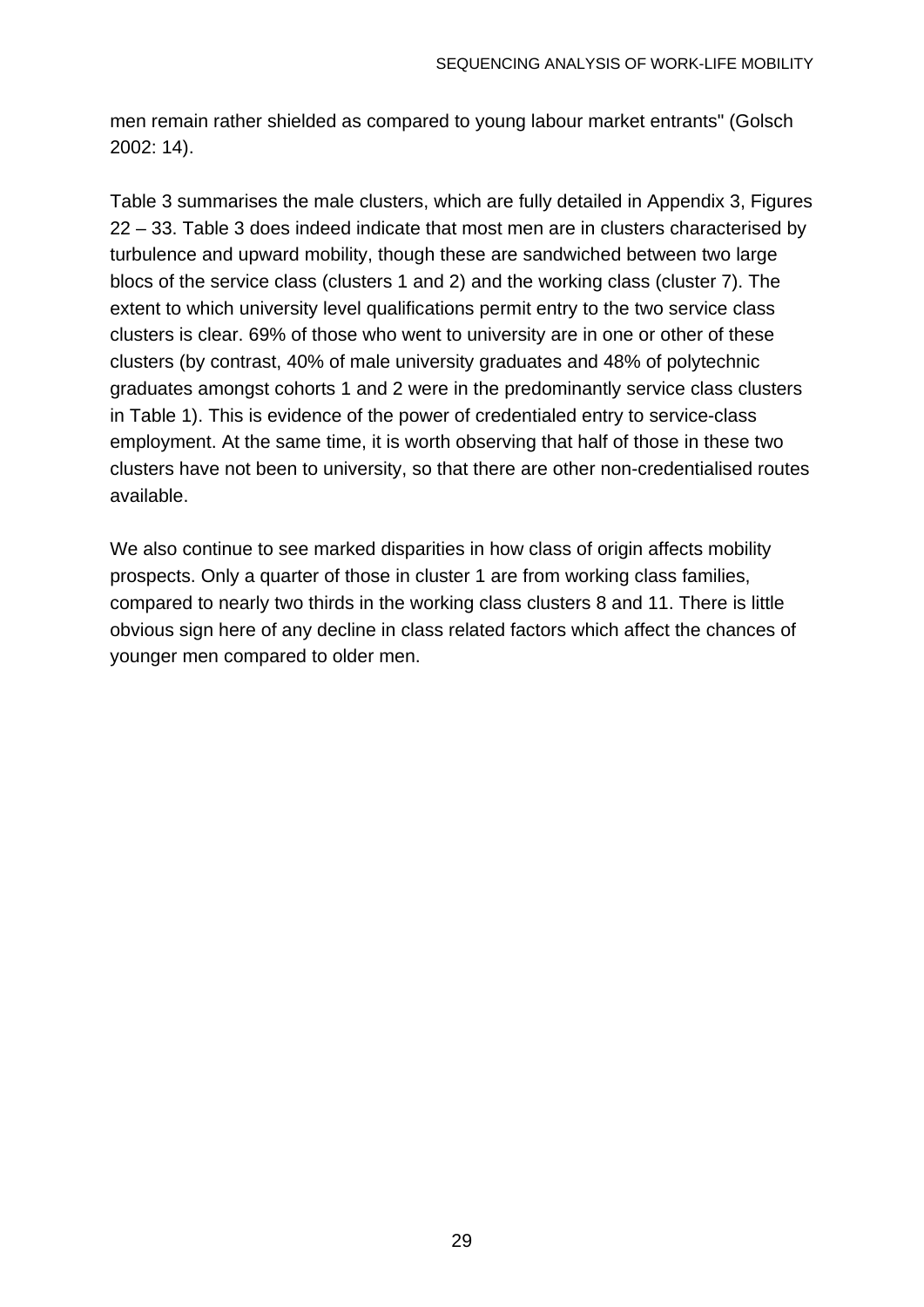men remain rather shielded as compared to young labour market entrants" (Golsch 2002: 14).

Table 3 summarises the male clusters, which are fully detailed in Appendix 3, Figures 22 – 33. Table 3 does indeed indicate that most men are in clusters characterised by turbulence and upward mobility, though these are sandwiched between two large blocs of the service class (clusters 1 and 2) and the working class (cluster 7). The extent to which university level qualifications permit entry to the two service class clusters is clear. 69% of those who went to university are in one or other of these clusters (by contrast, 40% of male university graduates and 48% of polytechnic graduates amongst cohorts 1 and 2 were in the predominantly service class clusters in Table 1). This is evidence of the power of credentialed entry to service-class employment. At the same time, it is worth observing that half of those in these two clusters have not been to university, so that there are other non-credentialised routes available.

We also continue to see marked disparities in how class of origin affects mobility prospects. Only a quarter of those in cluster 1 are from working class families, compared to nearly two thirds in the working class clusters 8 and 11. There is little obvious sign here of any decline in class related factors which affect the chances of younger men compared to older men.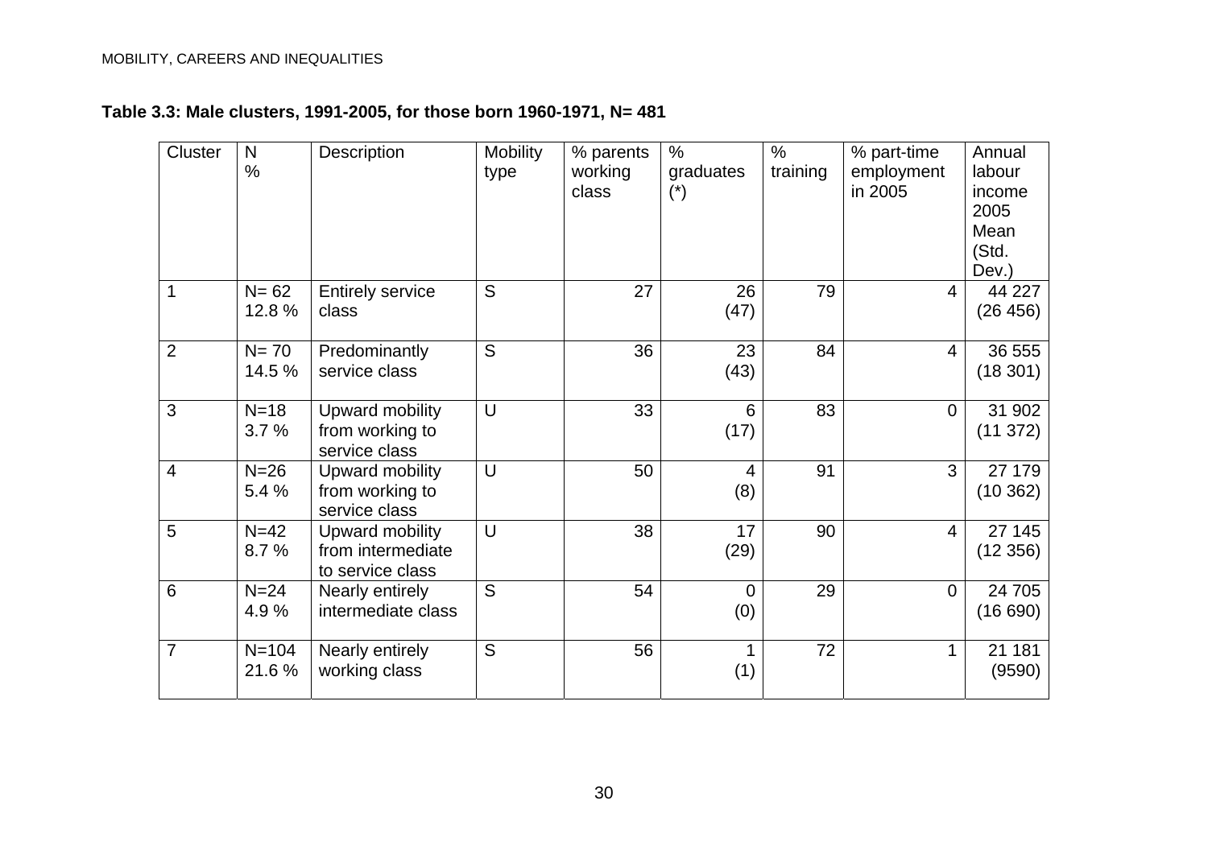**Table 3.3: Male clusters, 1991-2005, for those born 1960-1971, N= 481**

| Cluster | N % | Description | Mobility type | % parents working class | % graduates (*) | % training | % part-time employment in 2005 | Annual labour income 2005 Mean (Std. Dev.) |
|---|---|---|---|---|---|---|---|---|
| 1 | N= 62 12.8 % | Entirely service class | S | 27 | 26 (47) | 79 | 4 | 44 227 (26 456) |
| 2 | N= 70 14.5 % | Predominantly service class | S | 36 | 23 (43) | 84 | 4 | 36 555 (18 301) |
| 3 | N=18 3.7 % | Upward mobility from working to service class | U | 33 | 6 (17) | 83 | 0 | 31 902 (11 372) |
| 4 | N=26 5.4 % | Upward mobility from working to service class | U | 50 | 4 (8) | 91 | 3 | 27 179 (10 362) |
| 5 | N=42 8.7 % | Upward mobility from intermediate to service class | U | 38 | 17 (29) | 90 | 4 | 27 145 (12 356) |
| 6 | N=24 4.9 % | Nearly entirely intermediate class | S | 54 | 0 (0) | 29 | 0 | 24 705 (16 690) |
| 7 | N=104 21.6 % | Nearly entirely working class | S | 56 | 1 (1) | 72 | 1 | 21 181 (9590) |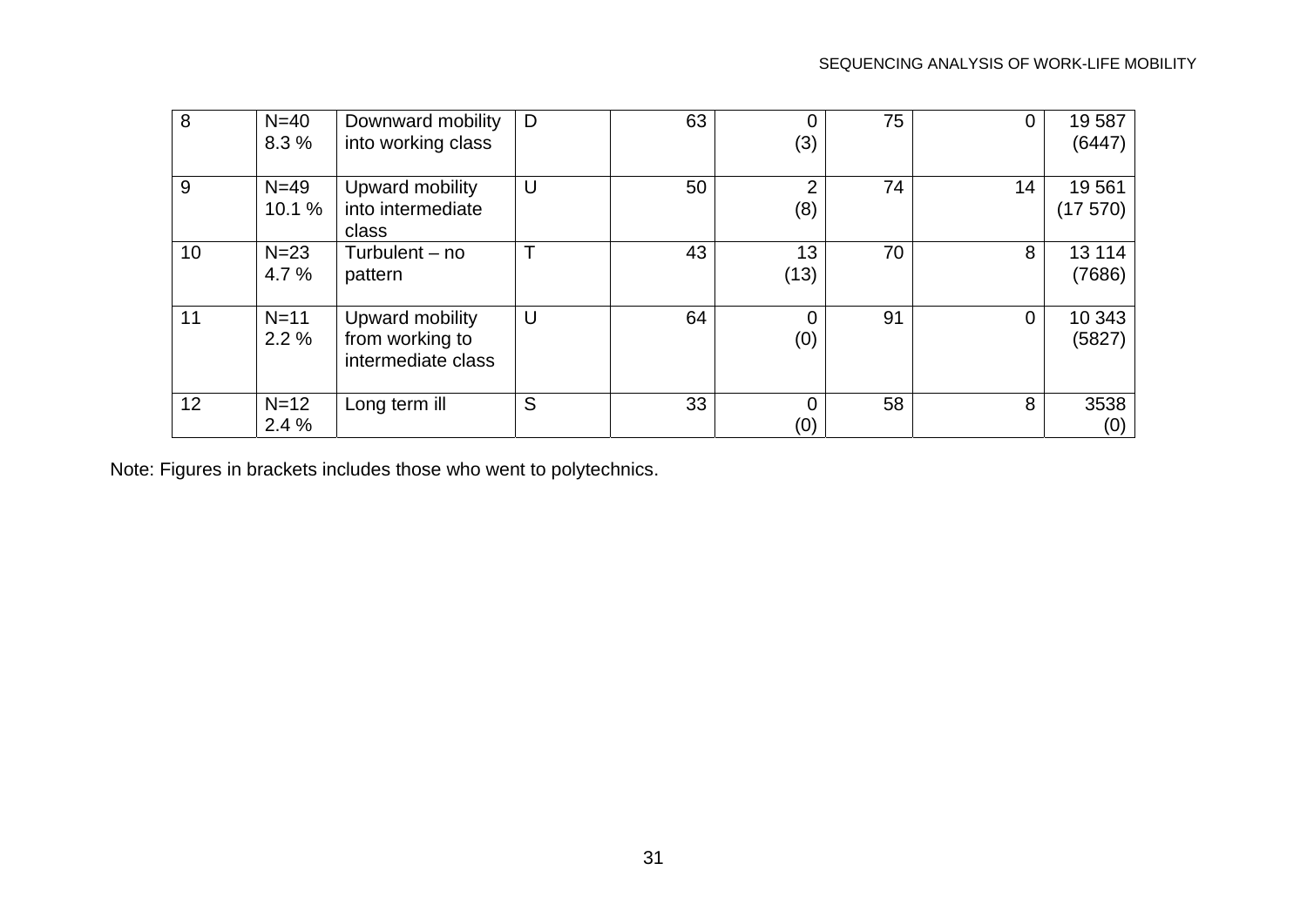| | | | | | | | | |
|---|---|---|---|---|---|---|---|---|
| 8 | N=40<br>8.3 % | Downward mobility into working class | D | 63 | 0<br>(3) | 75 | 0 | 19 587<br>(6447) |
| 9 | N=49<br>10.1 % | Upward mobility into intermediate class | U | 50 | 2<br>(8) | 74 | 14 | 19 561<br>(17 570) |
| 10 | N=23<br>4.7 % | Turbulent – no pattern | T | 43 | 13<br>(13) | 70 | 8 | 13 114<br>(7686) |
| 11 | N=11<br>2.2 % | Upward mobility from working to intermediate class | U | 64 | 0<br>(0) | 91 | 0 | 10 343<br>(5827) |
| 12 | N=12<br>2.4 % | Long term ill | S | 33 | 0<br>(0) | 58 | 8 | 3538<br>(0) |

Note: Figures in brackets includes those who went to polytechnics.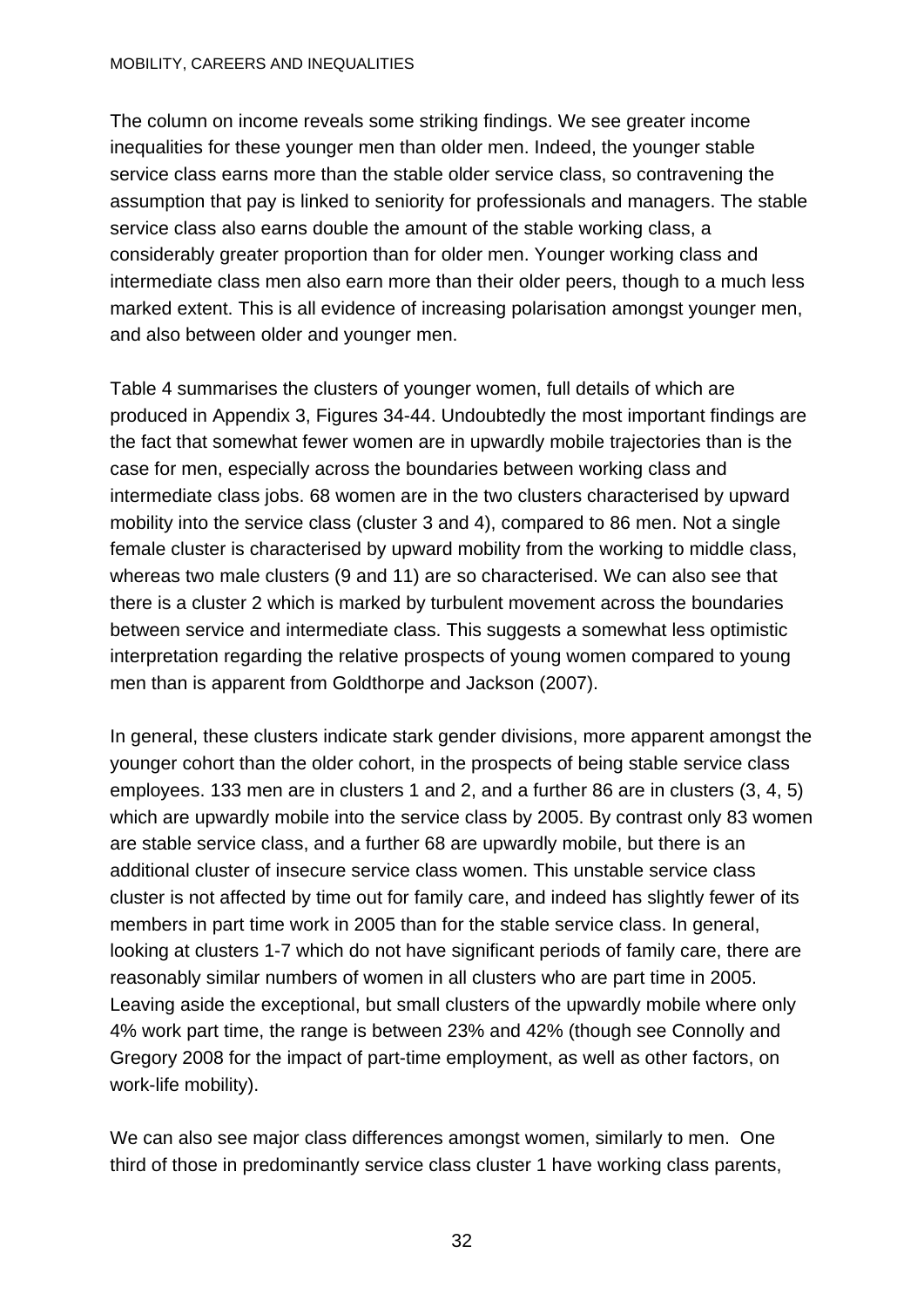The column on income reveals some striking findings. We see greater income inequalities for these younger men than older men. Indeed, the younger stable service class earns more than the stable older service class, so contravening the assumption that pay is linked to seniority for professionals and managers. The stable service class also earns double the amount of the stable working class, a considerably greater proportion than for older men. Younger working class and intermediate class men also earn more than their older peers, though to a much less marked extent. This is all evidence of increasing polarisation amongst younger men, and also between older and younger men.

Table 4 summarises the clusters of younger women, full details of which are produced in Appendix 3, Figures 34-44. Undoubtedly the most important findings are the fact that somewhat fewer women are in upwardly mobile trajectories than is the case for men, especially across the boundaries between working class and intermediate class jobs. 68 women are in the two clusters characterised by upward mobility into the service class (cluster 3 and 4), compared to 86 men. Not a single female cluster is characterised by upward mobility from the working to middle class, whereas two male clusters (9 and 11) are so characterised. We can also see that there is a cluster 2 which is marked by turbulent movement across the boundaries between service and intermediate class. This suggests a somewhat less optimistic interpretation regarding the relative prospects of young women compared to young men than is apparent from Goldthorpe and Jackson (2007).

In general, these clusters indicate stark gender divisions, more apparent amongst the younger cohort than the older cohort, in the prospects of being stable service class employees. 133 men are in clusters 1 and 2, and a further 86 are in clusters (3, 4, 5) which are upwardly mobile into the service class by 2005. By contrast only 83 women are stable service class, and a further 68 are upwardly mobile, but there is an additional cluster of insecure service class women. This unstable service class cluster is not affected by time out for family care, and indeed has slightly fewer of its members in part time work in 2005 than for the stable service class. In general, looking at clusters 1-7 which do not have significant periods of family care, there are reasonably similar numbers of women in all clusters who are part time in 2005. Leaving aside the exceptional, but small clusters of the upwardly mobile where only 4% work part time, the range is between 23% and 42% (though see Connolly and Gregory 2008 for the impact of part-time employment, as well as other factors, on work-life mobility).

We can also see major class differences amongst women, similarly to men. One third of those in predominantly service class cluster 1 have working class parents,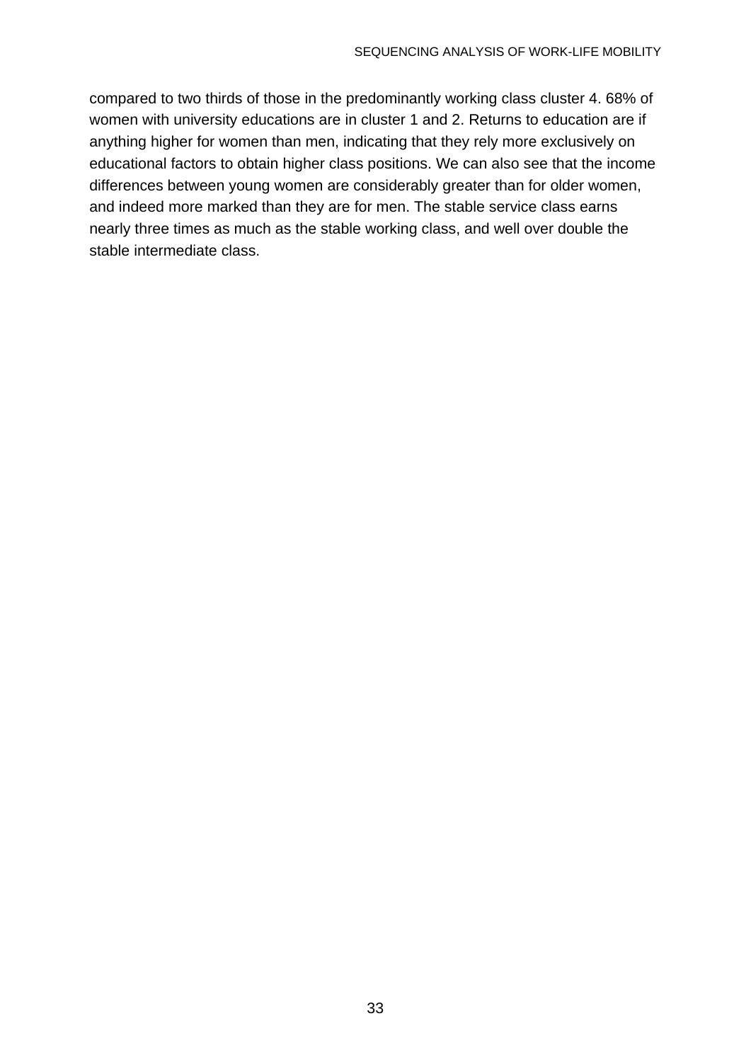compared to two thirds of those in the predominantly working class cluster 4. 68% of women with university educations are in cluster 1 and 2. Returns to education are if anything higher for women than men, indicating that they rely more exclusively on educational factors to obtain higher class positions. We can also see that the income differences between young women are considerably greater than for older women, and indeed more marked than they are for men. The stable service class earns nearly three times as much as the stable working class, and well over double the stable intermediate class.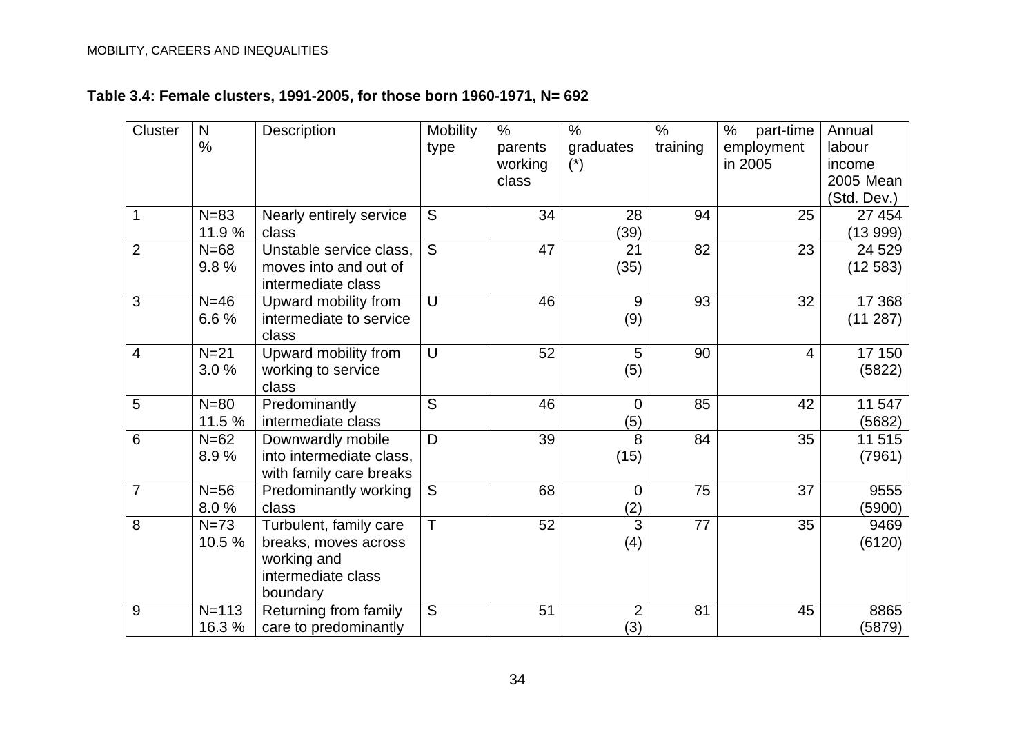**Table 3.4: Female clusters, 1991-2005, for those born 1960-1971, N= 692**

| Cluster | N % | Description | Mobility type | % parents working class | % graduates (*) | % training | % part-time employment in 2005 | Annual labour income 2005 Mean (Std. Dev.) |
|---|---|---|---|---|---|---|---|---|
| 1 | N=83 11.9 % | Nearly entirely service class | S | 34 | 28 (39) | 94 | 25 | 27 454 (13 999) |
| 2 | N=68 9.8 % | Unstable service class, moves into and out of intermediate class | S | 47 | 21 (35) | 82 | 23 | 24 529 (12 583) |
| 3 | N=46 6.6 % | Upward mobility from intermediate to service class | U | 46 | 9 (9) | 93 | 32 | 17 368 (11 287) |
| 4 | N=21 3.0 % | Upward mobility from working to service class | U | 52 | 5 (5) | 90 | 4 | 17 150 (5822) |
| 5 | N=80 11.5 % | Predominantly intermediate class | S | 46 | 0 (5) | 85 | 42 | 11 547 (5682) |
| 6 | N=62 8.9 % | Downwardly mobile into intermediate class, with family care breaks | D | 39 | 8 (15) | 84 | 35 | 11 515 (7961) |
| 7 | N=56 8.0 % | Predominantly working class | S | 68 | 0 (2) | 75 | 37 | 9555 (5900) |
| 8 | N=73 10.5 % | Turbulent, family care breaks, moves across working and intermediate class boundary | T | 52 | 3 (4) | 77 | 35 | 9469 (6120) |
| 9 | N=113 16.3 % | Returning from family care to predominantly | S | 51 | 2 (3) | 81 | 45 | 8865 (5879) |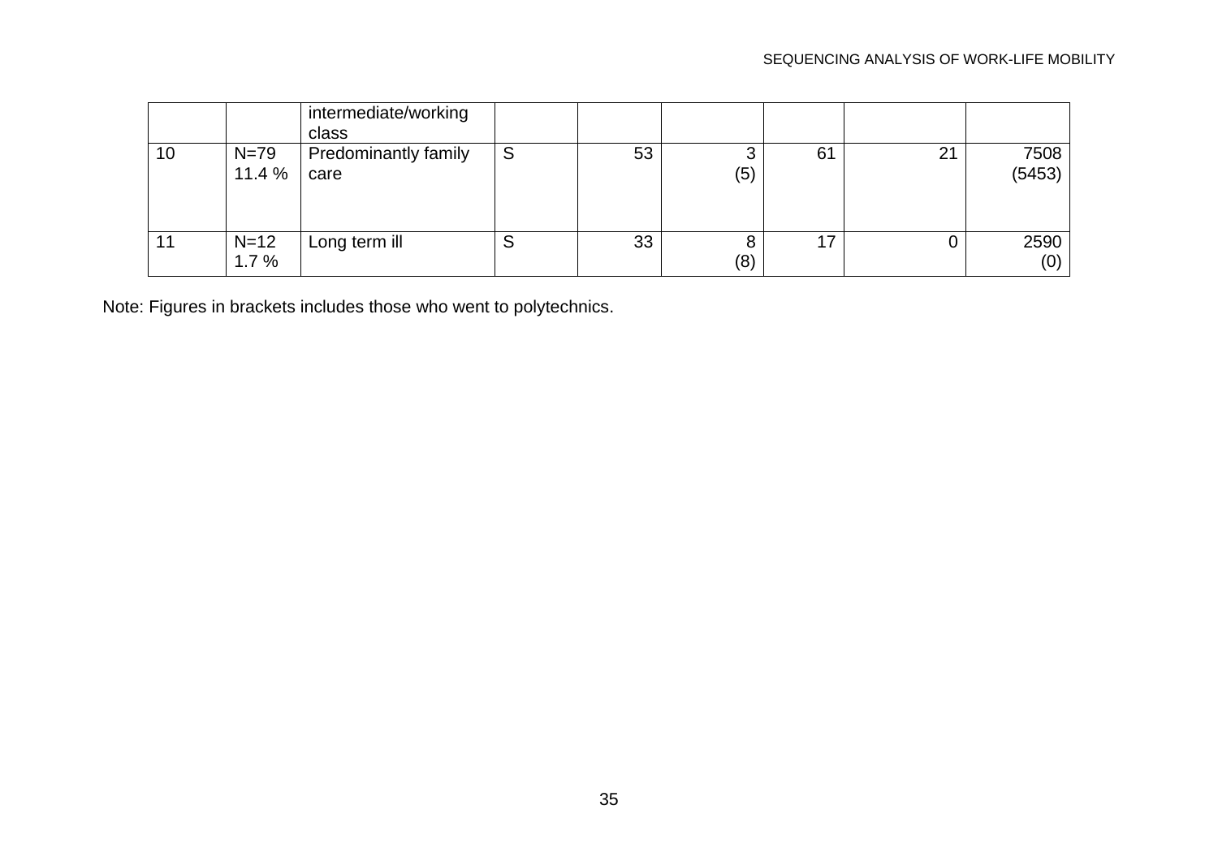| | | intermediate/working class | | | | | | |
|---|---|---|---|---|---|---|---|---|
| 10 | N=79 11.4 % | Predominantly family care | S | 53 | 3 (5) | 61 | 21 | 7508 (5453) |
| 11 | N=12 1.7 % | Long term ill | S | 33 | 8 (8) | 17 | 0 | 2590 (0) |

Note: Figures in brackets includes those who went to polytechnics.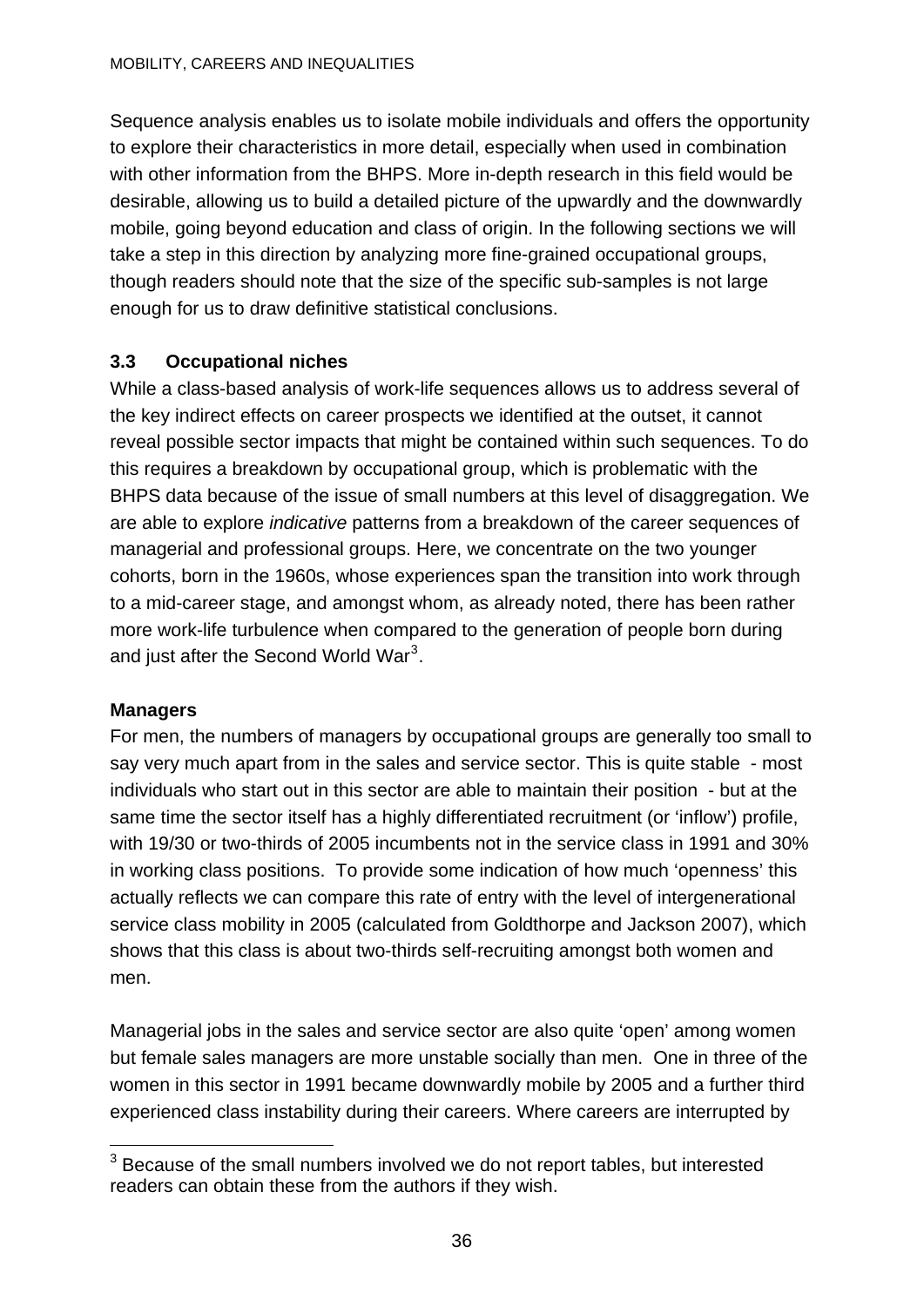Sequence analysis enables us to isolate mobile individuals and offers the opportunity to explore their characteristics in more detail, especially when used in combination with other information from the BHPS. More in-depth research in this field would be desirable, allowing us to build a detailed picture of the upwardly and the downwardly mobile, going beyond education and class of origin. In the following sections we will take a step in this direction by analyzing more fine-grained occupational groups, though readers should note that the size of the specific sub-samples is not large enough for us to draw definitive statistical conclusions.

### 3.3 Occupational niches

While a class-based analysis of work-life sequences allows us to address several of the key indirect effects on career prospects we identified at the outset, it cannot reveal possible sector impacts that might be contained within such sequences. To do this requires a breakdown by occupational group, which is problematic with the BHPS data because of the issue of small numbers at this level of disaggregation. We are able to explore *indicative* patterns from a breakdown of the career sequences of managerial and professional groups. Here, we concentrate on the two younger cohorts, born in the 1960s, whose experiences span the transition into work through to a mid-career stage, and amongst whom, as already noted, there has been rather more work-life turbulence when compared to the generation of people born during and just after the Second World War[3].

**Managers**

For men, the numbers of managers by occupational groups are generally too small to say very much apart from in the sales and service sector. This is quite stable - most individuals who start out in this sector are able to maintain their position - but at the same time the sector itself has a highly differentiated recruitment (or 'inflow') profile, with 19/30 or two-thirds of 2005 incumbents not in the service class in 1991 and 30% in working class positions. To provide some indication of how much 'openness' this actually reflects we can compare this rate of entry with the level of intergenerational service class mobility in 2005 (calculated from Goldthorpe and Jackson 2007), which shows that this class is about two-thirds self-recruiting amongst both women and men.

Managerial jobs in the sales and service sector are also quite 'open' among women but female sales managers are more unstable socially than men. One in three of the women in this sector in 1991 became downwardly mobile by 2005 and a further third experienced class instability during their careers. Where careers are interrupted by

---

[3] Because of the small numbers involved we do not report tables, but interested readers can obtain these from the authors if they wish.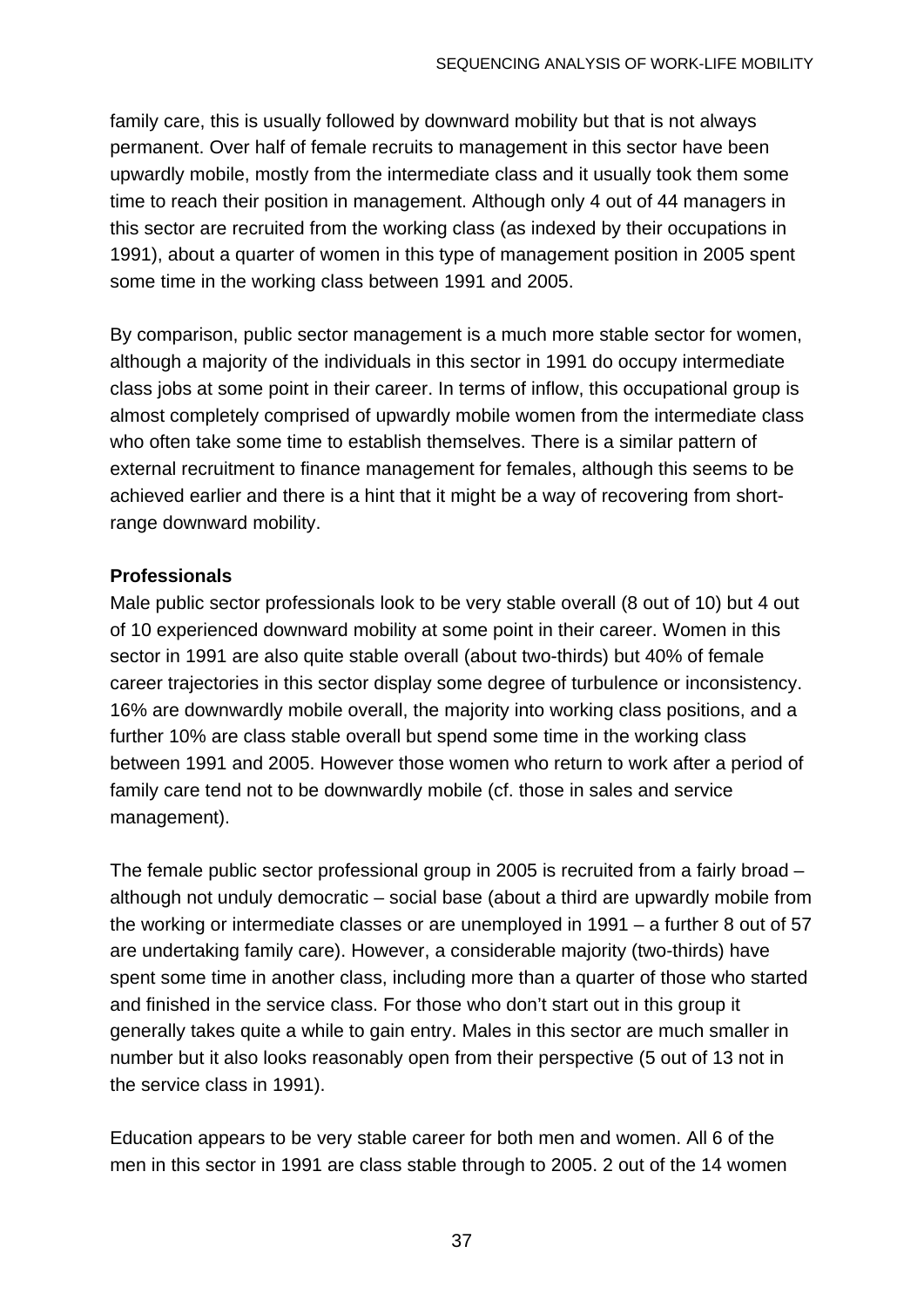family care, this is usually followed by downward mobility but that is not always permanent. Over half of female recruits to management in this sector have been upwardly mobile, mostly from the intermediate class and it usually took them some time to reach their position in management. Although only 4 out of 44 managers in this sector are recruited from the working class (as indexed by their occupations in 1991), about a quarter of women in this type of management position in 2005 spent some time in the working class between 1991 and 2005.

By comparison, public sector management is a much more stable sector for women, although a majority of the individuals in this sector in 1991 do occupy intermediate class jobs at some point in their career. In terms of inflow, this occupational group is almost completely comprised of upwardly mobile women from the intermediate class who often take some time to establish themselves. There is a similar pattern of external recruitment to finance management for females, although this seems to be achieved earlier and there is a hint that it might be a way of recovering from short-range downward mobility.

**Professionals**

Male public sector professionals look to be very stable overall (8 out of 10) but 4 out of 10 experienced downward mobility at some point in their career. Women in this sector in 1991 are also quite stable overall (about two-thirds) but 40% of female career trajectories in this sector display some degree of turbulence or inconsistency. 16% are downwardly mobile overall, the majority into working class positions, and a further 10% are class stable overall but spend some time in the working class between 1991 and 2005. However those women who return to work after a period of family care tend not to be downwardly mobile (cf. those in sales and service management).

The female public sector professional group in 2005 is recruited from a fairly broad – although not unduly democratic – social base (about a third are upwardly mobile from the working or intermediate classes or are unemployed in 1991 – a further 8 out of 57 are undertaking family care). However, a considerable majority (two-thirds) have spent some time in another class, including more than a quarter of those who started and finished in the service class. For those who don't start out in this group it generally takes quite a while to gain entry. Males in this sector are much smaller in number but it also looks reasonably open from their perspective (5 out of 13 not in the service class in 1991).

Education appears to be very stable career for both men and women. All 6 of the men in this sector in 1991 are class stable through to 2005. 2 out of the 14 women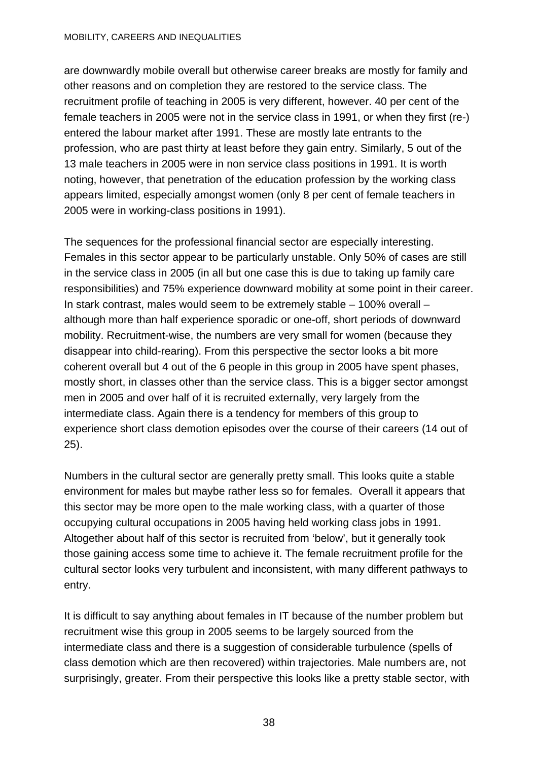are downwardly mobile overall but otherwise career breaks are mostly for family and other reasons and on completion they are restored to the service class. The recruitment profile of teaching in 2005 is very different, however. 40 per cent of the female teachers in 2005 were not in the service class in 1991, or when they first (re-) entered the labour market after 1991. These are mostly late entrants to the profession, who are past thirty at least before they gain entry. Similarly, 5 out of the 13 male teachers in 2005 were in non service class positions in 1991. It is worth noting, however, that penetration of the education profession by the working class appears limited, especially amongst women (only 8 per cent of female teachers in 2005 were in working-class positions in 1991).

The sequences for the professional financial sector are especially interesting. Females in this sector appear to be particularly unstable. Only 50% of cases are still in the service class in 2005 (in all but one case this is due to taking up family care responsibilities) and 75% experience downward mobility at some point in their career. In stark contrast, males would seem to be extremely stable – 100% overall – although more than half experience sporadic or one-off, short periods of downward mobility. Recruitment-wise, the numbers are very small for women (because they disappear into child-rearing). From this perspective the sector looks a bit more coherent overall but 4 out of the 6 people in this group in 2005 have spent phases, mostly short, in classes other than the service class. This is a bigger sector amongst men in 2005 and over half of it is recruited externally, very largely from the intermediate class. Again there is a tendency for members of this group to experience short class demotion episodes over the course of their careers (14 out of 25).

Numbers in the cultural sector are generally pretty small. This looks quite a stable environment for males but maybe rather less so for females. Overall it appears that this sector may be more open to the male working class, with a quarter of those occupying cultural occupations in 2005 having held working class jobs in 1991. Altogether about half of this sector is recruited from 'below', but it generally took those gaining access some time to achieve it. The female recruitment profile for the cultural sector looks very turbulent and inconsistent, with many different pathways to entry.

It is difficult to say anything about females in IT because of the number problem but recruitment wise this group in 2005 seems to be largely sourced from the intermediate class and there is a suggestion of considerable turbulence (spells of class demotion which are then recovered) within trajectories. Male numbers are, not surprisingly, greater. From their perspective this looks like a pretty stable sector, with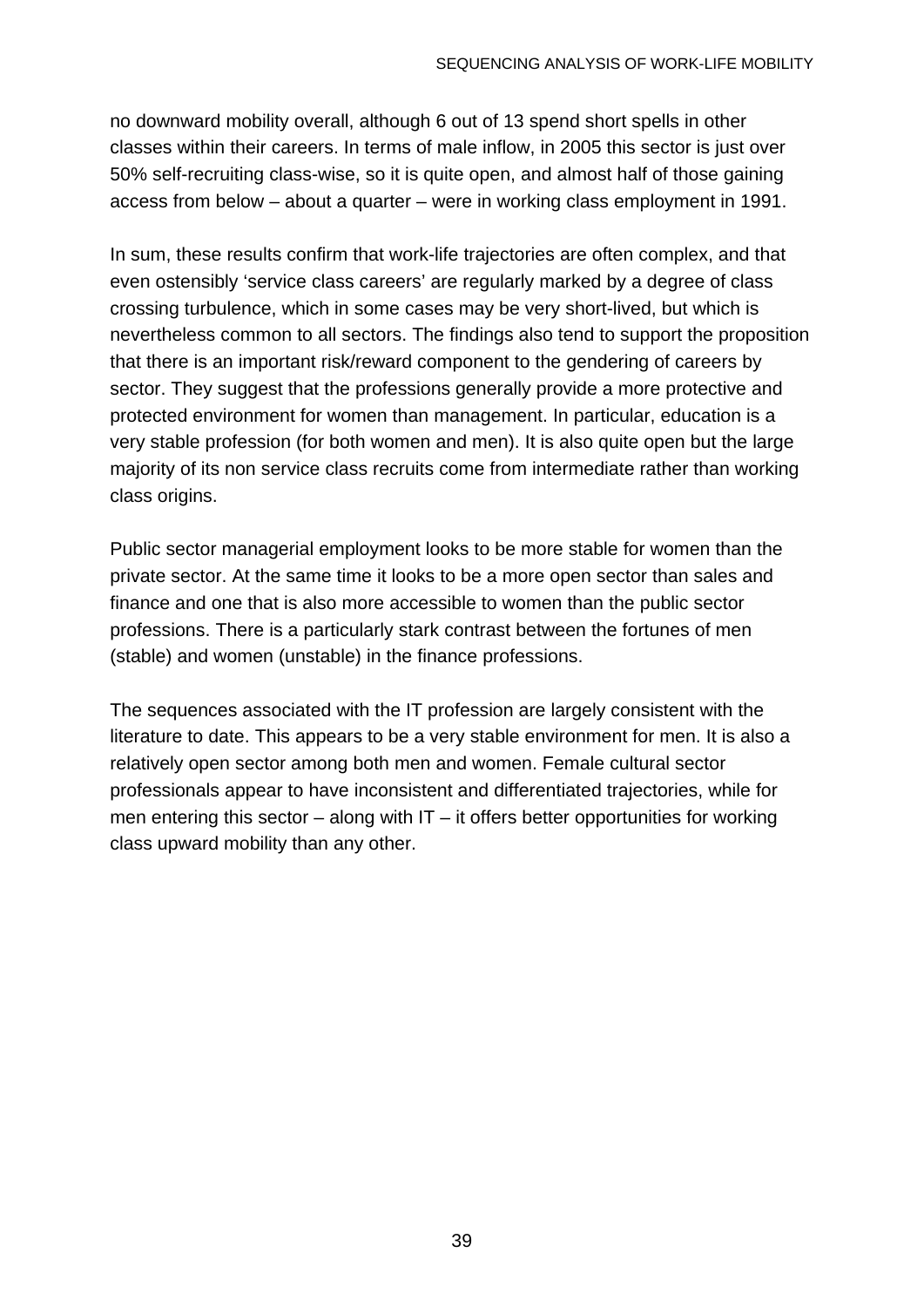no downward mobility overall, although 6 out of 13 spend short spells in other classes within their careers. In terms of male inflow, in 2005 this sector is just over 50% self-recruiting class-wise, so it is quite open, and almost half of those gaining access from below – about a quarter – were in working class employment in 1991.

In sum, these results confirm that work-life trajectories are often complex, and that even ostensibly 'service class careers' are regularly marked by a degree of class crossing turbulence, which in some cases may be very short-lived, but which is nevertheless common to all sectors. The findings also tend to support the proposition that there is an important risk/reward component to the gendering of careers by sector. They suggest that the professions generally provide a more protective and protected environment for women than management. In particular, education is a very stable profession (for both women and men). It is also quite open but the large majority of its non service class recruits come from intermediate rather than working class origins.

Public sector managerial employment looks to be more stable for women than the private sector. At the same time it looks to be a more open sector than sales and finance and one that is also more accessible to women than the public sector professions. There is a particularly stark contrast between the fortunes of men (stable) and women (unstable) in the finance professions.

The sequences associated with the IT profession are largely consistent with the literature to date. This appears to be a very stable environment for men. It is also a relatively open sector among both men and women. Female cultural sector professionals appear to have inconsistent and differentiated trajectories, while for men entering this sector – along with IT – it offers better opportunities for working class upward mobility than any other.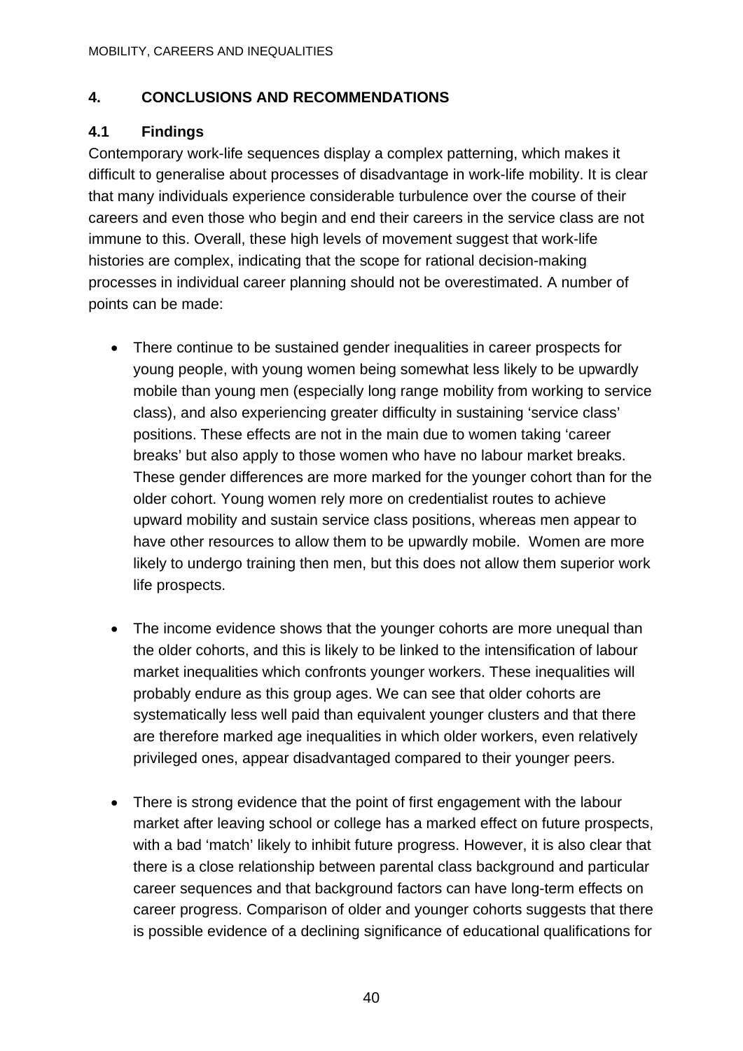## 4. CONCLUSIONS AND RECOMMENDATIONS

### 4.1 Findings

Contemporary work-life sequences display a complex patterning, which makes it difficult to generalise about processes of disadvantage in work-life mobility. It is clear that many individuals experience considerable turbulence over the course of their careers and even those who begin and end their careers in the service class are not immune to this. Overall, these high levels of movement suggest that work-life histories are complex, indicating that the scope for rational decision-making processes in individual career planning should not be overestimated. A number of points can be made:

- There continue to be sustained gender inequalities in career prospects for young people, with young women being somewhat less likely to be upwardly mobile than young men (especially long range mobility from working to service class), and also experiencing greater difficulty in sustaining 'service class' positions. These effects are not in the main due to women taking 'career breaks' but also apply to those women who have no labour market breaks. These gender differences are more marked for the younger cohort than for the older cohort. Young women rely more on credentialist routes to achieve upward mobility and sustain service class positions, whereas men appear to have other resources to allow them to be upwardly mobile. Women are more likely to undergo training then men, but this does not allow them superior work life prospects.

- The income evidence shows that the younger cohorts are more unequal than the older cohorts, and this is likely to be linked to the intensification of labour market inequalities which confronts younger workers. These inequalities will probably endure as this group ages. We can see that older cohorts are systematically less well paid than equivalent younger clusters and that there are therefore marked age inequalities in which older workers, even relatively privileged ones, appear disadvantaged compared to their younger peers.

- There is strong evidence that the point of first engagement with the labour market after leaving school or college has a marked effect on future prospects, with a bad 'match' likely to inhibit future progress. However, it is also clear that there is a close relationship between parental class background and particular career sequences and that background factors can have long-term effects on career progress. Comparison of older and younger cohorts suggests that there is possible evidence of a declining significance of educational qualifications for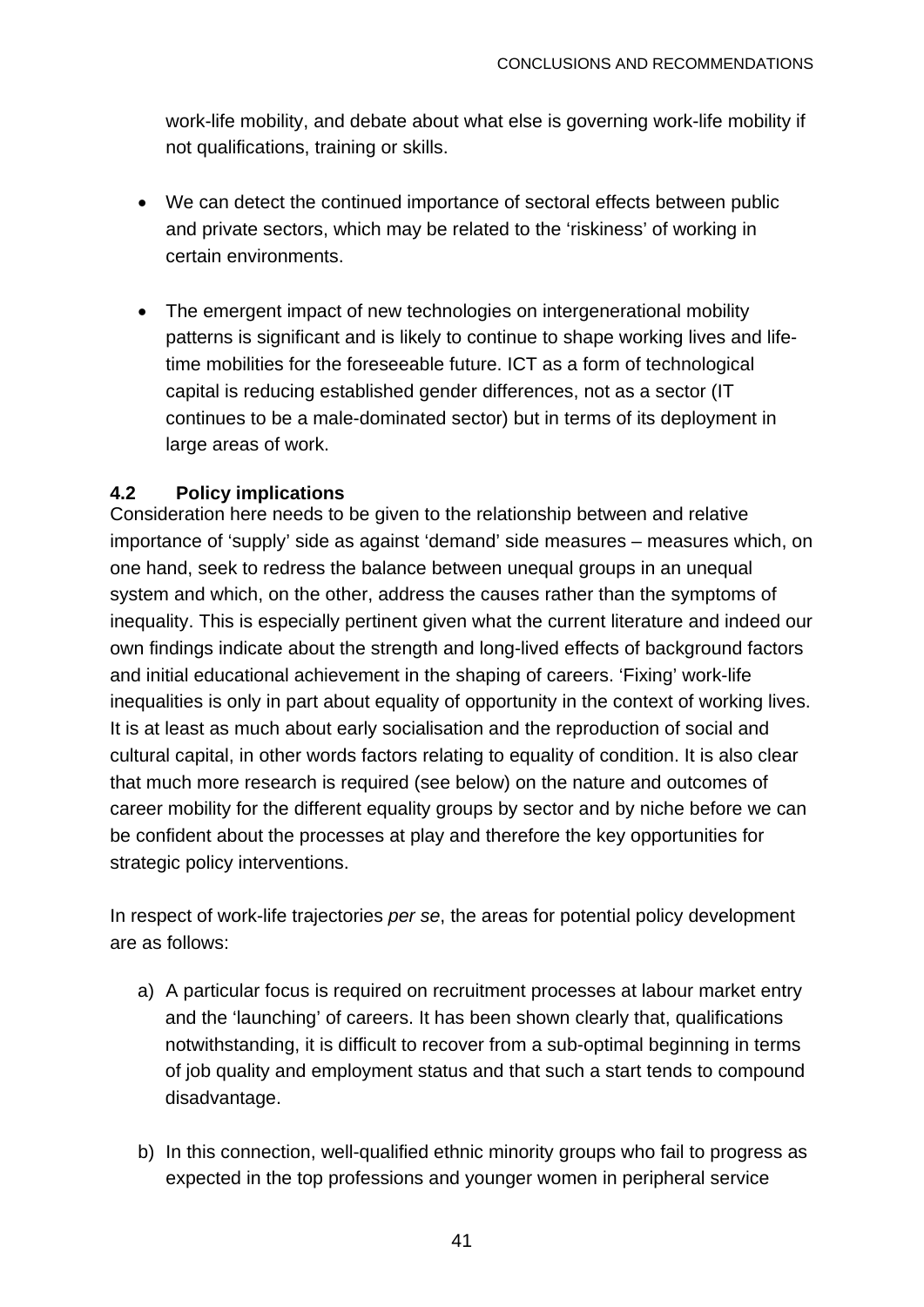work-life mobility, and debate about what else is governing work-life mobility if not qualifications, training or skills.

- We can detect the continued importance of sectoral effects between public and private sectors, which may be related to the 'riskiness' of working in certain environments.

- The emergent impact of new technologies on intergenerational mobility patterns is significant and is likely to continue to shape working lives and life-time mobilities for the foreseeable future. ICT as a form of technological capital is reducing established gender differences, not as a sector (IT continues to be a male-dominated sector) but in terms of its deployment in large areas of work.

### 4.2 Policy implications

Consideration here needs to be given to the relationship between and relative importance of 'supply' side as against 'demand' side measures – measures which, on one hand, seek to redress the balance between unequal groups in an unequal system and which, on the other, address the causes rather than the symptoms of inequality. This is especially pertinent given what the current literature and indeed our own findings indicate about the strength and long-lived effects of background factors and initial educational achievement in the shaping of careers. 'Fixing' work-life inequalities is only in part about equality of opportunity in the context of working lives. It is at least as much about early socialisation and the reproduction of social and cultural capital, in other words factors relating to equality of condition. It is also clear that much more research is required (see below) on the nature and outcomes of career mobility for the different equality groups by sector and by niche before we can be confident about the processes at play and therefore the key opportunities for strategic policy interventions.

In respect of work-life trajectories *per se*, the areas for potential policy development are as follows:

a) A particular focus is required on recruitment processes at labour market entry and the 'launching' of careers. It has been shown clearly that, qualifications notwithstanding, it is difficult to recover from a sub-optimal beginning in terms of job quality and employment status and that such a start tends to compound disadvantage.

b) In this connection, well-qualified ethnic minority groups who fail to progress as expected in the top professions and younger women in peripheral service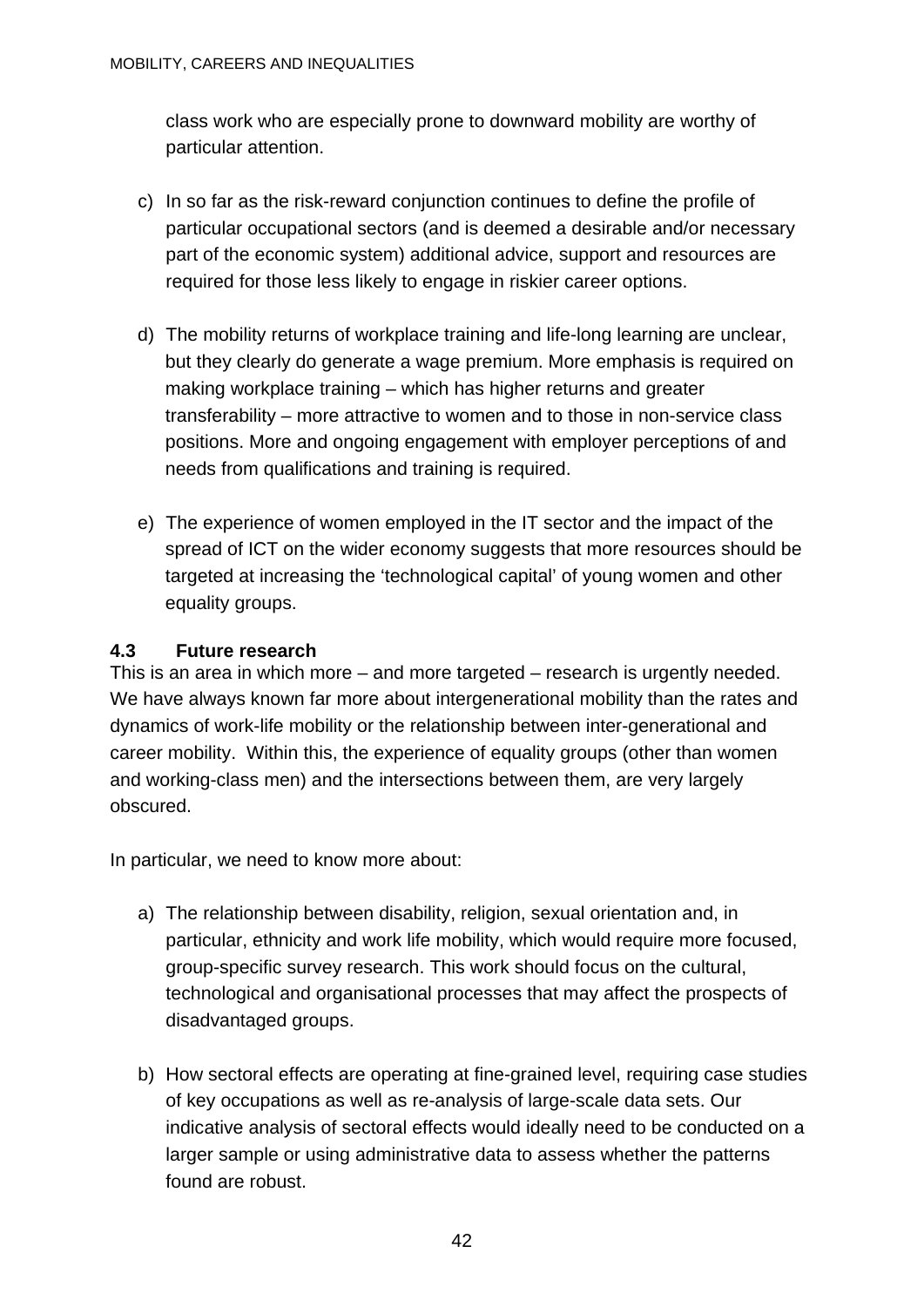class work who are especially prone to downward mobility are worthy of particular attention.

c) In so far as the risk-reward conjunction continues to define the profile of particular occupational sectors (and is deemed a desirable and/or necessary part of the economic system) additional advice, support and resources are required for those less likely to engage in riskier career options.

d) The mobility returns of workplace training and life-long learning are unclear, but they clearly do generate a wage premium. More emphasis is required on making workplace training – which has higher returns and greater transferability – more attractive to women and to those in non-service class positions. More and ongoing engagement with employer perceptions of and needs from qualifications and training is required.

e) The experience of women employed in the IT sector and the impact of the spread of ICT on the wider economy suggests that more resources should be targeted at increasing the 'technological capital' of young women and other equality groups.

### 4.3 Future research

This is an area in which more – and more targeted – research is urgently needed. We have always known far more about intergenerational mobility than the rates and dynamics of work-life mobility or the relationship between inter-generational and career mobility. Within this, the experience of equality groups (other than women and working-class men) and the intersections between them, are very largely obscured.

In particular, we need to know more about:

a) The relationship between disability, religion, sexual orientation and, in particular, ethnicity and work life mobility, which would require more focused, group-specific survey research. This work should focus on the cultural, technological and organisational processes that may affect the prospects of disadvantaged groups.

b) How sectoral effects are operating at fine-grained level, requiring case studies of key occupations as well as re-analysis of large-scale data sets. Our indicative analysis of sectoral effects would ideally need to be conducted on a larger sample or using administrative data to assess whether the patterns found are robust.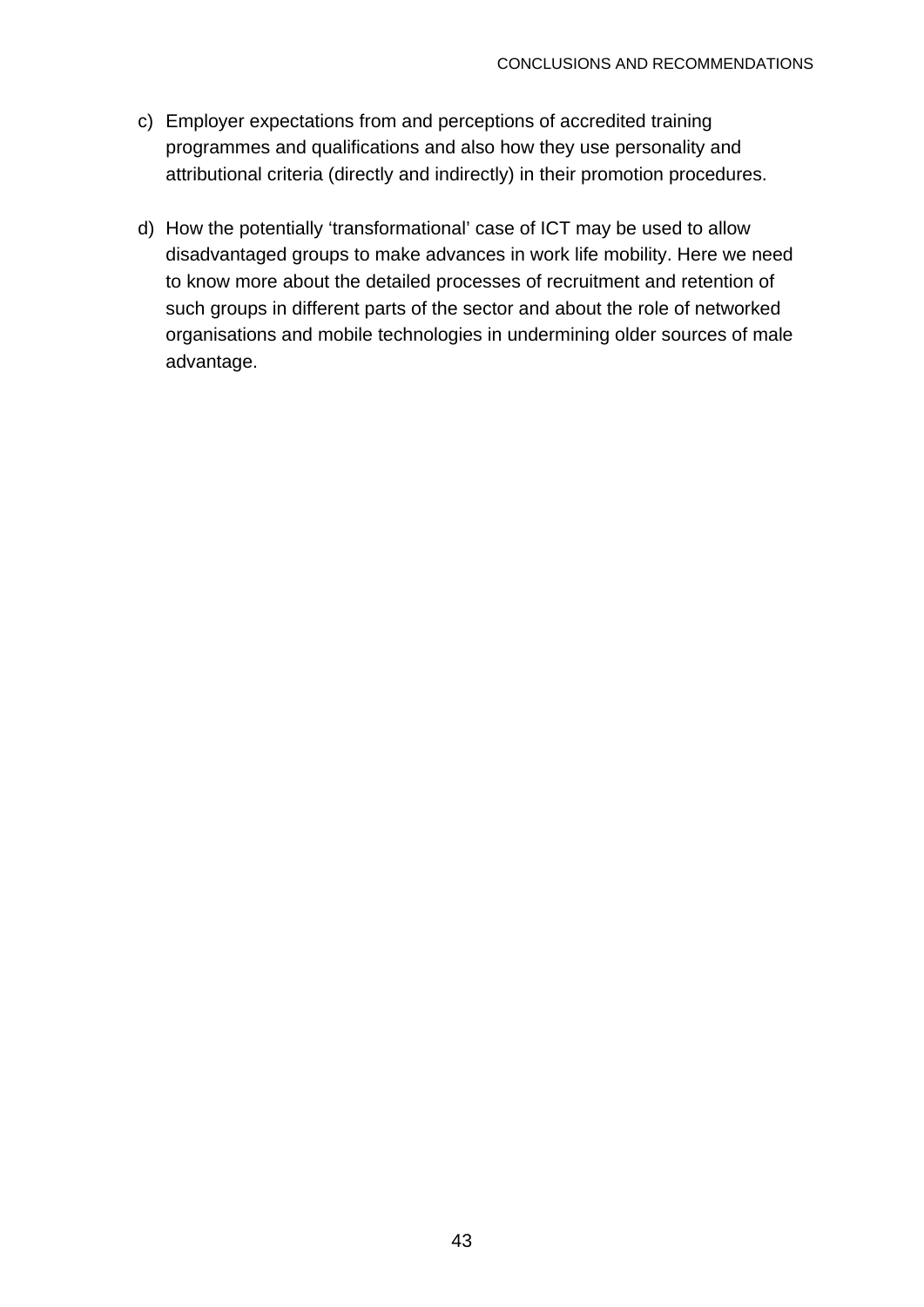c) Employer expectations from and perceptions of accredited training programmes and qualifications and also how they use personality and attributional criteria (directly and indirectly) in their promotion procedures.

d) How the potentially 'transformational' case of ICT may be used to allow disadvantaged groups to make advances in work life mobility. Here we need to know more about the detailed processes of recruitment and retention of such groups in different parts of the sector and about the role of networked organisations and mobile technologies in undermining older sources of male advantage.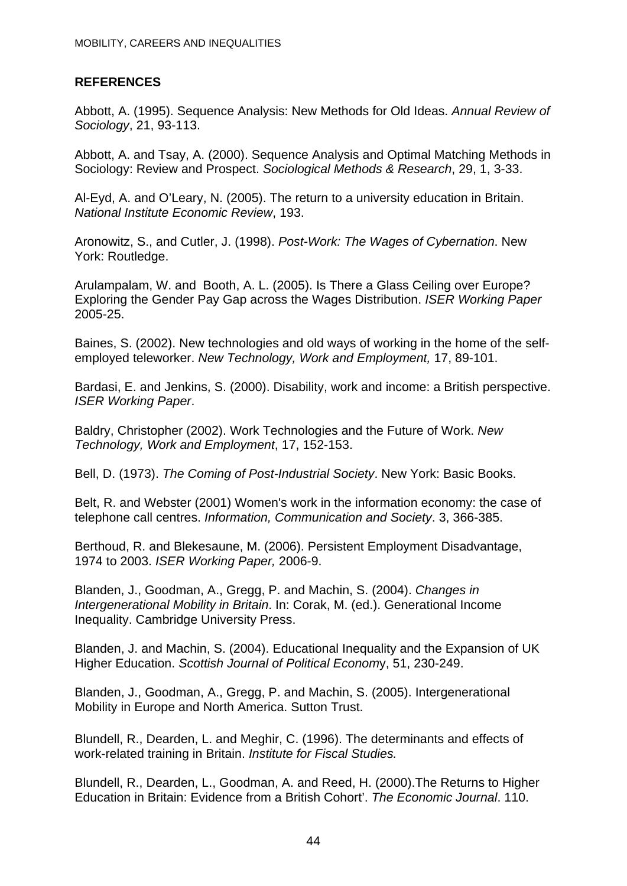## REFERENCES

Abbott, A. (1995). Sequence Analysis: New Methods for Old Ideas. *Annual Review of Sociology*, 21, 93-113.

Abbott, A. and Tsay, A. (2000). Sequence Analysis and Optimal Matching Methods in Sociology: Review and Prospect. *Sociological Methods & Research*, 29, 1, 3-33.

Al-Eyd, A. and O'Leary, N. (2005). The return to a university education in Britain. *National Institute Economic Review*, 193.

Aronowitz, S., and Cutler, J. (1998). *Post-Work: The Wages of Cybernation*. New York: Routledge.

Arulampalam, W. and Booth, A. L. (2005). Is There a Glass Ceiling over Europe? Exploring the Gender Pay Gap across the Wages Distribution. *ISER Working Paper* 2005-25.

Baines, S. (2002). New technologies and old ways of working in the home of the self-employed teleworker. *New Technology, Work and Employment,* 17, 89-101.

Bardasi, E. and Jenkins, S. (2000). Disability, work and income: a British perspective. *ISER Working Paper*.

Baldry, Christopher (2002). Work Technologies and the Future of Work. *New Technology, Work and Employment*, 17, 152-153.

Bell, D. (1973). *The Coming of Post-Industrial Society*. New York: Basic Books.

Belt, R. and Webster (2001) Women's work in the information economy: the case of telephone call centres. *Information, Communication and Society*. 3, 366-385.

Berthoud, R. and Blekesaune, M. (2006). Persistent Employment Disadvantage, 1974 to 2003. *ISER Working Paper,* 2006-9.

Blanden, J., Goodman, A., Gregg, P. and Machin, S. (2004). *Changes in Intergenerational Mobility in Britain*. In: Corak, M. (ed.). Generational Income Inequality. Cambridge University Press.

Blanden, J. and Machin, S. (2004). Educational Inequality and the Expansion of UK Higher Education. *Scottish Journal of Political Economy*, 51, 230-249.

Blanden, J., Goodman, A., Gregg, P. and Machin, S. (2005). Intergenerational Mobility in Europe and North America. Sutton Trust.

Blundell, R., Dearden, L. and Meghir, C. (1996). The determinants and effects of work-related training in Britain. *Institute for Fiscal Studies.*

Blundell, R., Dearden, L., Goodman, A. and Reed, H. (2000).The Returns to Higher Education in Britain: Evidence from a British Cohort'. *The Economic Journal*. 110.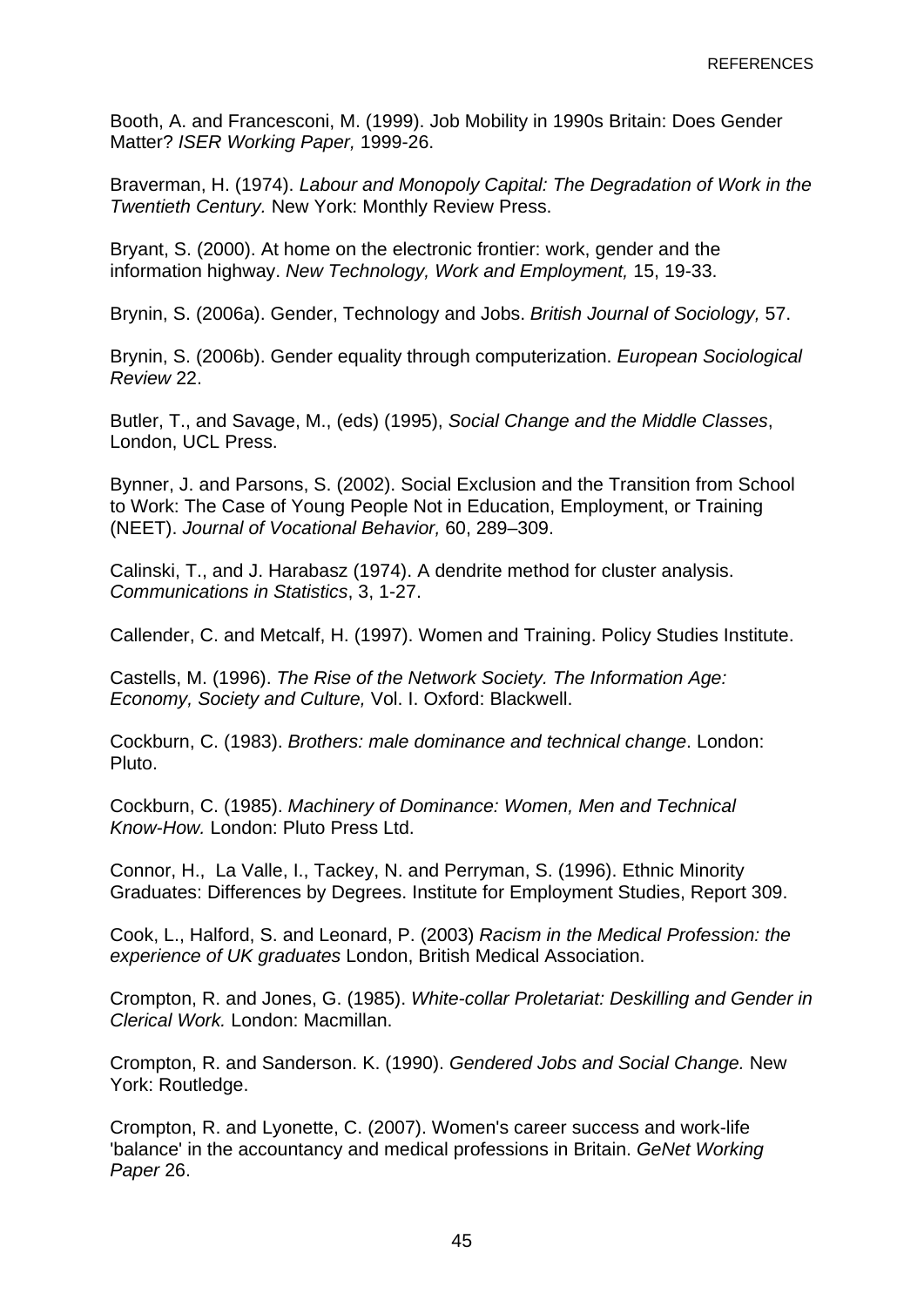Booth, A. and Francesconi, M. (1999). Job Mobility in 1990s Britain: Does Gender Matter? *ISER Working Paper,* 1999-26.

Braverman, H. (1974). *Labour and Monopoly Capital: The Degradation of Work in the Twentieth Century.* New York: Monthly Review Press.

Bryant, S. (2000). At home on the electronic frontier: work, gender and the information highway. *New Technology, Work and Employment,* 15, 19-33.

Brynin, S. (2006a). Gender, Technology and Jobs. *British Journal of Sociology,* 57.

Brynin, S. (2006b). Gender equality through computerization. *European Sociological Review* 22.

Butler, T., and Savage, M., (eds) (1995), *Social Change and the Middle Classes*, London, UCL Press.

Bynner, J. and Parsons, S. (2002). Social Exclusion and the Transition from School to Work: The Case of Young People Not in Education, Employment, or Training (NEET). *Journal of Vocational Behavior,* 60, 289–309.

Calinski, T., and J. Harabasz (1974). A dendrite method for cluster analysis. *Communications in Statistics*, 3, 1-27.

Callender, C. and Metcalf, H. (1997). Women and Training. Policy Studies Institute.

Castells, M. (1996). *The Rise of the Network Society. The Information Age: Economy, Society and Culture,* Vol. I. Oxford: Blackwell.

Cockburn, C. (1983). *Brothers: male dominance and technical change*. London: Pluto.

Cockburn, C. (1985). *Machinery of Dominance: Women, Men and Technical Know-How.* London: Pluto Press Ltd.

Connor, H., La Valle, I., Tackey, N. and Perryman, S. (1996). Ethnic Minority Graduates: Differences by Degrees. Institute for Employment Studies, Report 309.

Cook, L., Halford, S. and Leonard, P. (2003) *Racism in the Medical Profession: the experience of UK graduates* London, British Medical Association.

Crompton, R. and Jones, G. (1985). *White-collar Proletariat: Deskilling and Gender in Clerical Work.* London: Macmillan.

Crompton, R. and Sanderson. K. (1990). *Gendered Jobs and Social Change.* New York: Routledge.

Crompton, R. and Lyonette, C. (2007). Women's career success and work-life 'balance' in the accountancy and medical professions in Britain. *GeNet Working Paper* 26.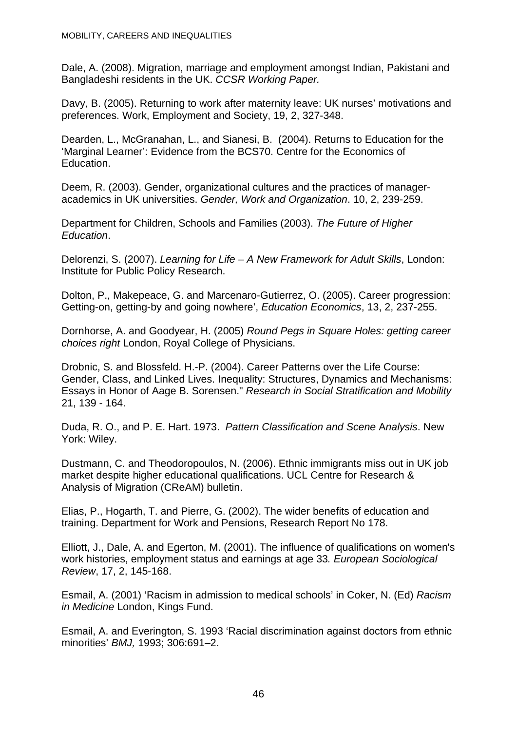Dale, A. (2008). Migration, marriage and employment amongst Indian, Pakistani and Bangladeshi residents in the UK. *CCSR Working Paper.*

Davy, B. (2005). Returning to work after maternity leave: UK nurses' motivations and preferences. Work, Employment and Society, 19, 2, 327-348.

Dearden, L., McGranahan, L., and Sianesi, B. (2004). Returns to Education for the 'Marginal Learner': Evidence from the BCS70. Centre for the Economics of Education.

Deem, R. (2003). Gender, organizational cultures and the practices of manager-academics in UK universities. *Gender, Work and Organization*. 10, 2, 239-259.

Department for Children, Schools and Families (2003). *The Future of Higher Education*.

Delorenzi, S. (2007). *Learning for Life – A New Framework for Adult Skills*, London: Institute for Public Policy Research.

Dolton, P., Makepeace, G. and Marcenaro-Gutierrez, O. (2005). Career progression: Getting-on, getting-by and going nowhere', *Education Economics*, 13, 2, 237-255.

Dornhorse, A. and Goodyear, H. (2005) *Round Pegs in Square Holes: getting career choices right* London, Royal College of Physicians.

Drobnic, S. and Blossfeld. H.-P. (2004). Career Patterns over the Life Course: Gender, Class, and Linked Lives. Inequality: Structures, Dynamics and Mechanisms: Essays in Honor of Aage B. Sorensen." *Research in Social Stratification and Mobility* 21, 139 - 164.

Duda, R. O., and P. E. Hart. 1973. *Pattern Classification and Scene Analysis*. New York: Wiley.

Dustmann, C. and Theodoropoulos, N. (2006). Ethnic immigrants miss out in UK job market despite higher educational qualifications. UCL Centre for Research & Analysis of Migration (CReAM) bulletin.

Elias, P., Hogarth, T. and Pierre, G. (2002). The wider benefits of education and training. Department for Work and Pensions, Research Report No 178.

Elliott, J., Dale, A. and Egerton, M. (2001). The influence of qualifications on women's work histories, employment status and earnings at age 33*. European Sociological Review*, 17, 2, 145-168.

Esmail, A. (2001) 'Racism in admission to medical schools' in Coker, N. (Ed) *Racism in Medicine* London, Kings Fund.

Esmail, A. and Everington, S. 1993 'Racial discrimination against doctors from ethnic minorities' *BMJ,* 1993; 306:691–2.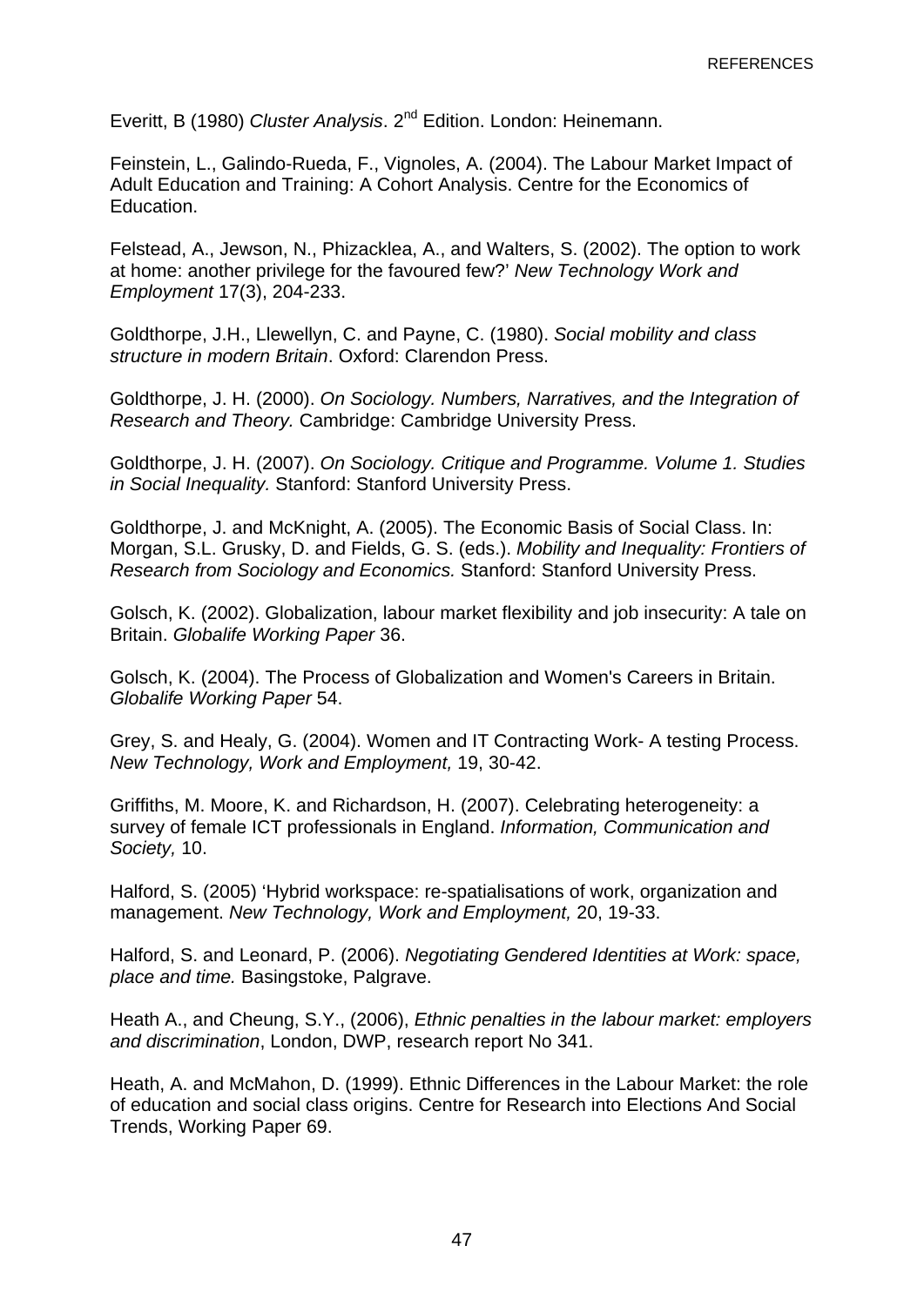Everitt, B (1980) *Cluster Analysis*. 2nd Edition. London: Heinemann.

Feinstein, L., Galindo-Rueda, F., Vignoles, A. (2004). The Labour Market Impact of Adult Education and Training: A Cohort Analysis. Centre for the Economics of Education.

Felstead, A., Jewson, N., Phizacklea, A., and Walters, S. (2002). The option to work at home: another privilege for the favoured few?' *New Technology Work and Employment* 17(3), 204-233.

Goldthorpe, J.H., Llewellyn, C. and Payne, C. (1980). *Social mobility and class structure in modern Britain*. Oxford: Clarendon Press.

Goldthorpe, J. H. (2000). *On Sociology. Numbers, Narratives, and the Integration of Research and Theory.* Cambridge: Cambridge University Press.

Goldthorpe, J. H. (2007). *On Sociology. Critique and Programme. Volume 1. Studies in Social Inequality.* Stanford: Stanford University Press.

Goldthorpe, J. and McKnight, A. (2005). The Economic Basis of Social Class. In: Morgan, S.L. Grusky, D. and Fields, G. S. (eds.). *Mobility and Inequality: Frontiers of Research from Sociology and Economics.* Stanford: Stanford University Press.

Golsch, K. (2002). Globalization, labour market flexibility and job insecurity: A tale on Britain. *Globalife Working Paper* 36.

Golsch, K. (2004). The Process of Globalization and Women's Careers in Britain. *Globalife Working Paper* 54.

Grey, S. and Healy, G. (2004). Women and IT Contracting Work- A testing Process. *New Technology, Work and Employment,* 19, 30-42.

Griffiths, M. Moore, K. and Richardson, H. (2007). Celebrating heterogeneity: a survey of female ICT professionals in England. *Information, Communication and Society,* 10.

Halford, S. (2005) 'Hybrid workspace: re-spatialisations of work, organization and management. *New Technology, Work and Employment,* 20, 19-33.

Halford, S. and Leonard, P. (2006). *Negotiating Gendered Identities at Work: space, place and time.* Basingstoke, Palgrave.

Heath A., and Cheung, S.Y., (2006), *Ethnic penalties in the labour market: employers and discrimination*, London, DWP, research report No 341.

Heath, A. and McMahon, D. (1999). Ethnic Differences in the Labour Market: the role of education and social class origins. Centre for Research into Elections And Social Trends, Working Paper 69.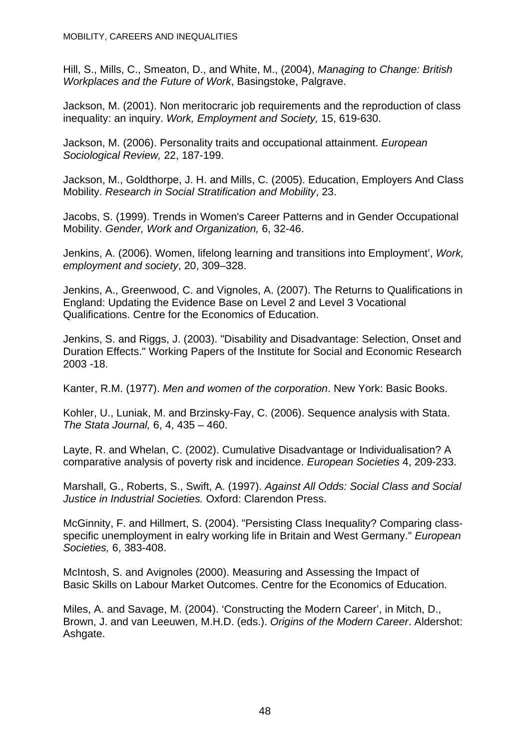Hill, S., Mills, C., Smeaton, D., and White, M., (2004), *Managing to Change: British Workplaces and the Future of Work*, Basingstoke, Palgrave.

Jackson, M. (2001). Non meritocraric job requirements and the reproduction of class inequality: an inquiry. *Work, Employment and Society,* 15, 619-630.

Jackson, M. (2006). Personality traits and occupational attainment. *European Sociological Review,* 22, 187-199.

Jackson, M., Goldthorpe, J. H. and Mills, C. (2005). Education, Employers And Class Mobility. *Research in Social Stratification and Mobility*, 23.

Jacobs, S. (1999). Trends in Women's Career Patterns and in Gender Occupational Mobility. *Gender, Work and Organization,* 6, 32-46.

Jenkins, A. (2006). Women, lifelong learning and transitions into Employment', *Work, employment and society*, 20, 309–328.

Jenkins, A., Greenwood, C. and Vignoles, A. (2007). The Returns to Qualifications in England: Updating the Evidence Base on Level 2 and Level 3 Vocational Qualifications. Centre for the Economics of Education.

Jenkins, S. and Riggs, J. (2003). "Disability and Disadvantage: Selection, Onset and Duration Effects." Working Papers of the Institute for Social and Economic Research 2003 -18.

Kanter, R.M. (1977). *Men and women of the corporation*. New York: Basic Books.

Kohler, U., Luniak, M. and Brzinsky-Fay, C. (2006). Sequence analysis with Stata. *The Stata Journal,* 6, 4, 435 – 460.

Layte, R. and Whelan, C. (2002). Cumulative Disadvantage or Individualisation? A comparative analysis of poverty risk and incidence. *European Societies* 4, 209-233.

Marshall, G., Roberts, S., Swift, A. (1997). *Against All Odds: Social Class and Social Justice in Industrial Societies.* Oxford: Clarendon Press.

McGinnity, F. and Hillmert, S. (2004). "Persisting Class Inequality? Comparing class-specific unemployment in ealry working life in Britain and West Germany." *European Societies,* 6, 383-408.

McIntosh, S. and Avignoles (2000). Measuring and Assessing the Impact of Basic Skills on Labour Market Outcomes. Centre for the Economics of Education.

Miles, A. and Savage, M. (2004). 'Constructing the Modern Career', in Mitch, D., Brown, J. and van Leeuwen, M.H.D. (eds.). *Origins of the Modern Career*. Aldershot: Ashgate.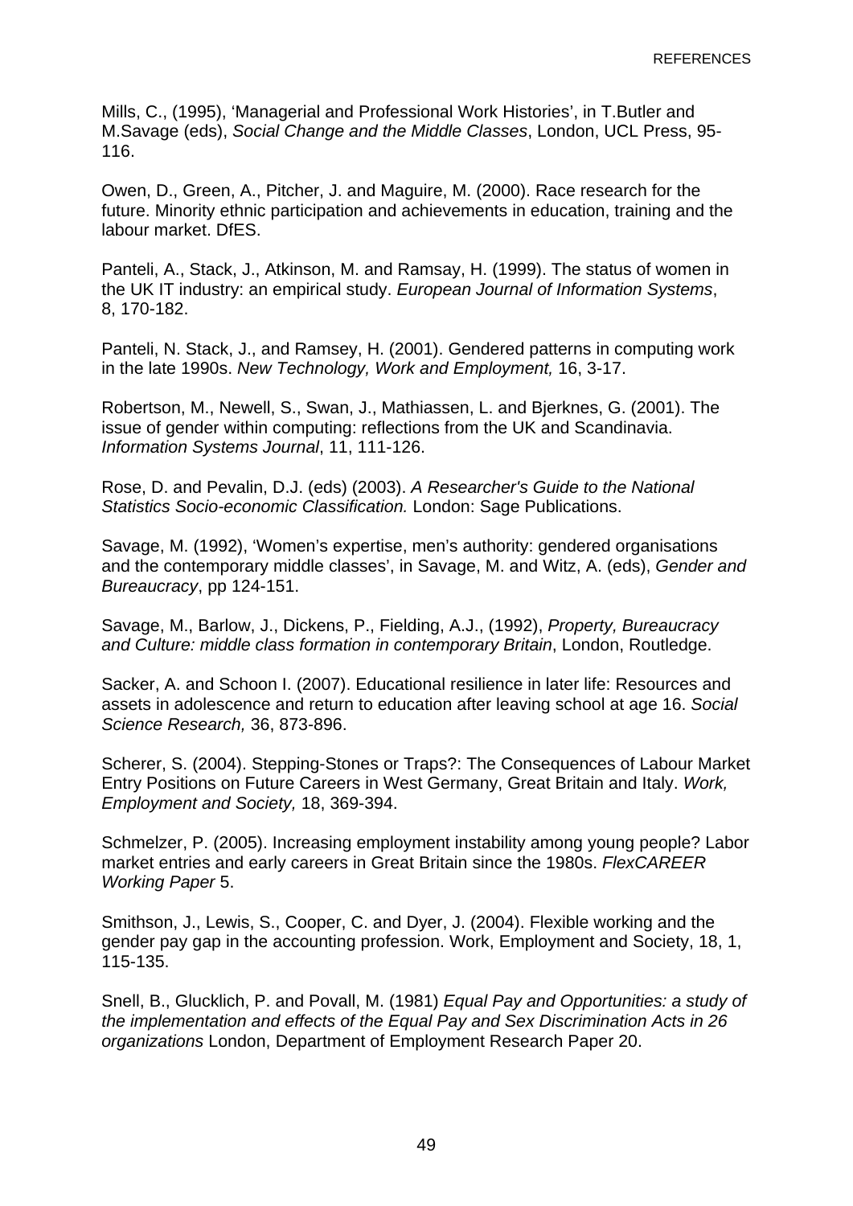Mills, C., (1995), ‘Managerial and Professional Work Histories’, in T.Butler and M.Savage (eds), *Social Change and the Middle Classes*, London, UCL Press, 95-116.

Owen, D., Green, A., Pitcher, J. and Maguire, M. (2000). Race research for the future. Minority ethnic participation and achievements in education, training and the labour market. DfES.

Panteli, A., Stack, J., Atkinson, M. and Ramsay, H. (1999). The status of women in the UK IT industry: an empirical study. *European Journal of Information Systems*, 8, 170-182.

Panteli, N. Stack, J., and Ramsey, H. (2001). Gendered patterns in computing work in the late 1990s. *New Technology, Work and Employment,* 16, 3-17.

Robertson, M., Newell, S., Swan, J., Mathiassen, L. and Bjerknes, G. (2001). The issue of gender within computing: reflections from the UK and Scandinavia. *Information Systems Journal*, 11, 111-126.

Rose, D. and Pevalin, D.J. (eds) (2003). *A Researcher's Guide to the National Statistics Socio-economic Classification.* London: Sage Publications.

Savage, M. (1992), ‘Women’s expertise, men’s authority: gendered organisations and the contemporary middle classes’, in Savage, M. and Witz, A. (eds), *Gender and Bureaucracy*, pp 124-151.

Savage, M., Barlow, J., Dickens, P., Fielding, A.J., (1992), *Property, Bureaucracy and Culture: middle class formation in contemporary Britain*, London, Routledge.

Sacker, A. and Schoon I. (2007). Educational resilience in later life: Resources and assets in adolescence and return to education after leaving school at age 16. *Social Science Research,* 36, 873-896.

Scherer, S. (2004). Stepping-Stones or Traps?: The Consequences of Labour Market Entry Positions on Future Careers in West Germany, Great Britain and Italy. *Work, Employment and Society,* 18, 369-394.

Schmelzer, P. (2005). Increasing employment instability among young people? Labor market entries and early careers in Great Britain since the 1980s. *FlexCAREER Working Paper* 5.

Smithson, J., Lewis, S., Cooper, C. and Dyer, J. (2004). Flexible working and the gender pay gap in the accounting profession. Work, Employment and Society, 18, 1, 115-135.

Snell, B., Glucklich, P. and Povall, M. (1981) *Equal Pay and Opportunities: a study of the implementation and effects of the Equal Pay and Sex Discrimination Acts in 26 organizations* London, Department of Employment Research Paper 20.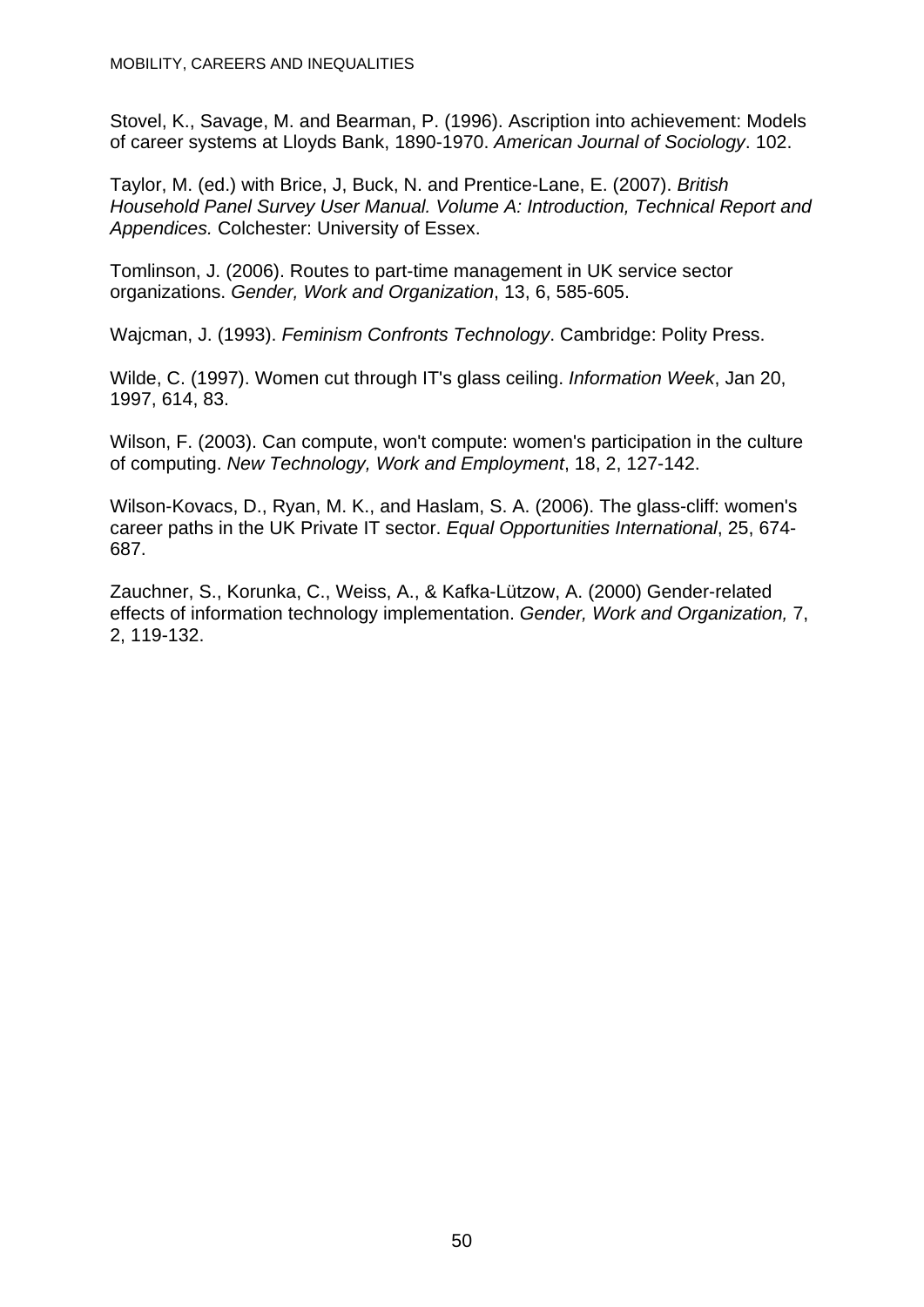Stovel, K., Savage, M. and Bearman, P. (1996). Ascription into achievement: Models of career systems at Lloyds Bank, 1890-1970. *American Journal of Sociology*. 102.

Taylor, M. (ed.) with Brice, J, Buck, N. and Prentice-Lane, E. (2007). *British Household Panel Survey User Manual. Volume A: Introduction, Technical Report and Appendices.* Colchester: University of Essex.

Tomlinson, J. (2006). Routes to part-time management in UK service sector organizations. *Gender, Work and Organization*, 13, 6, 585-605.

Wajcman, J. (1993). *Feminism Confronts Technology*. Cambridge: Polity Press.

Wilde, C. (1997). Women cut through IT's glass ceiling. *Information Week*, Jan 20, 1997, 614, 83.

Wilson, F. (2003). Can compute, won't compute: women's participation in the culture of computing. *New Technology, Work and Employment*, 18, 2, 127-142.

Wilson-Kovacs, D., Ryan, M. K., and Haslam, S. A. (2006). The glass-cliff: women's career paths in the UK Private IT sector. *Equal Opportunities International*, 25, 674-687.

Zauchner, S., Korunka, C., Weiss, A., & Kafka-Lützow, A. (2000) Gender-related effects of information technology implementation. *Gender, Work and Organization,* 7, 2, 119-132.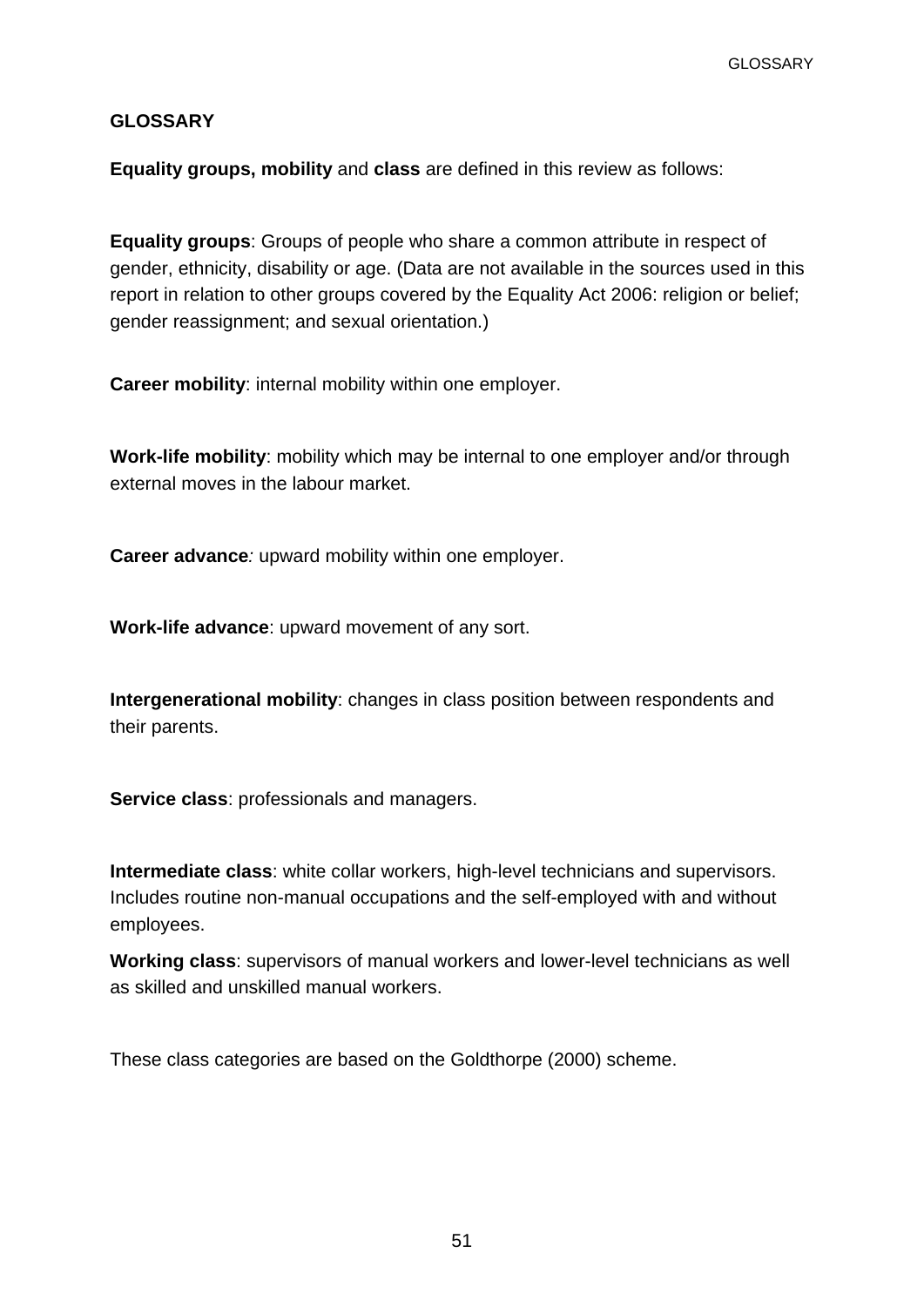# GLOSSARY

**Equality groups, mobility** and **class** are defined in this review as follows:

**Equality groups**: Groups of people who share a common attribute in respect of gender, ethnicity, disability or age. (Data are not available in the sources used in this report in relation to other groups covered by the Equality Act 2006: religion or belief; gender reassignment; and sexual orientation.)

**Career mobility**: internal mobility within one employer.

**Work-life mobility**: mobility which may be internal to one employer and/or through external moves in the labour market.

**Career advance***:* upward mobility within one employer.

**Work-life advance**: upward movement of any sort.

**Intergenerational mobility**: changes in class position between respondents and their parents.

**Service class**: professionals and managers.

**Intermediate class**: white collar workers, high-level technicians and supervisors. Includes routine non-manual occupations and the self-employed with and without employees.

**Working class**: supervisors of manual workers and lower-level technicians as well as skilled and unskilled manual workers.

These class categories are based on the Goldthorpe (2000) scheme.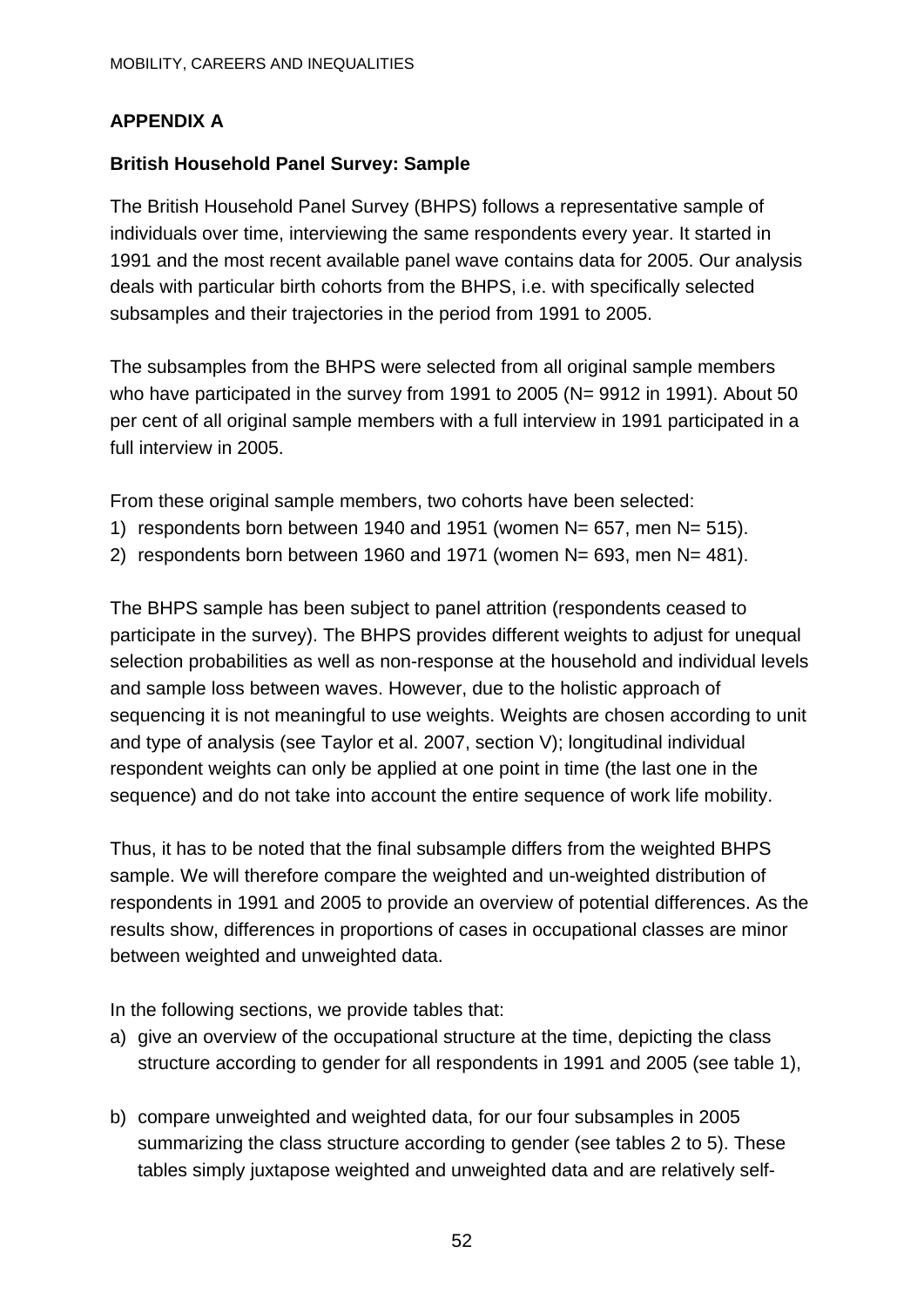## APPENDIX A

### British Household Panel Survey: Sample

The British Household Panel Survey (BHPS) follows a representative sample of individuals over time, interviewing the same respondents every year. It started in 1991 and the most recent available panel wave contains data for 2005. Our analysis deals with particular birth cohorts from the BHPS, i.e. with specifically selected subsamples and their trajectories in the period from 1991 to 2005.

The subsamples from the BHPS were selected from all original sample members who have participated in the survey from 1991 to 2005 (N= 9912 in 1991). About 50 per cent of all original sample members with a full interview in 1991 participated in a full interview in 2005.

From these original sample members, two cohorts have been selected:

1) respondents born between 1940 and 1951 (women N= 657, men N= 515).
2) respondents born between 1960 and 1971 (women N= 693, men N= 481).

The BHPS sample has been subject to panel attrition (respondents ceased to participate in the survey). The BHPS provides different weights to adjust for unequal selection probabilities as well as non-response at the household and individual levels and sample loss between waves. However, due to the holistic approach of sequencing it is not meaningful to use weights. Weights are chosen according to unit and type of analysis (see Taylor et al. 2007, section V); longitudinal individual respondent weights can only be applied at one point in time (the last one in the sequence) and do not take into account the entire sequence of work life mobility.

Thus, it has to be noted that the final subsample differs from the weighted BHPS sample. We will therefore compare the weighted and un-weighted distribution of respondents in 1991 and 2005 to provide an overview of potential differences. As the results show, differences in proportions of cases in occupational classes are minor between weighted and unweighted data.

In the following sections, we provide tables that:

a) give an overview of the occupational structure at the time, depicting the class structure according to gender for all respondents in 1991 and 2005 (see table 1),

b) compare unweighted and weighted data, for our four subsamples in 2005 summarizing the class structure according to gender (see tables 2 to 5). These tables simply juxtapose weighted and unweighted data and are relatively self-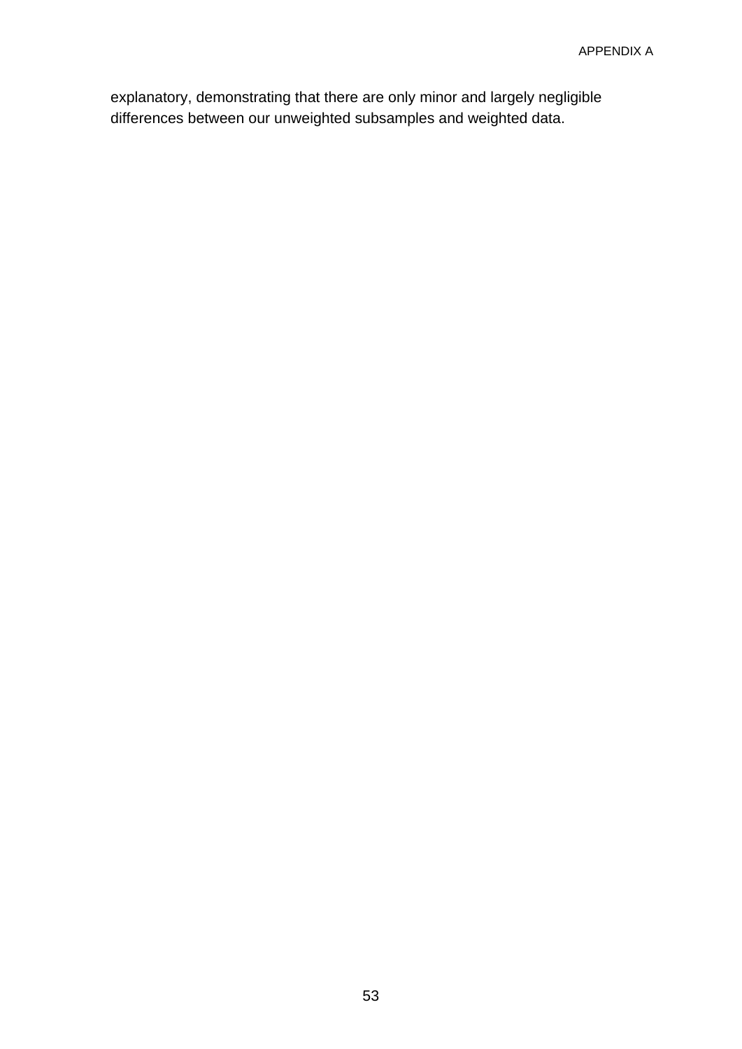explanatory, demonstrating that there are only minor and largely negligible differences between our unweighted subsamples and weighted data.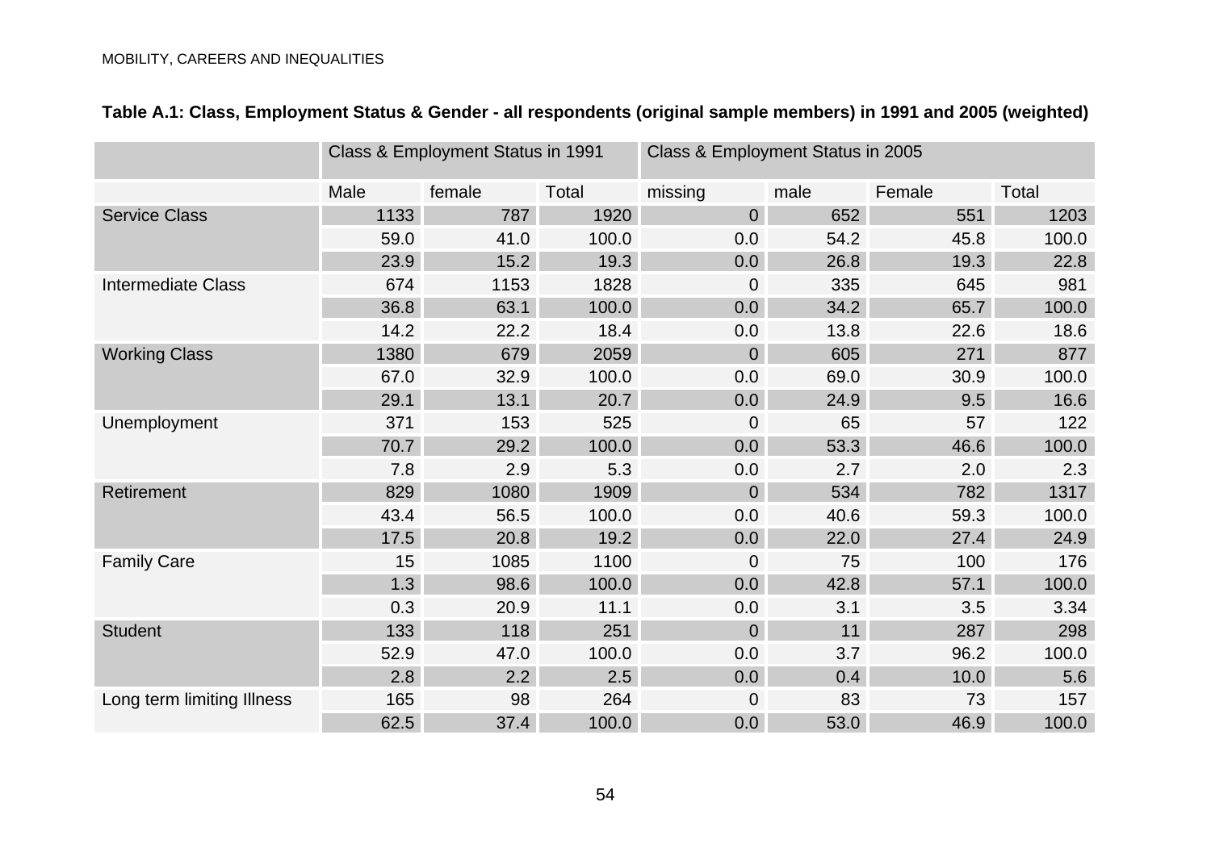**Table A.1: Class, Employment Status & Gender - all respondents (original sample members) in 1991 and 2005 (weighted)**

| | Class & Employment Status in 1991 | | | Class & Employment Status in 2005 | | | |
|---|---|---|---|---|---|---|---|
| | Male | female | Total | missing | male | Female | Total |
| Service Class | 1133 | 787 | 1920 | 0 | 652 | 551 | 1203 |
| | 59.0 | 41.0 | 100.0 | 0.0 | 54.2 | 45.8 | 100.0 |
| | 23.9 | 15.2 | 19.3 | 0.0 | 26.8 | 19.3 | 22.8 |
| Intermediate Class | 674 | 1153 | 1828 | 0 | 335 | 645 | 981 |
| | 36.8 | 63.1 | 100.0 | 0.0 | 34.2 | 65.7 | 100.0 |
| | 14.2 | 22.2 | 18.4 | 0.0 | 13.8 | 22.6 | 18.6 |
| Working Class | 1380 | 679 | 2059 | 0 | 605 | 271 | 877 |
| | 67.0 | 32.9 | 100.0 | 0.0 | 69.0 | 30.9 | 100.0 |
| | 29.1 | 13.1 | 20.7 | 0.0 | 24.9 | 9.5 | 16.6 |
| Unemployment | 371 | 153 | 525 | 0 | 65 | 57 | 122 |
| | 70.7 | 29.2 | 100.0 | 0.0 | 53.3 | 46.6 | 100.0 |
| | 7.8 | 2.9 | 5.3 | 0.0 | 2.7 | 2.0 | 2.3 |
| Retirement | 829 | 1080 | 1909 | 0 | 534 | 782 | 1317 |
| | 43.4 | 56.5 | 100.0 | 0.0 | 40.6 | 59.3 | 100.0 |
| | 17.5 | 20.8 | 19.2 | 0.0 | 22.0 | 27.4 | 24.9 |
| Family Care | 15 | 1085 | 1100 | 0 | 75 | 100 | 176 |
| | 1.3 | 98.6 | 100.0 | 0.0 | 42.8 | 57.1 | 100.0 |
| | 0.3 | 20.9 | 11.1 | 0.0 | 3.1 | 3.5 | 3.34 |
| Student | 133 | 118 | 251 | 0 | 11 | 287 | 298 |
| | 52.9 | 47.0 | 100.0 | 0.0 | 3.7 | 96.2 | 100.0 |
| | 2.8 | 2.2 | 2.5 | 0.0 | 0.4 | 10.0 | 5.6 |
| Long term limiting Illness | 165 | 98 | 264 | 0 | 83 | 73 | 157 |
| | 62.5 | 37.4 | 100.0 | 0.0 | 53.0 | 46.9 | 100.0 |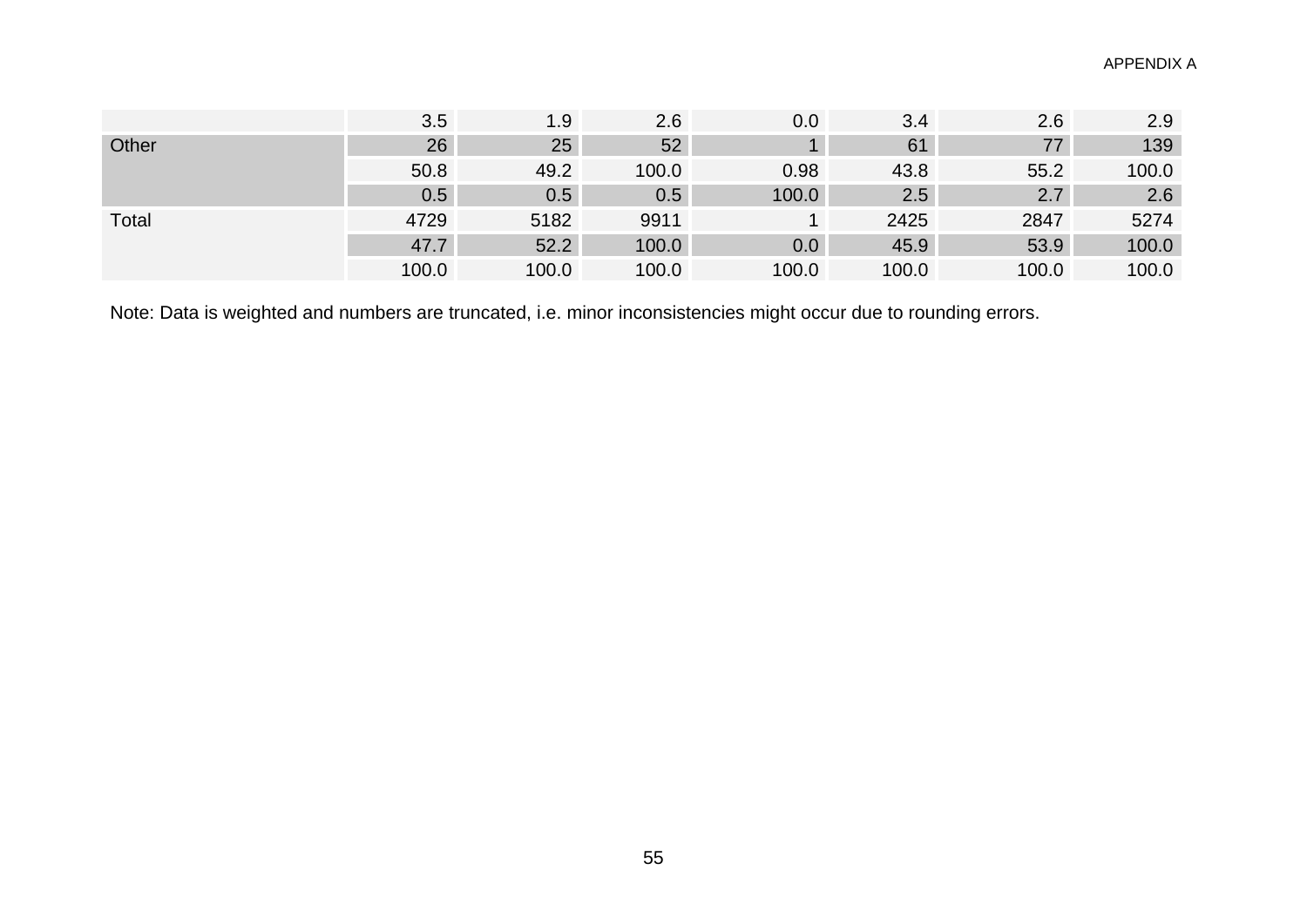| | | | | | | | |
|---|---|---|---|---|---|---|---|
| | 3.5 | 1.9 | 2.6 | 0.0 | 3.4 | 2.6 | 2.9 |
| Other | 26 | 25 | 52 | 1 | 61 | 77 | 139 |
| | 50.8 | 49.2 | 100.0 | 0.98 | 43.8 | 55.2 | 100.0 |
| | 0.5 | 0.5 | 0.5 | 100.0 | 2.5 | 2.7 | 2.6 |
| Total | 4729 | 5182 | 9911 | 1 | 2425 | 2847 | 5274 |
| | 47.7 | 52.2 | 100.0 | 0.0 | 45.9 | 53.9 | 100.0 |
| | 100.0 | 100.0 | 100.0 | 100.0 | 100.0 | 100.0 | 100.0 |

Note: Data is weighted and numbers are truncated, i.e. minor inconsistencies might occur due to rounding errors.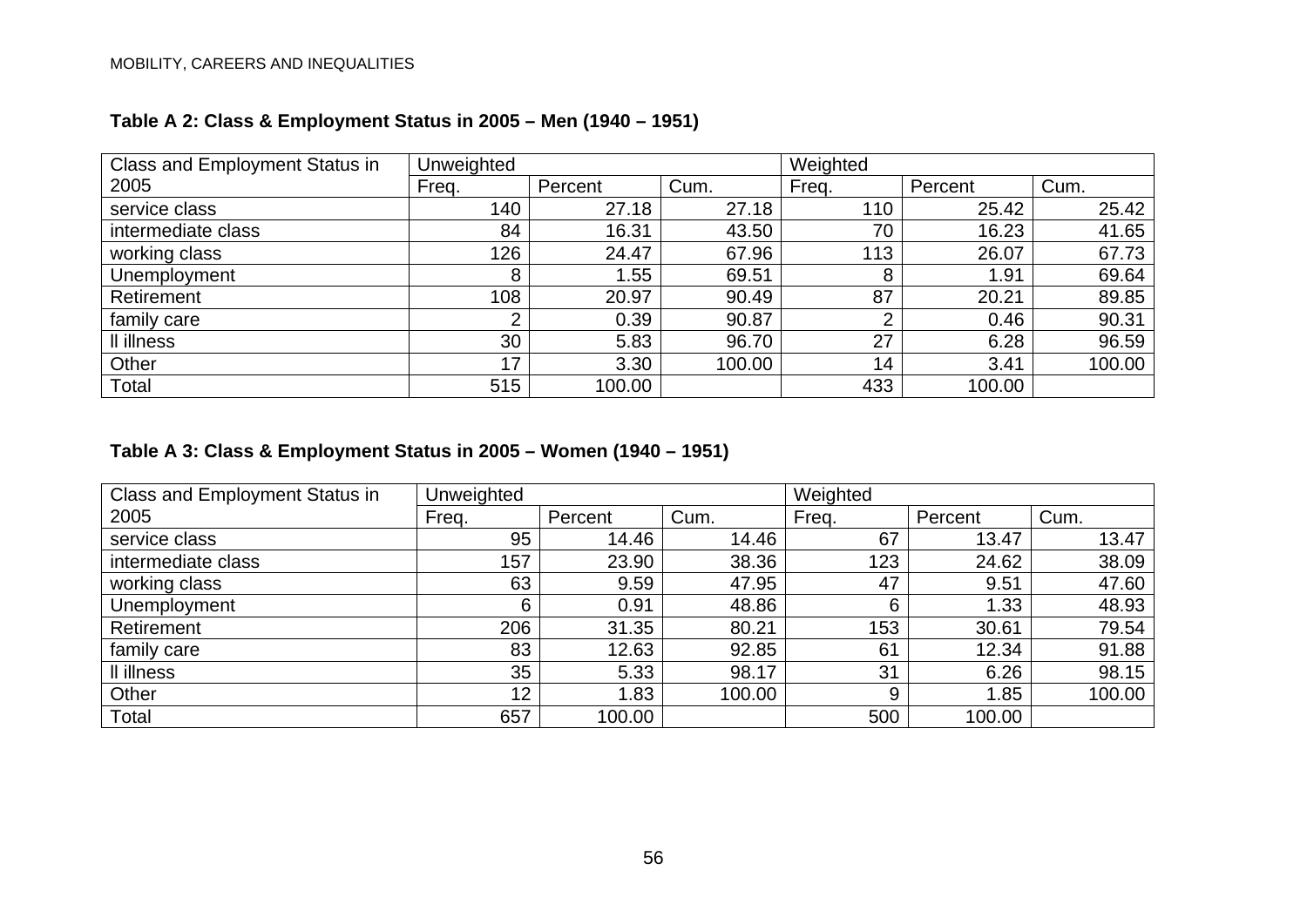**Table A 2: Class & Employment Status in 2005 – Men (1940 – 1951)**

| Class and Employment Status in 2005 | Unweighted | | | Weighted | | |
|---|---|---|---|---|---|---|
| | Freq. | Percent | Cum. | Freq. | Percent | Cum. |
| service class | 140 | 27.18 | 27.18 | 110 | 25.42 | 25.42 |
| intermediate class | 84 | 16.31 | 43.50 | 70 | 16.23 | 41.65 |
| working class | 126 | 24.47 | 67.96 | 113 | 26.07 | 67.73 |
| Unemployment | 8 | 1.55 | 69.51 | 8 | 1.91 | 69.64 |
| Retirement | 108 | 20.97 | 90.49 | 87 | 20.21 | 89.85 |
| family care | 2 | 0.39 | 90.87 | 2 | 0.46 | 90.31 |
| ll illness | 30 | 5.83 | 96.70 | 27 | 6.28 | 96.59 |
| Other | 17 | 3.30 | 100.00 | 14 | 3.41 | 100.00 |
| Total | 515 | 100.00 | | 433 | 100.00 | |

**Table A 3: Class & Employment Status in 2005 – Women (1940 – 1951)**

| Class and Employment Status in 2005 | Unweighted | | | Weighted | | |
|---|---|---|---|---|---|---|
| | Freq. | Percent | Cum. | Freq. | Percent | Cum. |
| service class | 95 | 14.46 | 14.46 | 67 | 13.47 | 13.47 |
| intermediate class | 157 | 23.90 | 38.36 | 123 | 24.62 | 38.09 |
| working class | 63 | 9.59 | 47.95 | 47 | 9.51 | 47.60 |
| Unemployment | 6 | 0.91 | 48.86 | 6 | 1.33 | 48.93 |
| Retirement | 206 | 31.35 | 80.21 | 153 | 30.61 | 79.54 |
| family care | 83 | 12.63 | 92.85 | 61 | 12.34 | 91.88 |
| ll illness | 35 | 5.33 | 98.17 | 31 | 6.26 | 98.15 |
| Other | 12 | 1.83 | 100.00 | 9 | 1.85 | 100.00 |
| Total | 657 | 100.00 | | 500 | 100.00 | |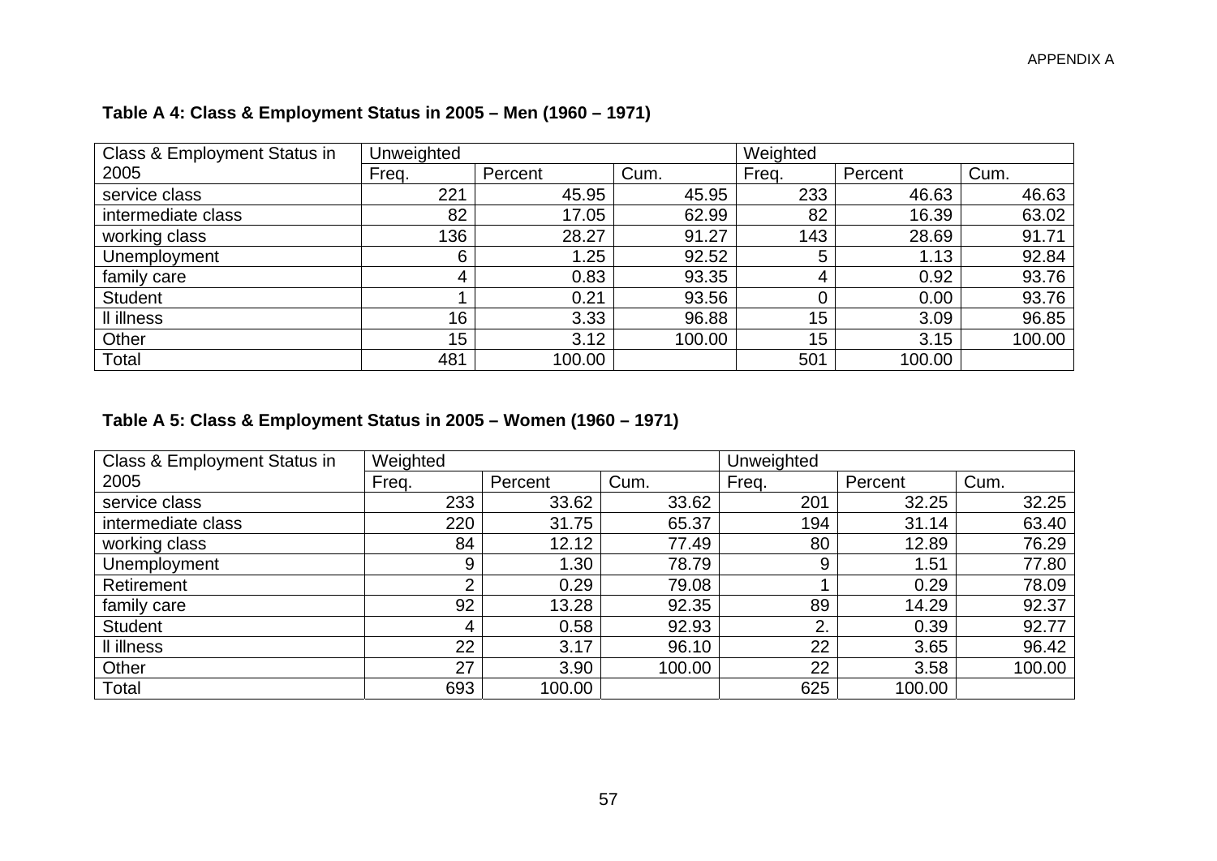**Table A 4: Class & Employment Status in 2005 – Men (1960 – 1971)**

| Class & Employment Status in 2005 | Unweighted | | | Weighted | | |
|---|---|---|---|---|---|---|
| | Freq. | Percent | Cum. | Freq. | Percent | Cum. |
| service class | 221 | 45.95 | 45.95 | 233 | 46.63 | 46.63 |
| intermediate class | 82 | 17.05 | 62.99 | 82 | 16.39 | 63.02 |
| working class | 136 | 28.27 | 91.27 | 143 | 28.69 | 91.71 |
| Unemployment | 6 | 1.25 | 92.52 | 5 | 1.13 | 92.84 |
| family care | 4 | 0.83 | 93.35 | 4 | 0.92 | 93.76 |
| Student | 1 | 0.21 | 93.56 | 0 | 0.00 | 93.76 |
| Il illness | 16 | 3.33 | 96.88 | 15 | 3.09 | 96.85 |
| Other | 15 | 3.12 | 100.00 | 15 | 3.15 | 100.00 |
| Total | 481 | 100.00 | | 501 | 100.00 | |

**Table A 5: Class & Employment Status in 2005 – Women (1960 – 1971)**

| Class & Employment Status in 2005 | Weighted | | | Unweighted | | |
|---|---|---|---|---|---|---|
| | Freq. | Percent | Cum. | Freq. | Percent | Cum. |
| service class | 233 | 33.62 | 33.62 | 201 | 32.25 | 32.25 |
| intermediate class | 220 | 31.75 | 65.37 | 194 | 31.14 | 63.40 |
| working class | 84 | 12.12 | 77.49 | 80 | 12.89 | 76.29 |
| Unemployment | 9 | 1.30 | 78.79 | 9 | 1.51 | 77.80 |
| Retirement | 2 | 0.29 | 79.08 | 1 | 0.29 | 78.09 |
| family care | 92 | 13.28 | 92.35 | 89 | 14.29 | 92.37 |
| Student | 4 | 0.58 | 92.93 | 2. | 0.39 | 92.77 |
| Il illness | 22 | 3.17 | 96.10 | 22 | 3.65 | 96.42 |
| Other | 27 | 3.90 | 100.00 | 22 | 3.58 | 100.00 |
| Total | 693 | 100.00 | | 625 | 100.00 | |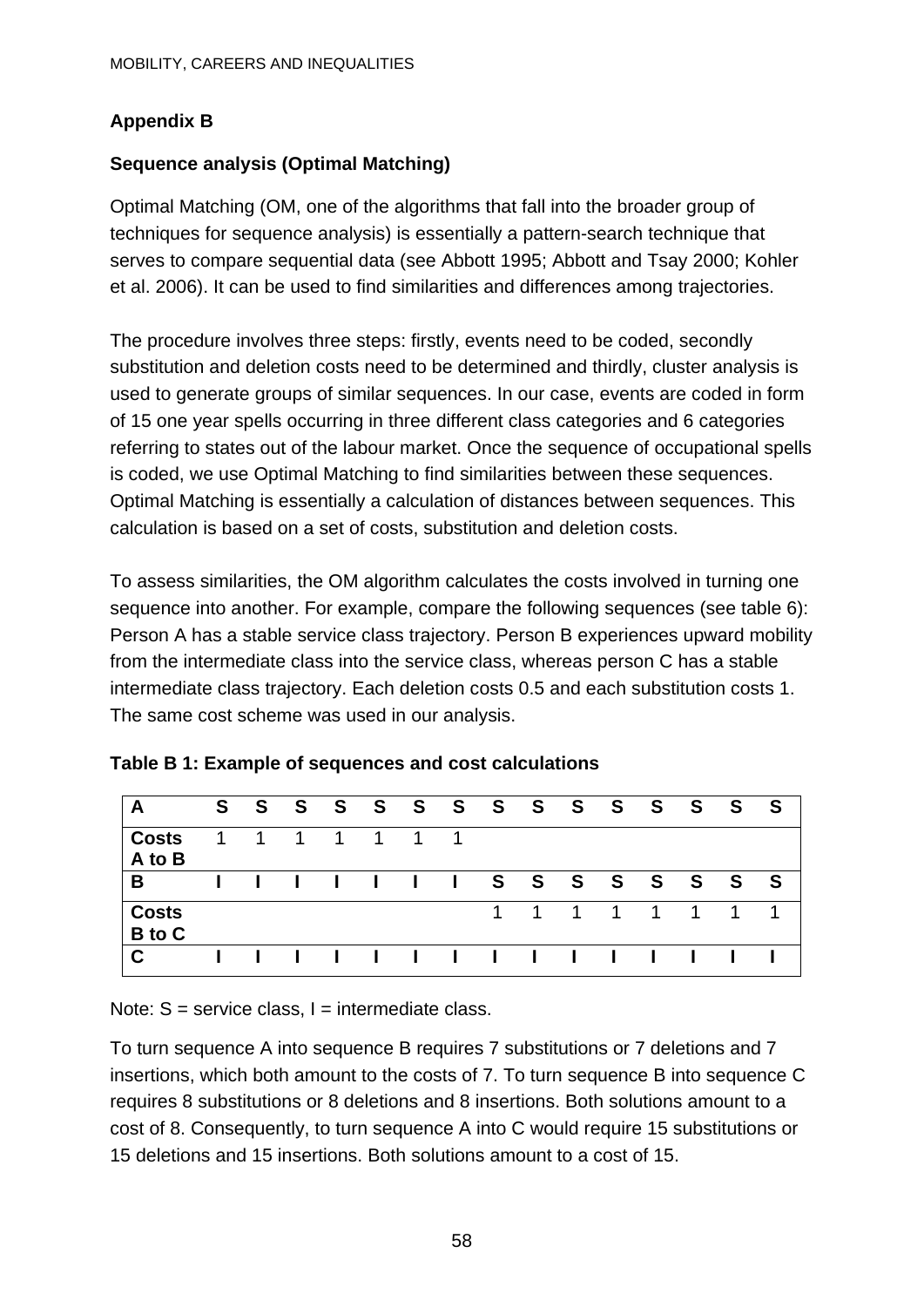## Appendix B

### Sequence analysis (Optimal Matching)

Optimal Matching (OM, one of the algorithms that fall into the broader group of techniques for sequence analysis) is essentially a pattern-search technique that serves to compare sequential data (see Abbott 1995; Abbott and Tsay 2000; Kohler et al. 2006). It can be used to find similarities and differences among trajectories.

The procedure involves three steps: firstly, events need to be coded, secondly substitution and deletion costs need to be determined and thirdly, cluster analysis is used to generate groups of similar sequences. In our case, events are coded in form of 15 one year spells occurring in three different class categories and 6 categories referring to states out of the labour market. Once the sequence of occupational spells is coded, we use Optimal Matching to find similarities between these sequences. Optimal Matching is essentially a calculation of distances between sequences. This calculation is based on a set of costs, substitution and deletion costs.

To assess similarities, the OM algorithm calculates the costs involved in turning one sequence into another. For example, compare the following sequences (see table 6): Person A has a stable service class trajectory. Person B experiences upward mobility from the intermediate class into the service class, whereas person C has a stable intermediate class trajectory. Each deletion costs 0.5 and each substitution costs 1. The same cost scheme was used in our analysis.

**Table B 1: Example of sequences and cost calculations**

| **A** | **S** | **S** | **S** | **S** | **S** | **S** | **S** | **S** | **S** | **S** | **S** | **S** | **S** | **S** | **S** |
|---|---|---|---|---|---|---|---|---|---|---|---|---|---|---|---|
| **Costs A to B** | 1 | 1 | 1 | 1 | 1 | 1 | 1 | | | | | | | | |
| **B** | **I** | **I** | **I** | **I** | **I** | **I** | **I** | **S** | **S** | **S** | **S** | **S** | **S** | **S** | **S** |
| **Costs B to C** | | | | | | | | 1 | 1 | 1 | 1 | 1 | 1 | 1 | 1 |
| **C** | **I** | **I** | **I** | **I** | **I** | **I** | **I** | **I** | **I** | **I** | **I** | **I** | **I** | **I** | **I** |

Note: S = service class, I = intermediate class.

To turn sequence A into sequence B requires 7 substitutions or 7 deletions and 7 insertions, which both amount to the costs of 7. To turn sequence B into sequence C requires 8 substitutions or 8 deletions and 8 insertions. Both solutions amount to a cost of 8. Consequently, to turn sequence A into C would require 15 substitutions or 15 deletions and 15 insertions. Both solutions amount to a cost of 15.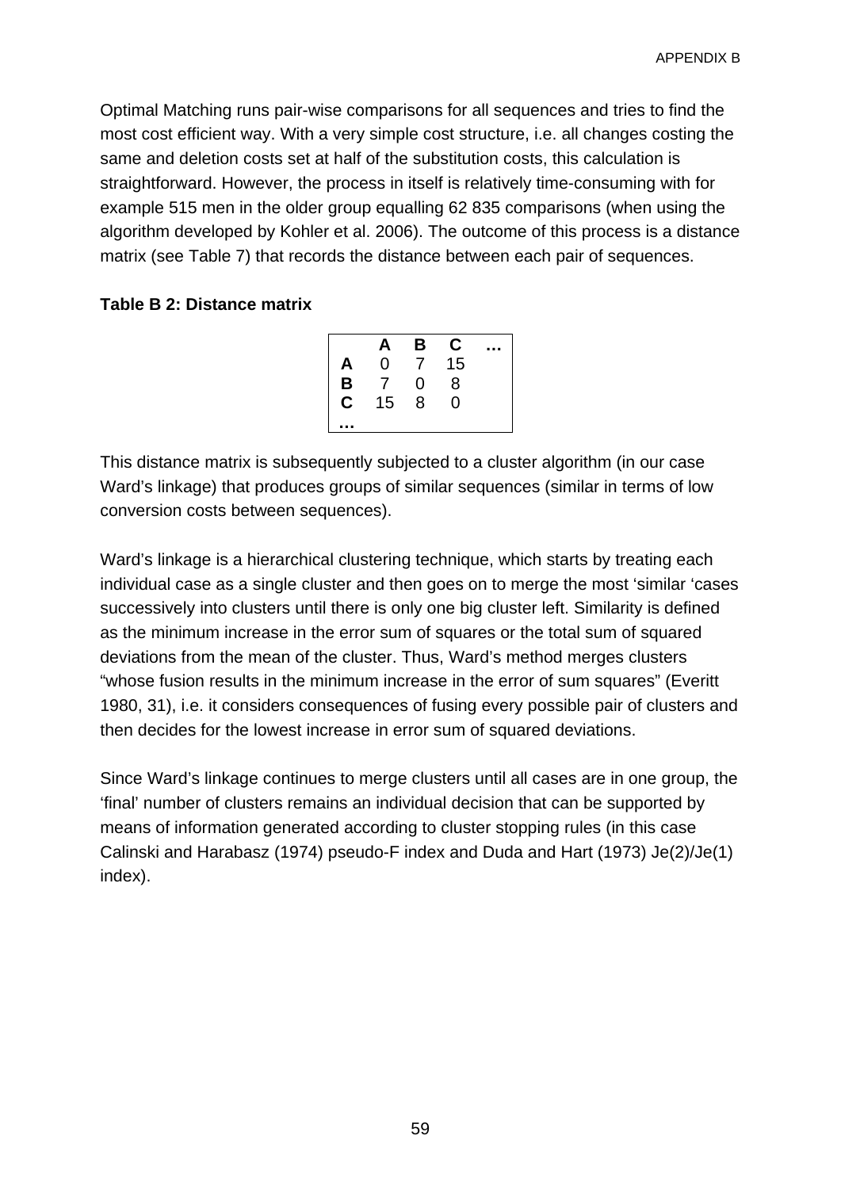Optimal Matching runs pair-wise comparisons for all sequences and tries to find the most cost efficient way. With a very simple cost structure, i.e. all changes costing the same and deletion costs set at half of the substitution costs, this calculation is straightforward. However, the process in itself is relatively time-consuming with for example 515 men in the older group equalling 62 835 comparisons (when using the algorithm developed by Kohler et al. 2006). The outcome of this process is a distance matrix (see Table 7) that records the distance between each pair of sequences.

**Table B 2: Distance matrix**

| | **A** | **B** | **C** | **…** |
|---|---|---|---|---|
| **A** | 0 | 7 | 15 | |
| **B** | 7 | 0 | 8 | |
| **C** | 15 | 8 | 0 | |
| **…** | | | | |

This distance matrix is subsequently subjected to a cluster algorithm (in our case Ward's linkage) that produces groups of similar sequences (similar in terms of low conversion costs between sequences).

Ward's linkage is a hierarchical clustering technique, which starts by treating each individual case as a single cluster and then goes on to merge the most 'similar 'cases successively into clusters until there is only one big cluster left. Similarity is defined as the minimum increase in the error sum of squares or the total sum of squared deviations from the mean of the cluster. Thus, Ward's method merges clusters "whose fusion results in the minimum increase in the error of sum squares" (Everitt 1980, 31), i.e. it considers consequences of fusing every possible pair of clusters and then decides for the lowest increase in error sum of squared deviations.

Since Ward's linkage continues to merge clusters until all cases are in one group, the 'final' number of clusters remains an individual decision that can be supported by means of information generated according to cluster stopping rules (in this case Calinski and Harabasz (1974) pseudo-F index and Duda and Hart (1973) Je(2)/Je(1) index).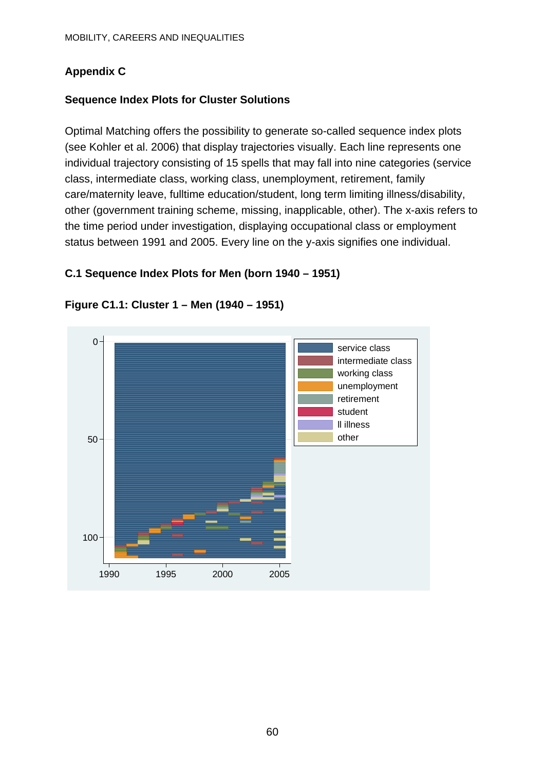## Appendix C

### Sequence Index Plots for Cluster Solutions

Optimal Matching offers the possibility to generate so-called sequence index plots (see Kohler et al. 2006) that display trajectories visually. Each line represents one individual trajectory consisting of 15 spells that may fall into nine categories (service class, intermediate class, working class, unemployment, retirement, family care/maternity leave, fulltime education/student, long term limiting illness/disability, other (government training scheme, missing, inapplicable, other). The x-axis refers to the time period under investigation, displaying occupational class or employment status between 1991 and 2005. Every line on the y-axis signifies one individual.

### C.1 Sequence Index Plots for Men (born 1940 – 1951)

**Figure C1.1: Cluster 1 – Men (1940 – 1951)**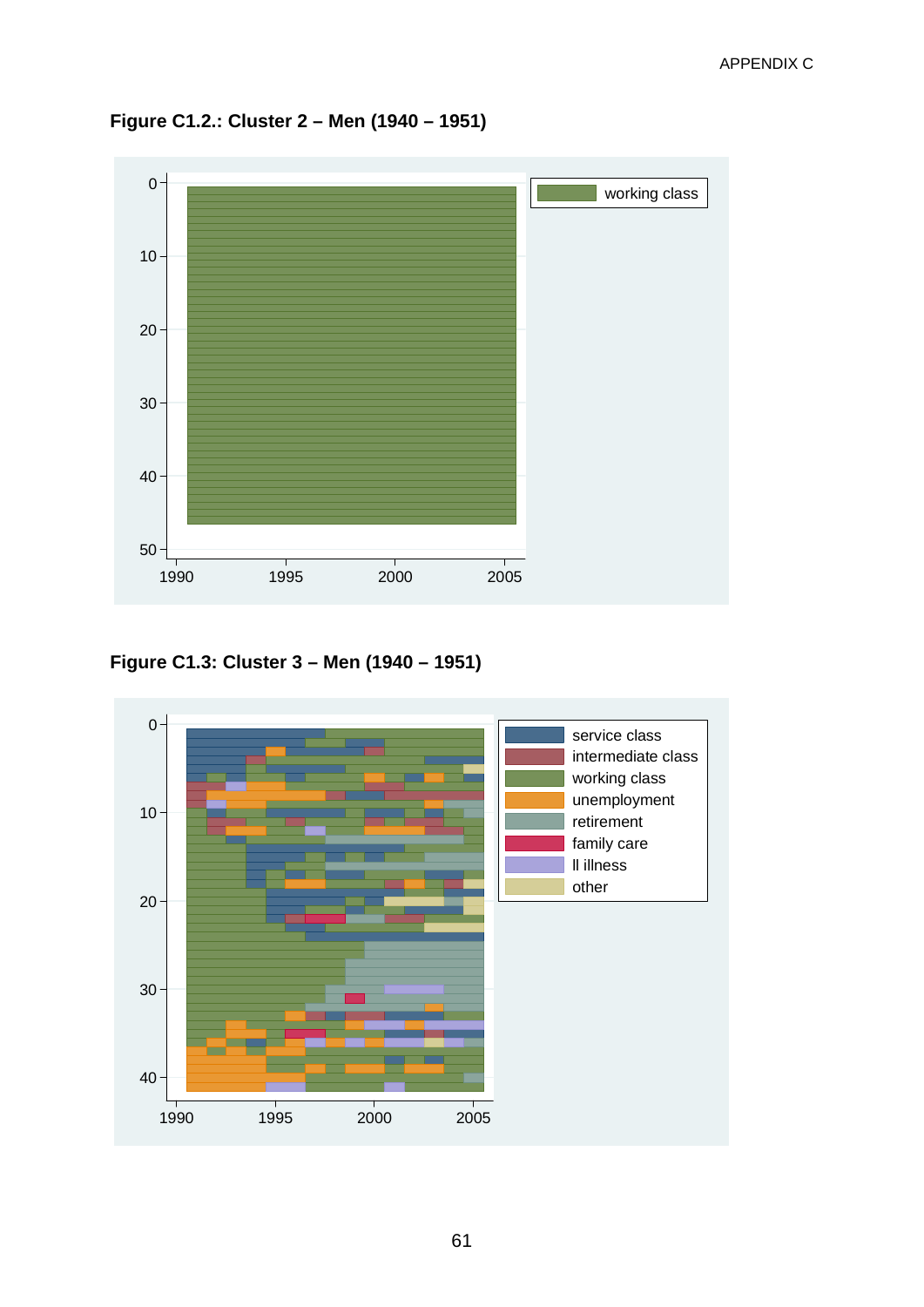**Figure C1.2.: Cluster 2 – Men (1940 – 1951)**

**Figure C1.3: Cluster 3 – Men (1940 – 1951)**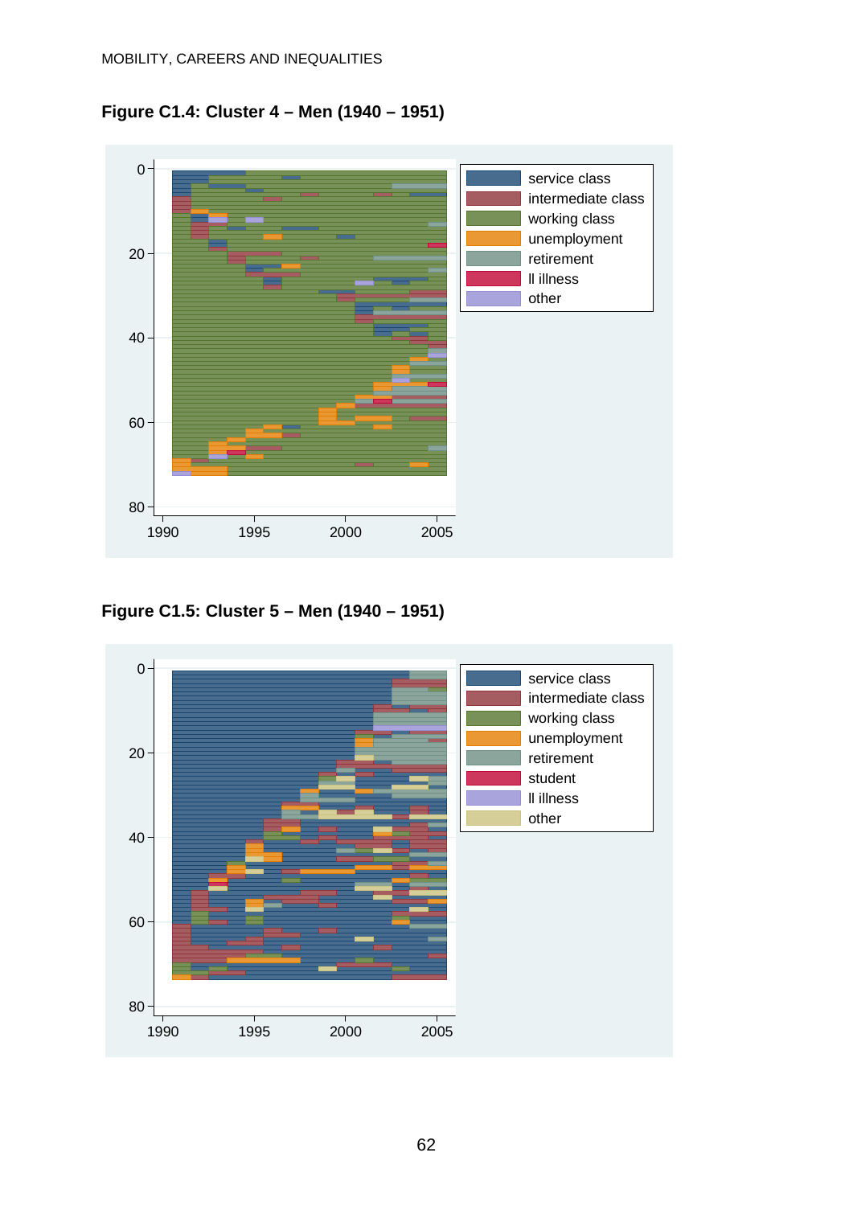**Figure C1.4: Cluster 4 – Men (1940 – 1951)**

**Figure C1.5: Cluster 5 – Men (1940 – 1951)**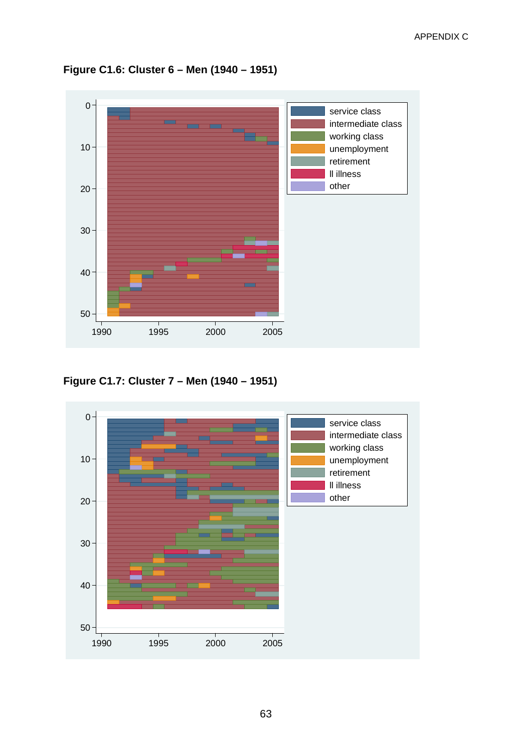**Figure C1.6: Cluster 6 – Men (1940 – 1951)**

**Figure C1.7: Cluster 7 – Men (1940 – 1951)**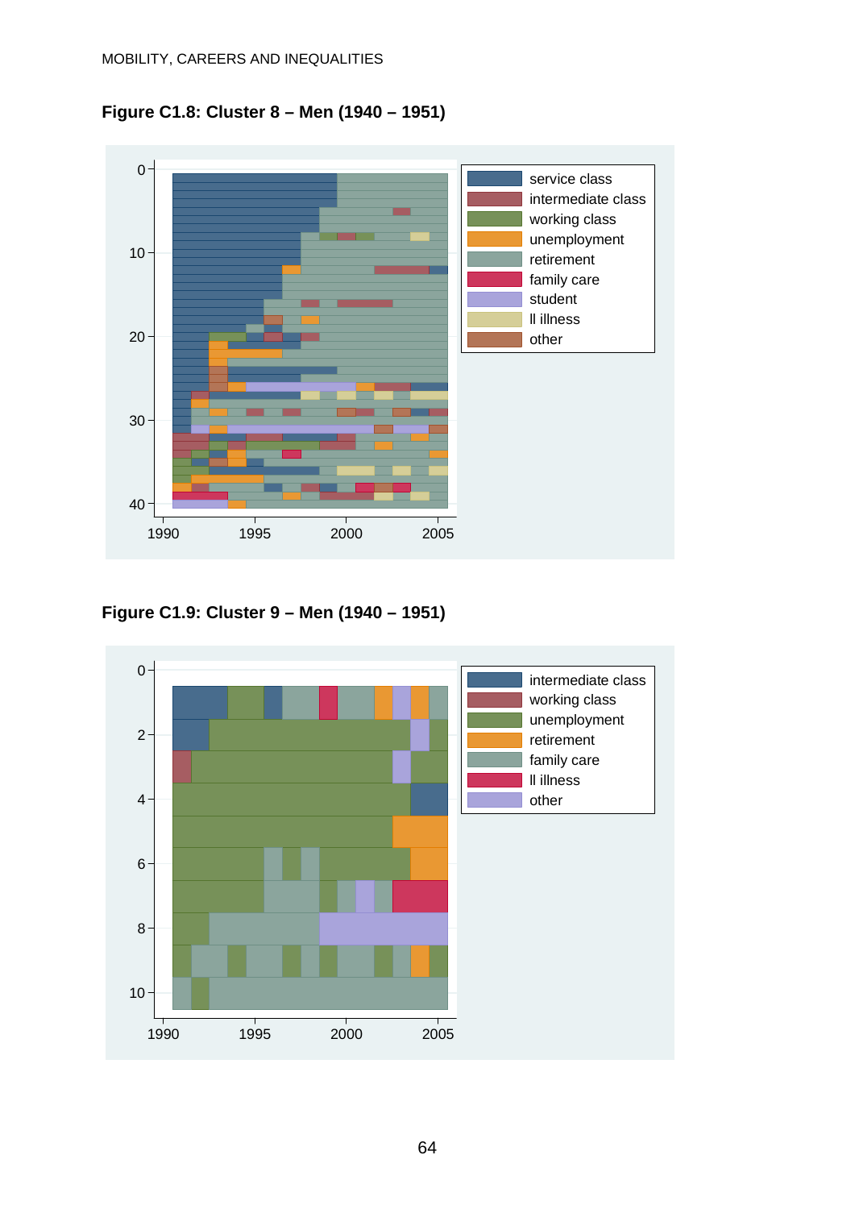**Figure C1.8: Cluster 8 – Men (1940 – 1951)**

**Figure C1.9: Cluster 9 – Men (1940 – 1951)**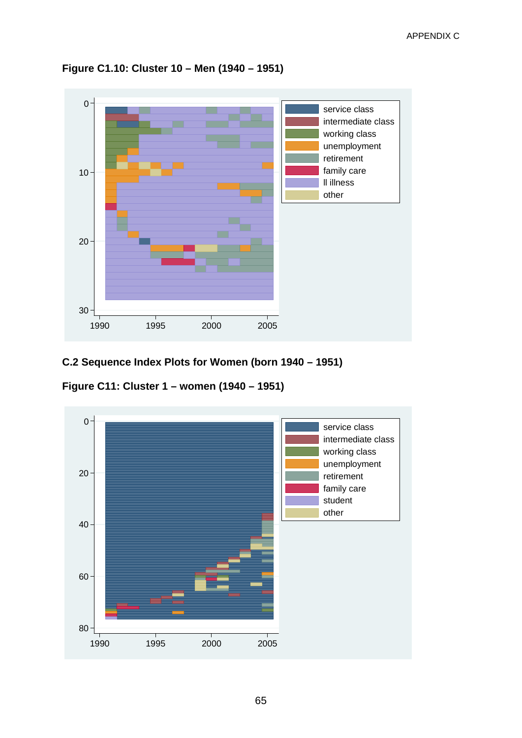**Figure C1.10: Cluster 10 – Men (1940 – 1951)**

## C.2 Sequence Index Plots for Women (born 1940 – 1951)

**Figure C11: Cluster 1 – women (1940 – 1951)**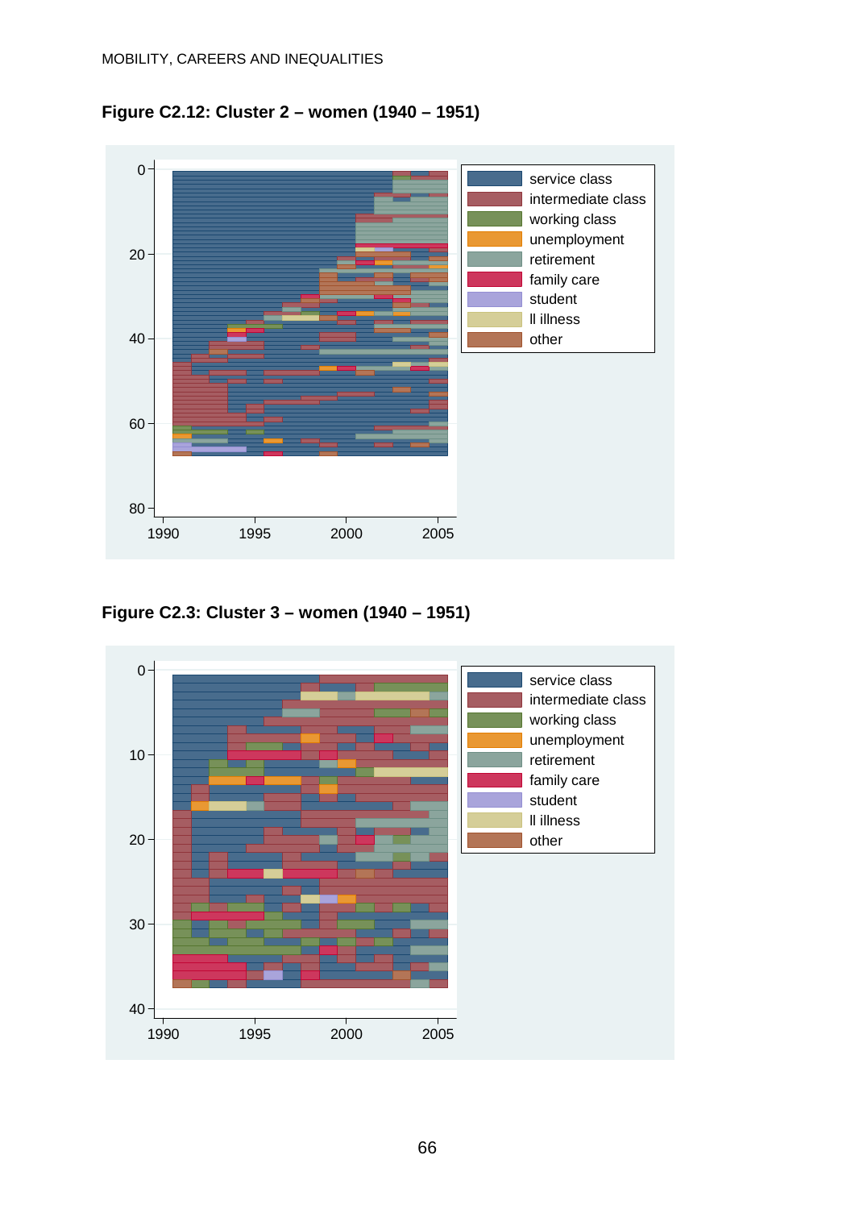**Figure C2.12: Cluster 2 – women (1940 – 1951)**

**Figure C2.3: Cluster 3 – women (1940 – 1951)**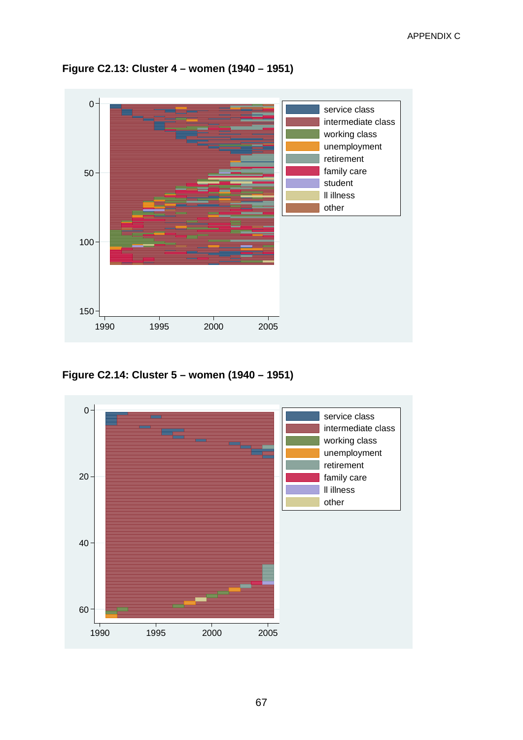**Figure C2.13: Cluster 4 – women (1940 – 1951)**

**Figure C2.14: Cluster 5 – women (1940 – 1951)**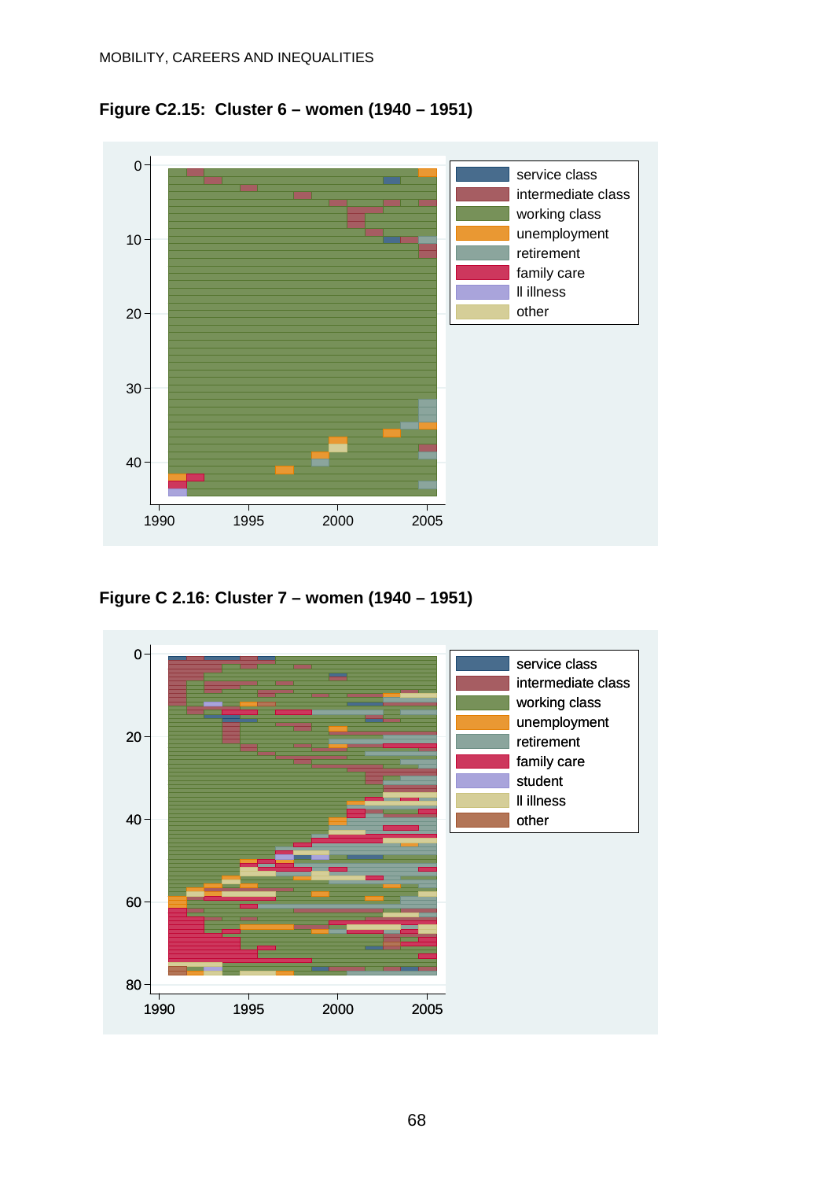**Figure C2.15: Cluster 6 – women (1940 – 1951)**

**Figure C 2.16: Cluster 7 – women (1940 – 1951)**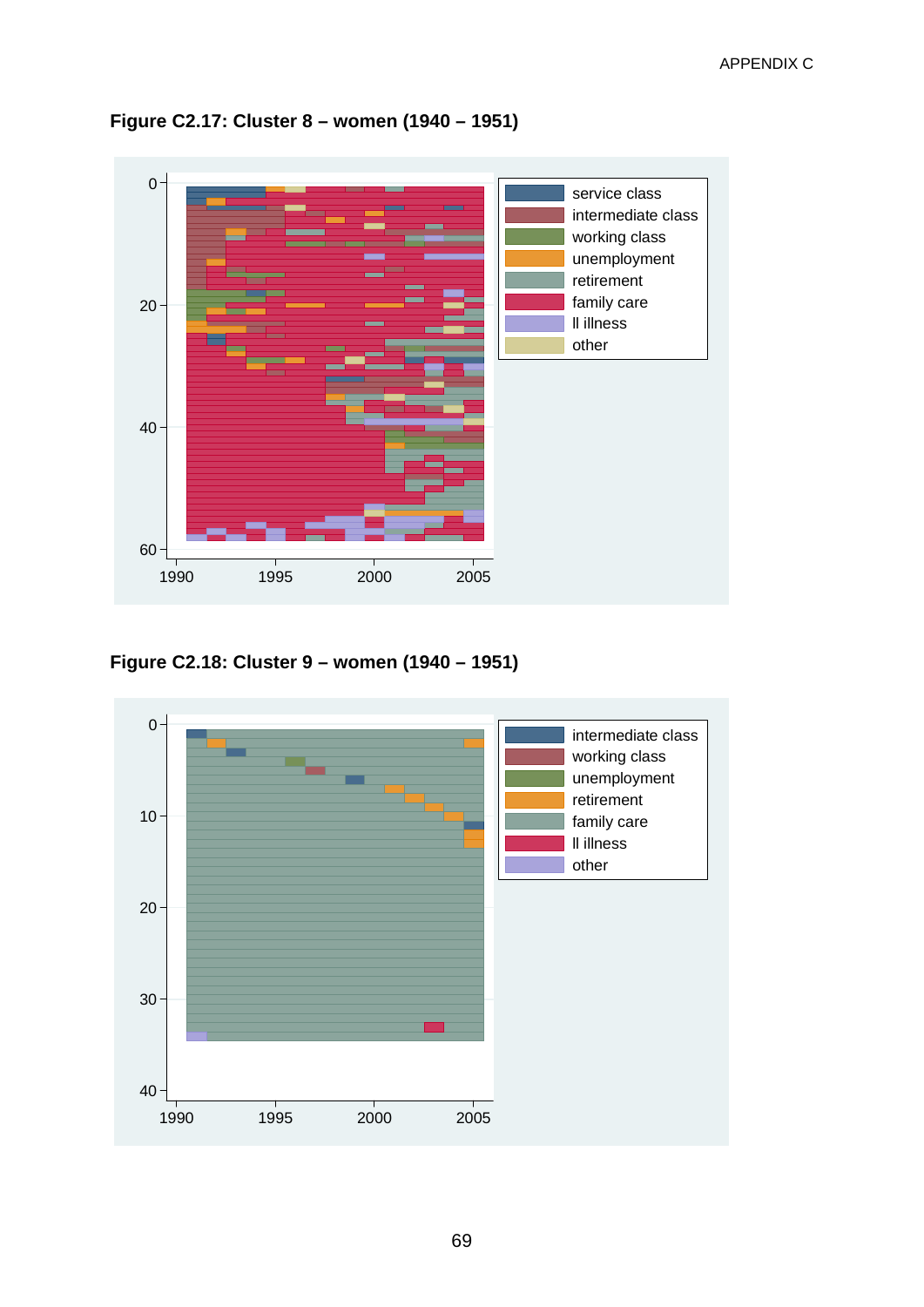**Figure C2.17: Cluster 8 – women (1940 – 1951)**

**Figure C2.18: Cluster 9 – women (1940 – 1951)**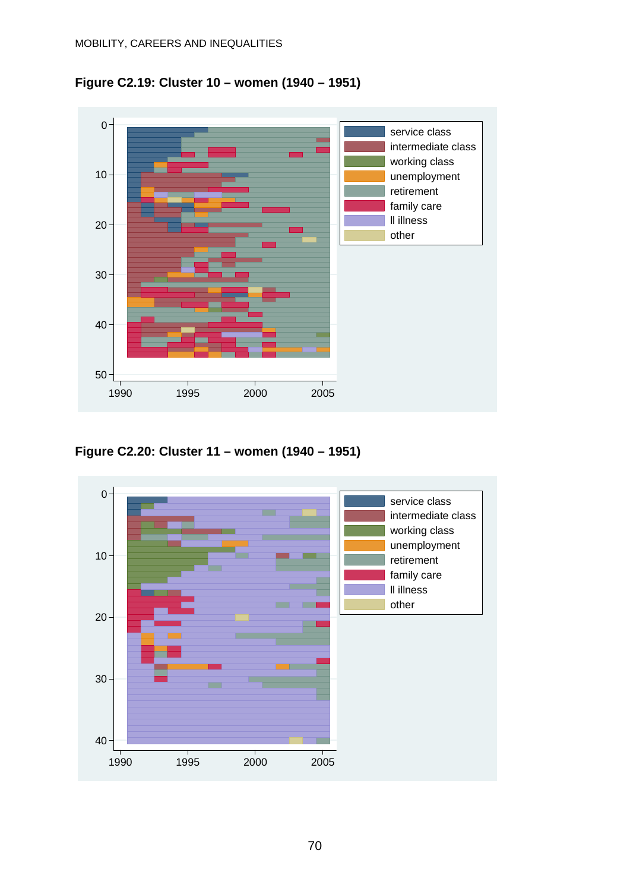**Figure C2.19: Cluster 10 – women (1940 – 1951)**

**Figure C2.20: Cluster 11 – women (1940 – 1951)**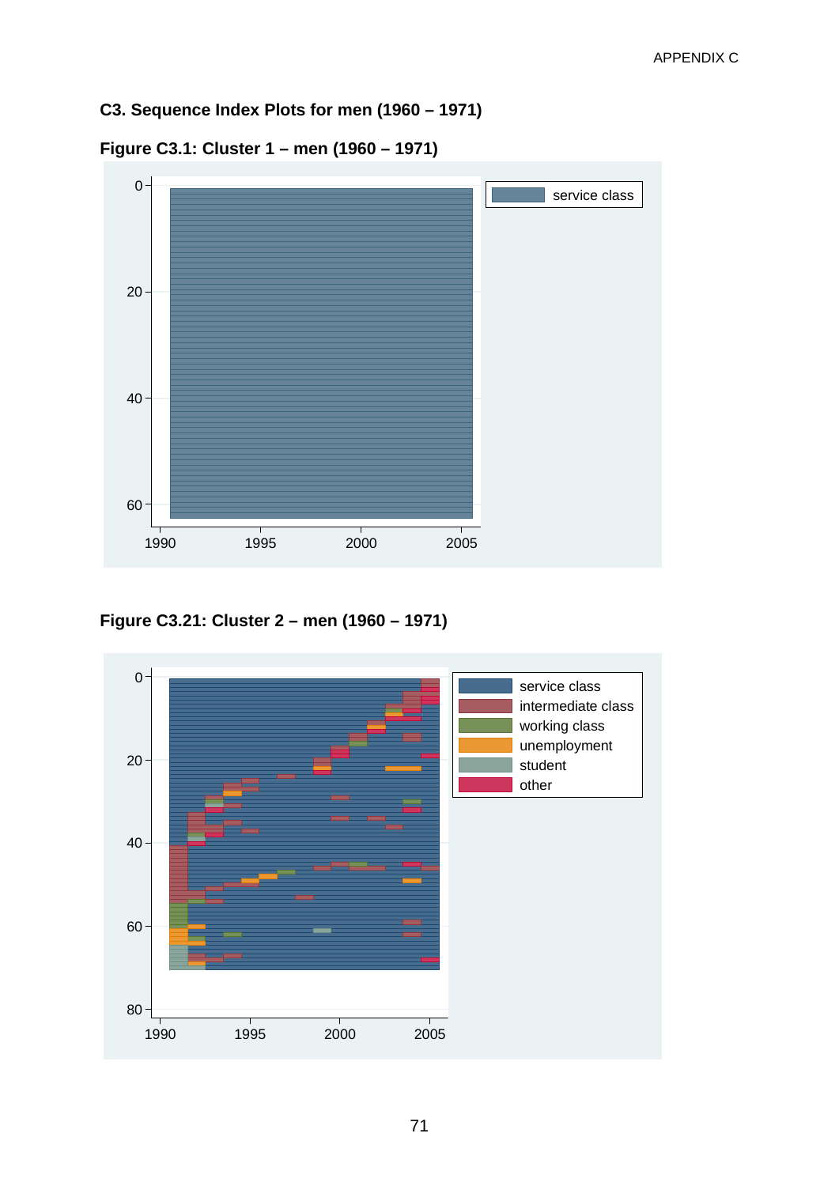## C3. Sequence Index Plots for men (1960 – 1971)

### Figure C3.1: Cluster 1 – men (1960 – 1971)

### Figure C3.21: Cluster 2 – men (1960 – 1971)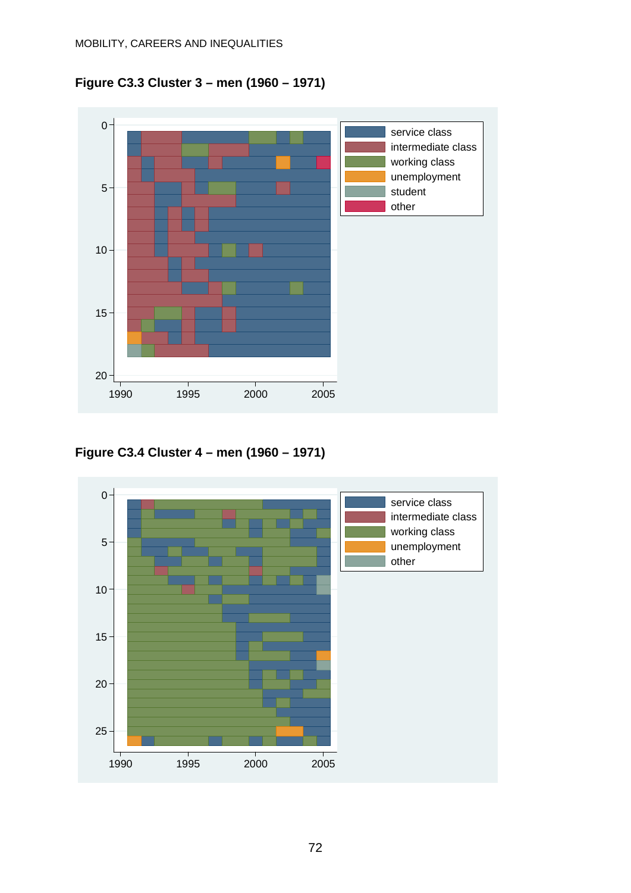**Figure C3.3 Cluster 3 – men (1960 – 1971)**

**Figure C3.4 Cluster 4 – men (1960 – 1971)**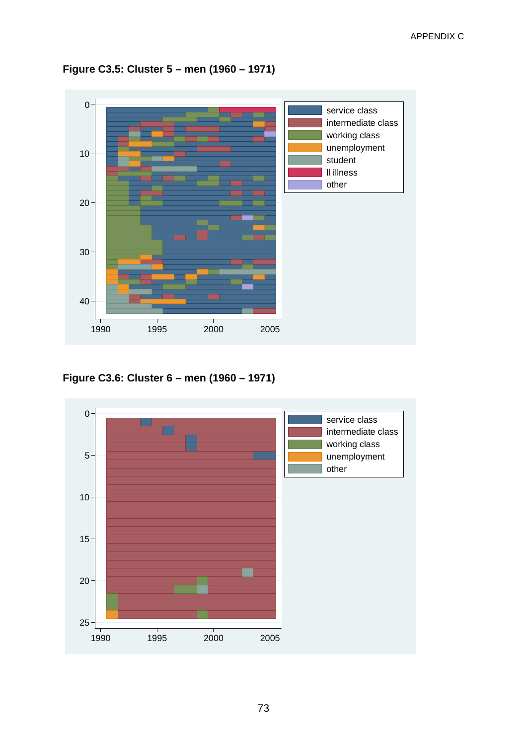**Figure C3.5: Cluster 5 – men (1960 – 1971)**

**Figure C3.6: Cluster 6 – men (1960 – 1971)**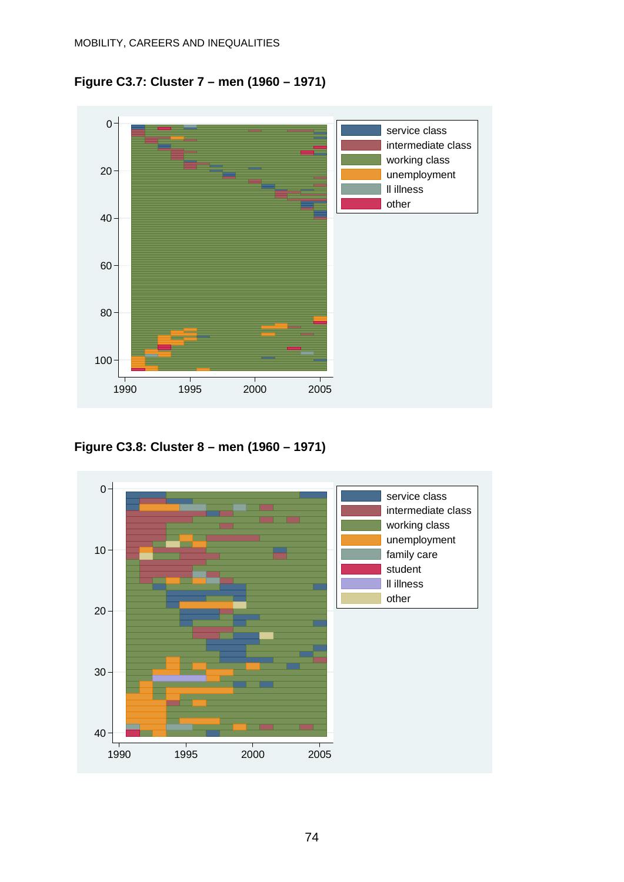**Figure C3.7: Cluster 7 – men (1960 – 1971)**

**Figure C3.8: Cluster 8 – men (1960 – 1971)**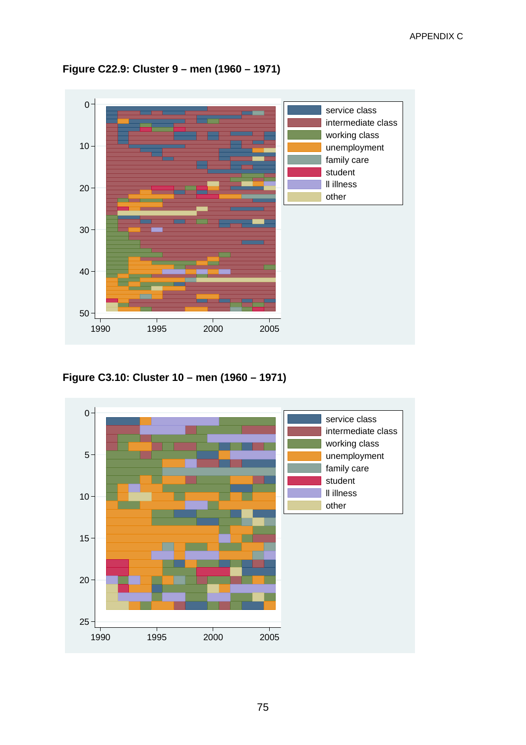**Figure C22.9: Cluster 9 – men (1960 – 1971)**

service class
intermediate class
working class
unemployment
family care
student
ll illness
other

**Figure C3.10: Cluster 10 – men (1960 – 1971)**

service class
intermediate class
working class
unemployment
family care
student
ll illness
other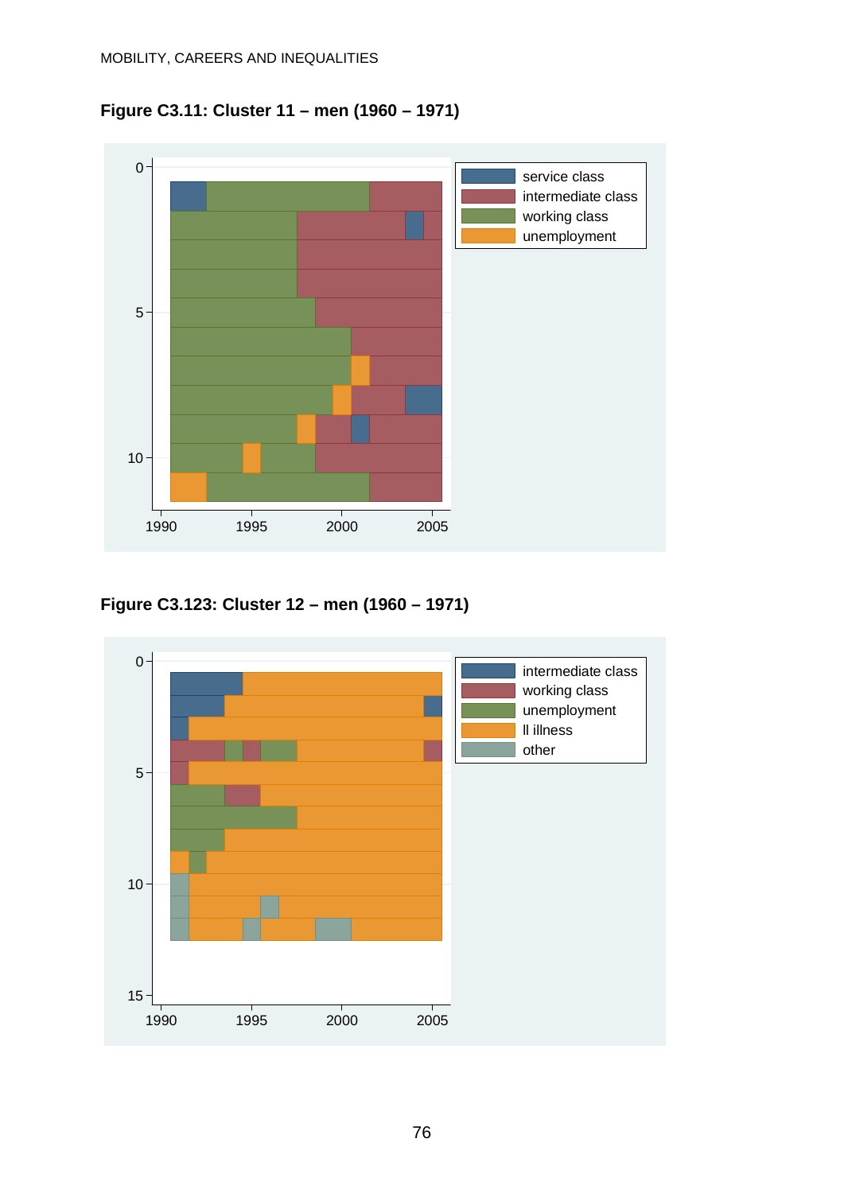**Figure C3.11: Cluster 11 – men (1960 – 1971)**

**Figure C3.123: Cluster 12 – men (1960 – 1971)**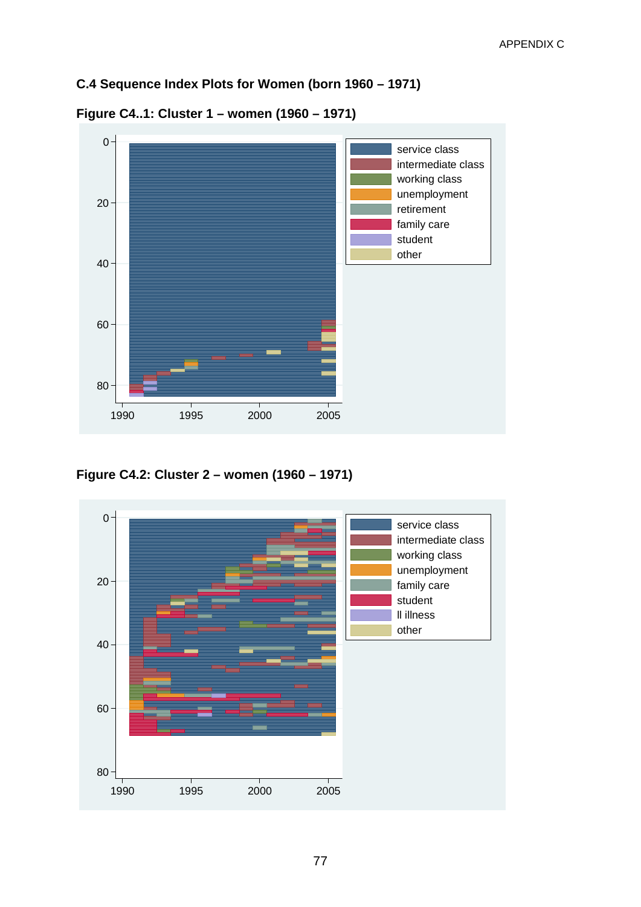## C.4 Sequence Index Plots for Women (born 1960 – 1971)

**Figure C4..1: Cluster 1 – women (1960 – 1971)**

**Figure C4.2: Cluster 2 – women (1960 – 1971)**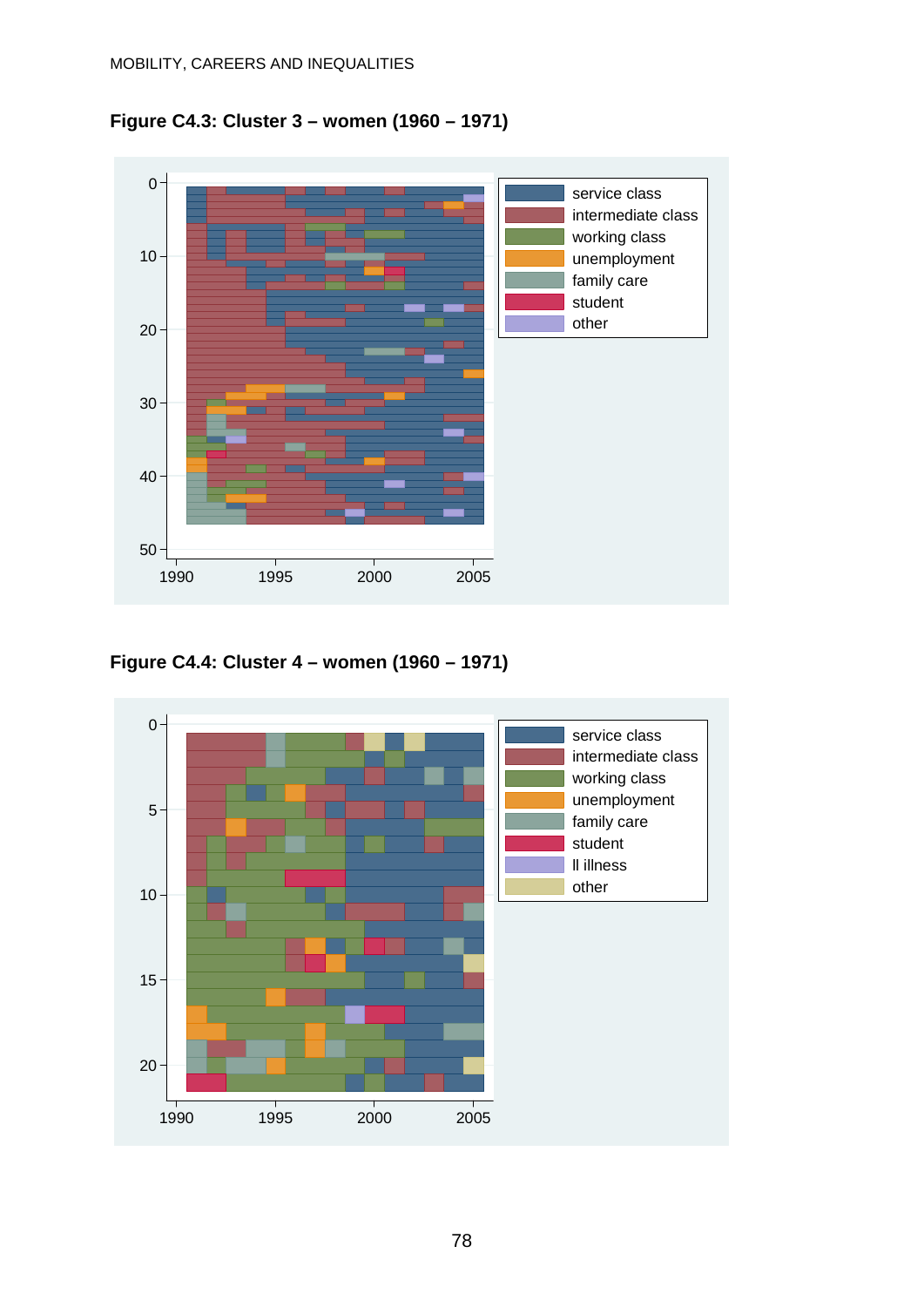**Figure C4.3: Cluster 3 – women (1960 – 1971)**

**Figure C4.4: Cluster 4 – women (1960 – 1971)**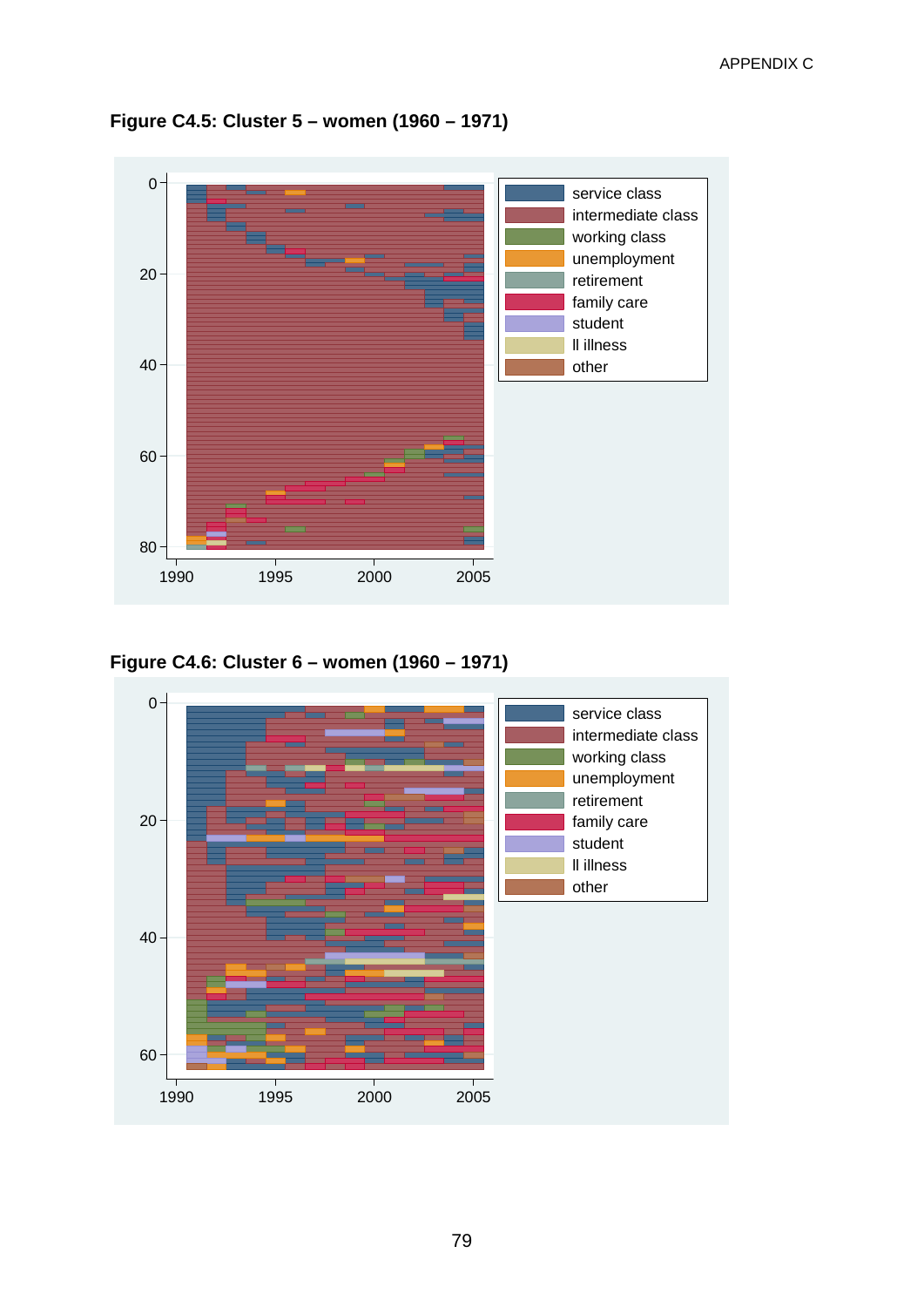**Figure C4.5: Cluster 5 – women (1960 – 1971)**

**Figure C4.6: Cluster 6 – women (1960 – 1971)**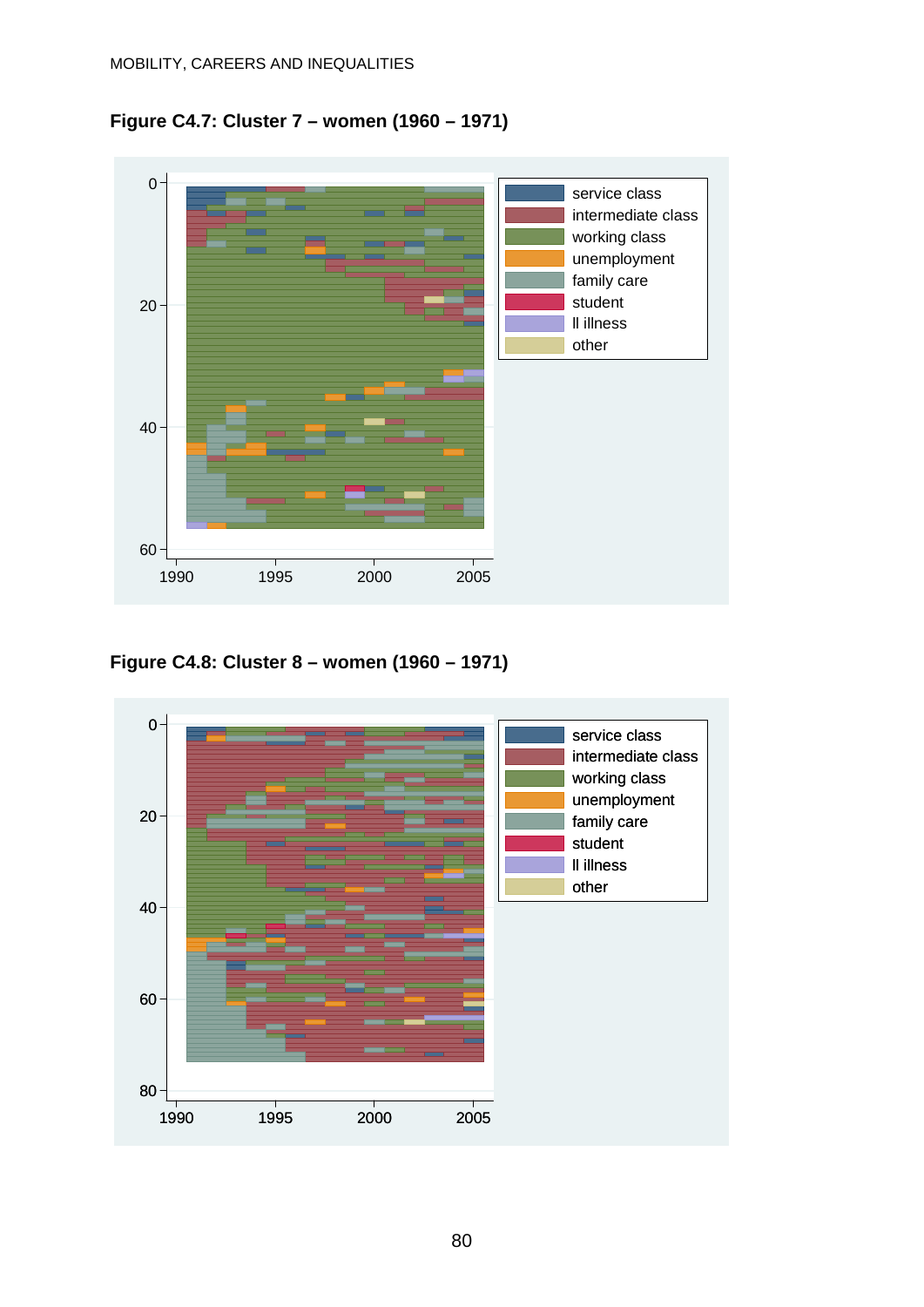**Figure C4.7: Cluster 7 – women (1960 – 1971)**

**Figure C4.8: Cluster 8 – women (1960 – 1971)**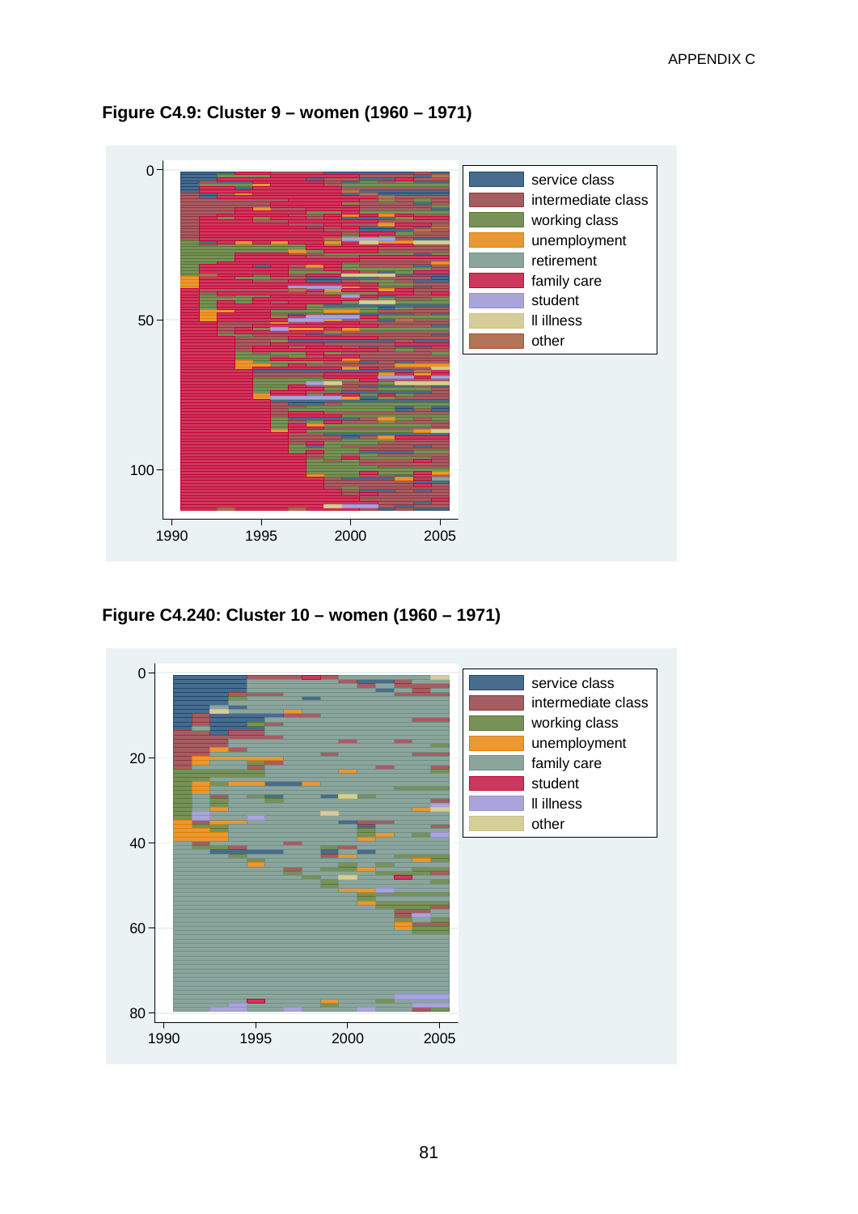**Figure C4.9: Cluster 9 – women (1960 – 1971)**

**Figure C4.240: Cluster 10 – women (1960 – 1971)**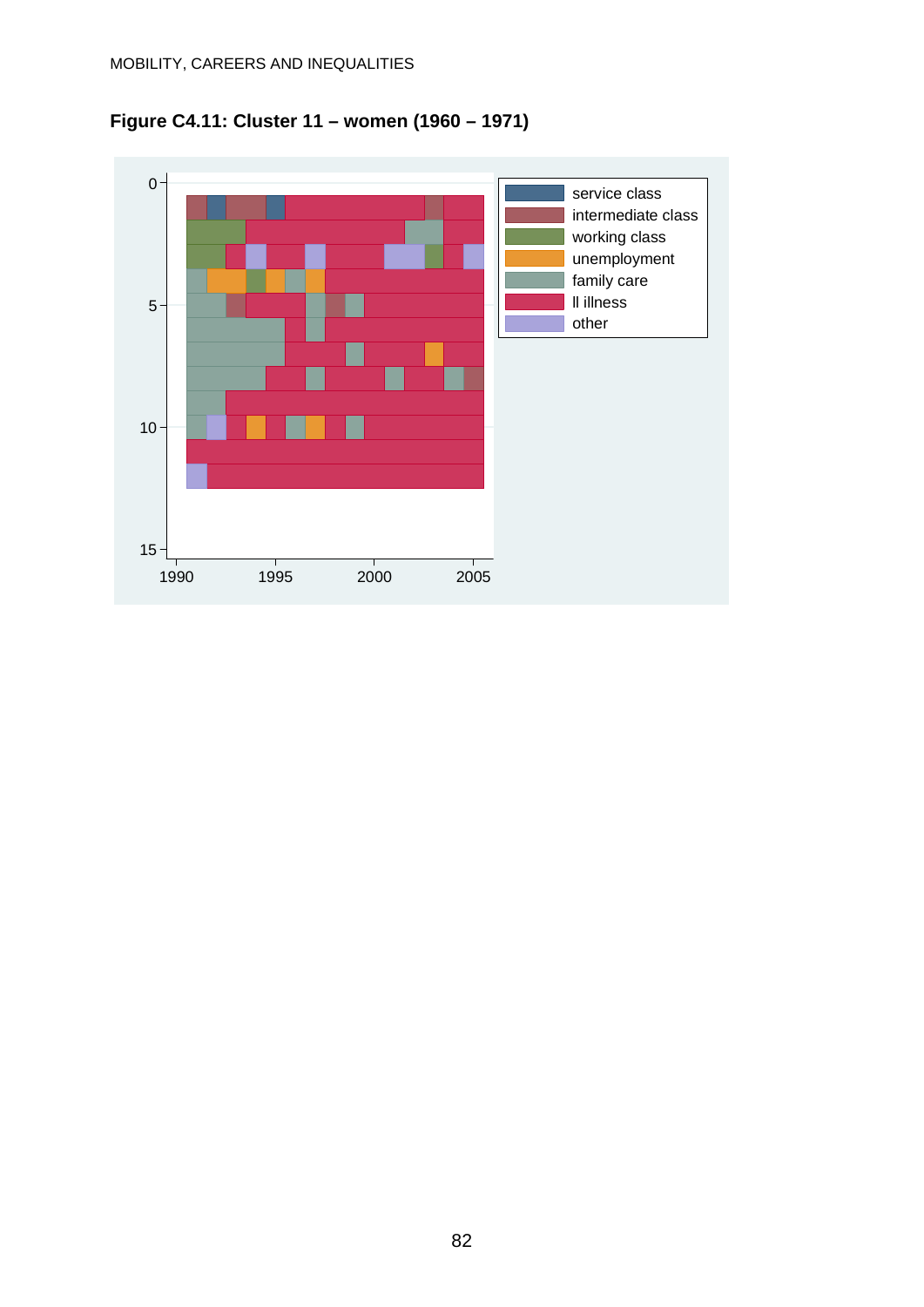**Figure C4.11: Cluster 11 – women (1960 – 1971)**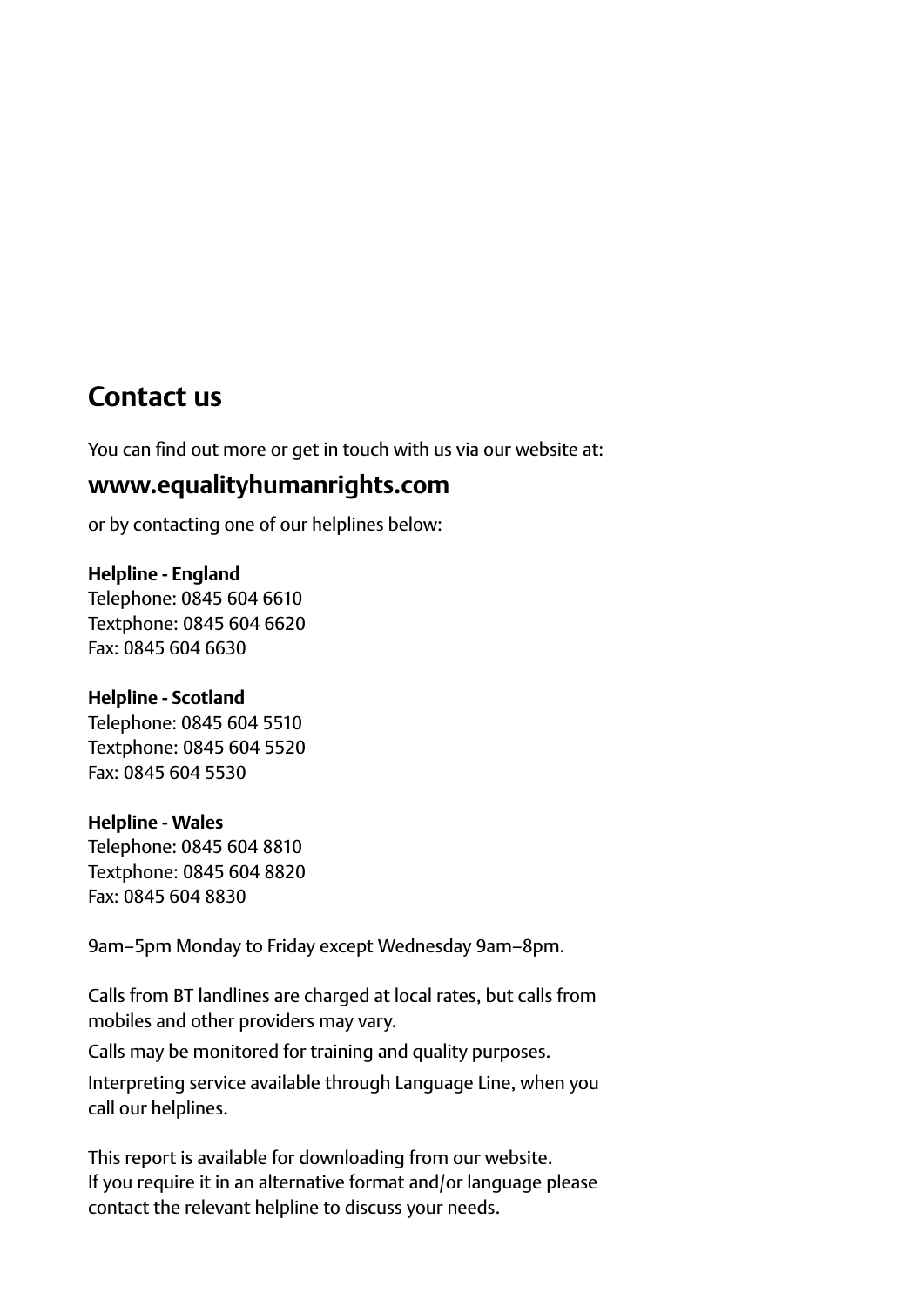## Contact us

You can find out more or get in touch with us via our website at:

**www.equalityhumanrights.com**

or by contacting one of our helplines below:

**Helpline - England**
Telephone: 0845 604 6610
Textphone: 0845 604 6620
Fax: 0845 604 6630

**Helpline - Scotland**
Telephone: 0845 604 5510
Textphone: 0845 604 5520
Fax: 0845 604 5530

**Helpline - Wales**
Telephone: 0845 604 8810
Textphone: 0845 604 8820
Fax: 0845 604 8830

9am–5pm Monday to Friday except Wednesday 9am–8pm.

Calls from BT landlines are charged at local rates, but calls from mobiles and other providers may vary.

Calls may be monitored for training and quality purposes.

Interpreting service available through Language Line, when you call our helplines.

This report is available for downloading from our website.
If you require it in an alternative format and/or language please contact the relevant helpline to discuss your needs.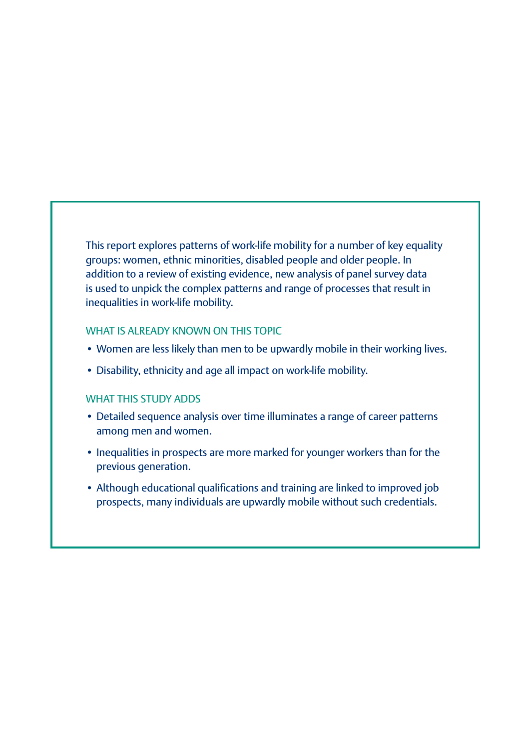This report explores patterns of work-life mobility for a number of key equality groups: women, ethnic minorities, disabled people and older people. In addition to a review of existing evidence, new analysis of panel survey data is used to unpick the complex patterns and range of processes that result in inequalities in work-life mobility.

### WHAT IS ALREADY KNOWN ON THIS TOPIC

- Women are less likely than men to be upwardly mobile in their working lives.
- Disability, ethnicity and age all impact on work-life mobility.

### WHAT THIS STUDY ADDS

- Detailed sequence analysis over time illuminates a range of career patterns among men and women.
- Inequalities in prospects are more marked for younger workers than for the previous generation.
- Although educational qualifications and training are linked to improved job prospects, many individuals are upwardly mobile without such credentials.